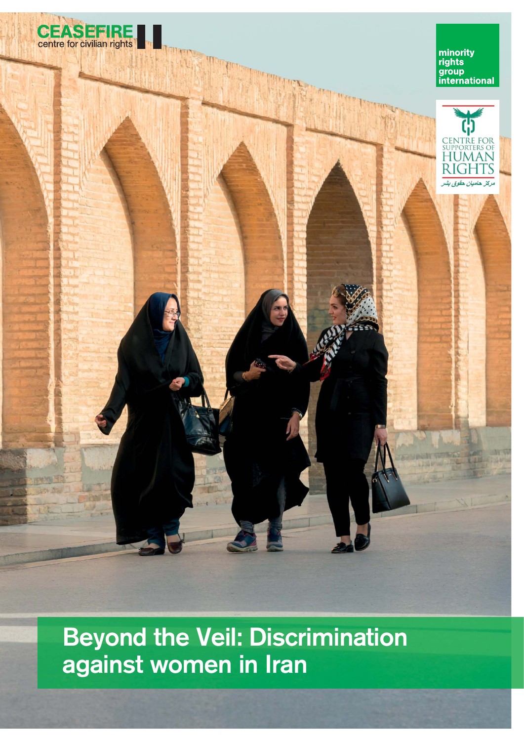CEASEFIRE centre for civilian rights

minority rights group international

CENTRE FOR SUPPORTERS OF HUMAN RIGHTS

مرکز حامیان حقوق بشر

# Beyond the Veil: Discrimination against women in Iran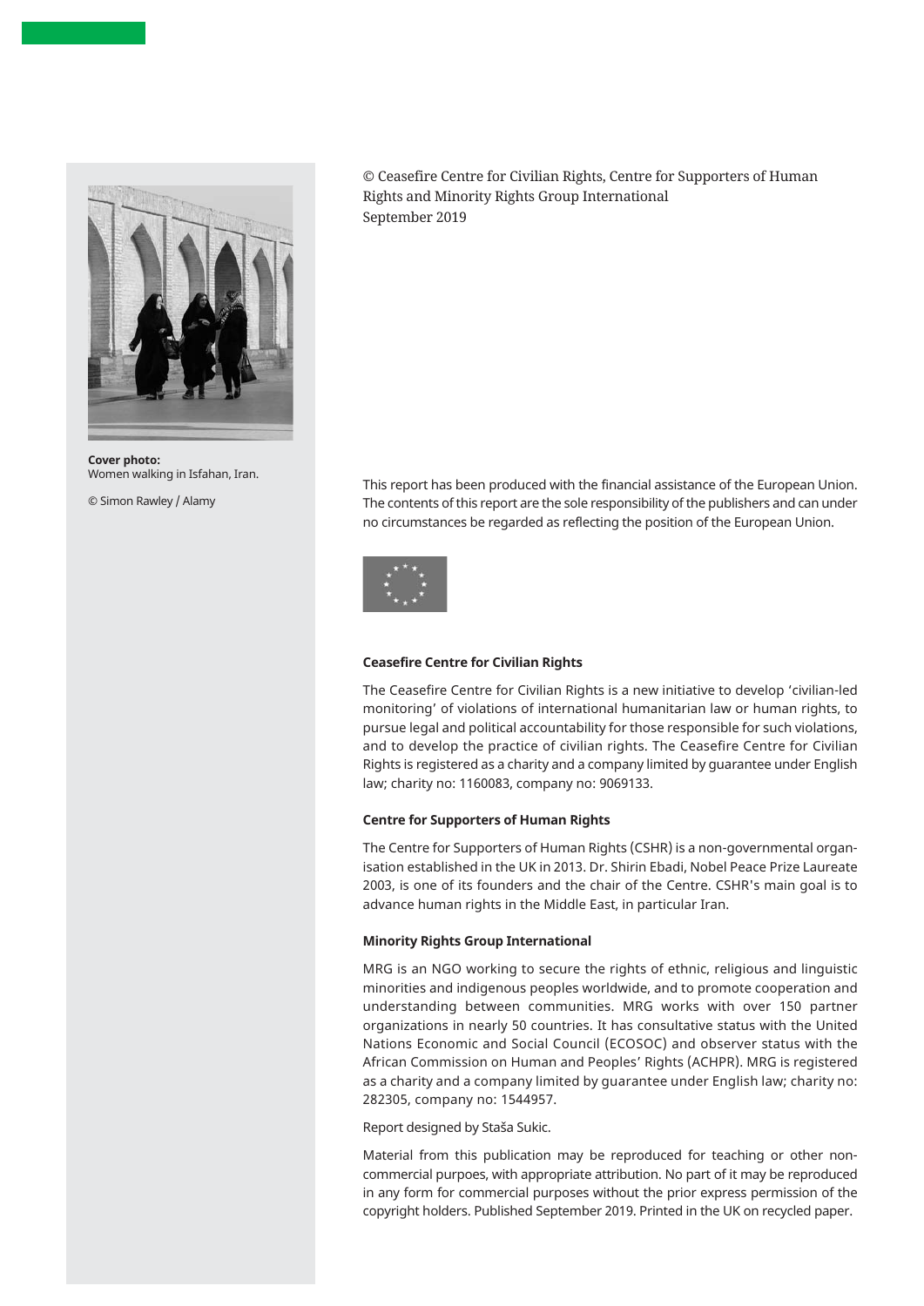**Cover photo:**
Women walking in Isfahan, Iran.

© Simon Rawley / Alamy

© Ceasefire Centre for Civilian Rights, Centre for Supporters of Human Rights and Minority Rights Group International
September 2019

This report has been produced with the financial assistance of the European Union. The contents of this report are the sole responsibility of the publishers and can under no circumstances be regarded as reflecting the position of the European Union.

**Ceasefire Centre for Civilian Rights**

The Ceasefire Centre for Civilian Rights is a new initiative to develop 'civilian-led monitoring' of violations of international humanitarian law or human rights, to pursue legal and political accountability for those responsible for such violations, and to develop the practice of civilian rights. The Ceasefire Centre for Civilian Rights is registered as a charity and a company limited by guarantee under English law; charity no: 1160083, company no: 9069133.

**Centre for Supporters of Human Rights**

The Centre for Supporters of Human Rights (CSHR) is a non-governmental organisation established in the UK in 2013. Dr. Shirin Ebadi, Nobel Peace Prize Laureate 2003, is one of its founders and the chair of the Centre. CSHR's main goal is to advance human rights in the Middle East, in particular Iran.

**Minority Rights Group International**

MRG is an NGO working to secure the rights of ethnic, religious and linguistic minorities and indigenous peoples worldwide, and to promote cooperation and understanding between communities. MRG works with over 150 partner organizations in nearly 50 countries. It has consultative status with the United Nations Economic and Social Council (ECOSOC) and observer status with the African Commission on Human and Peoples' Rights (ACHPR). MRG is registered as a charity and a company limited by guarantee under English law; charity no: 282305, company no: 1544957.

Report designed by Staša Sukic.

Material from this publication may be reproduced for teaching or other non-commercial purposes, with appropriate attribution. No part of it may be reproduced in any form for commercial purposes without the prior express permission of the copyright holders. Published September 2019. Printed in the UK on recycled paper.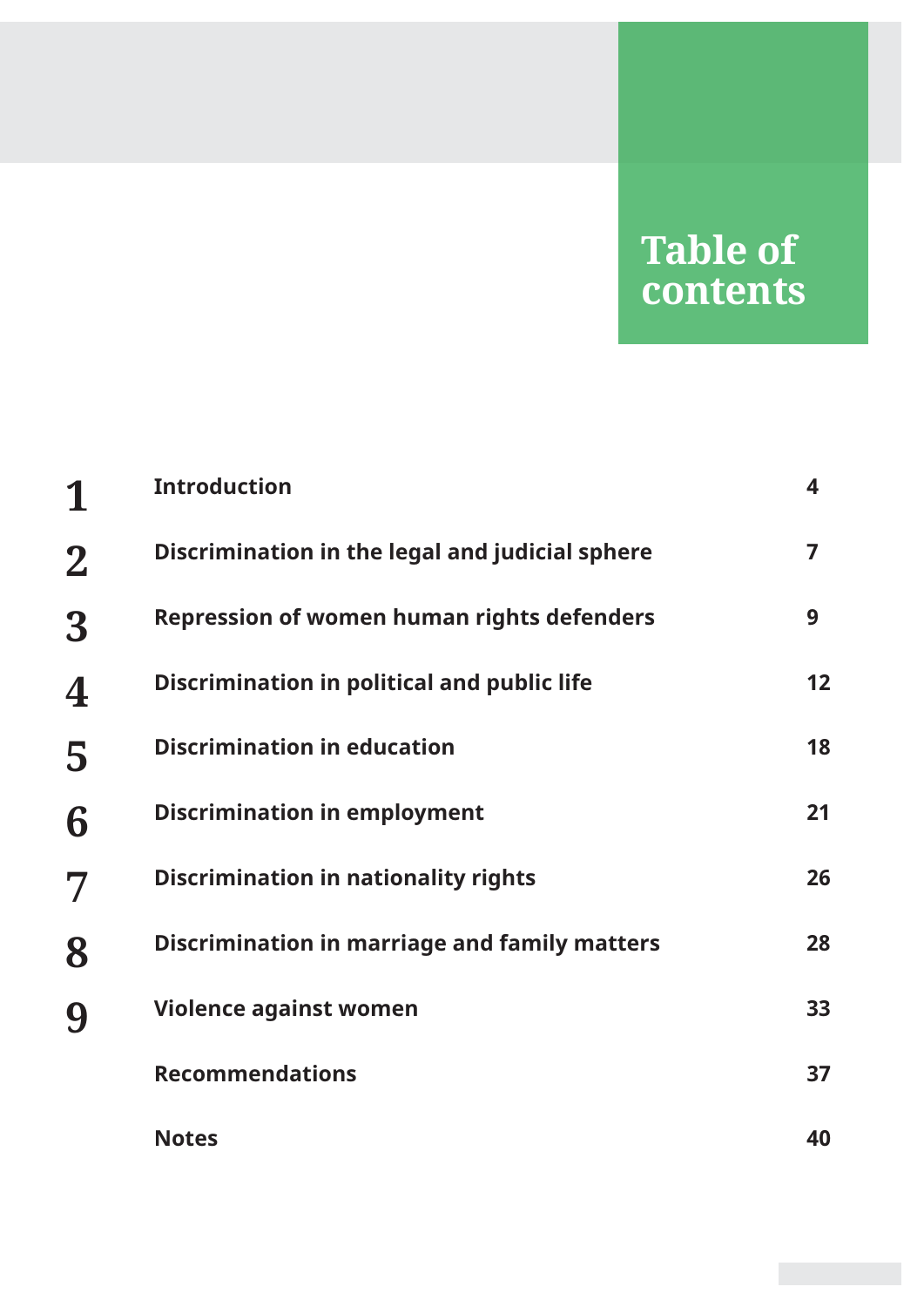# Table of contents

| | | |
|---|---|---|
| **1** | **Introduction** | **4** |
| **2** | **Discrimination in the legal and judicial sphere** | **7** |
| **3** | **Repression of women human rights defenders** | **9** |
| **4** | **Discrimination in political and public life** | **12** |
| **5** | **Discrimination in education** | **18** |
| **6** | **Discrimination in employment** | **21** |
| **7** | **Discrimination in nationality rights** | **26** |
| **8** | **Discrimination in marriage and family matters** | **28** |
| **9** | **Violence against women** | **33** |
| | **Recommendations** | **37** |
| | **Notes** | **40** |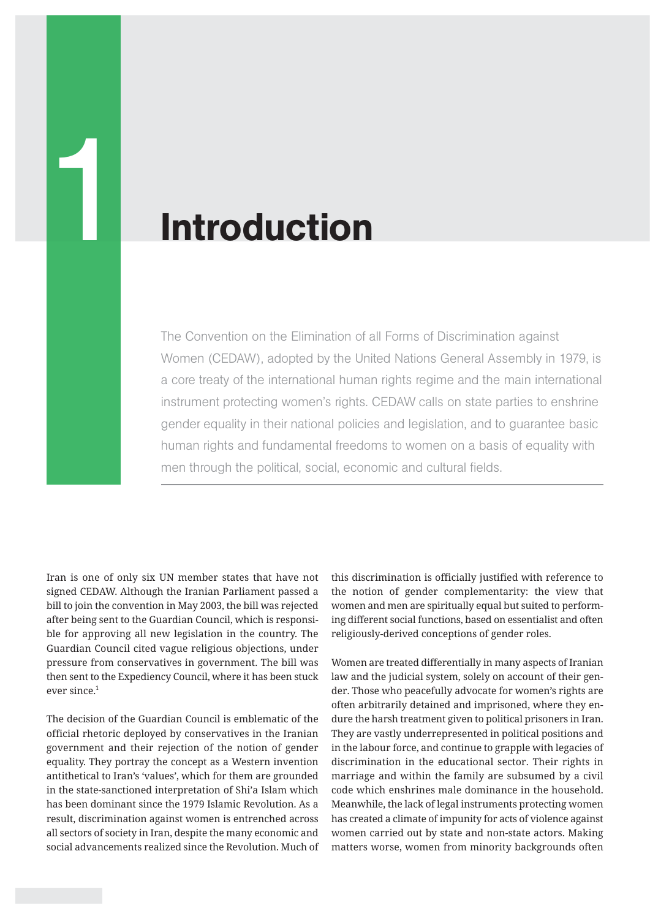# 1 Introduction

The Convention on the Elimination of all Forms of Discrimination against Women (CEDAW), adopted by the United Nations General Assembly in 1979, is a core treaty of the international human rights regime and the main international instrument protecting women's rights. CEDAW calls on state parties to enshrine gender equality in their national policies and legislation, and to guarantee basic human rights and fundamental freedoms to women on a basis of equality with men through the political, social, economic and cultural fields.

Iran is one of only six UN member states that have not signed CEDAW. Although the Iranian Parliament passed a bill to join the convention in May 2003, the bill was rejected after being sent to the Guardian Council, which is responsible for approving all new legislation in the country. The Guardian Council cited vague religious objections, under pressure from conservatives in government. The bill was then sent to the Expediency Council, where it has been stuck ever since.[1]

The decision of the Guardian Council is emblematic of the official rhetoric deployed by conservatives in the Iranian government and their rejection of the notion of gender equality. They portray the concept as a Western invention antithetical to Iran's 'values', which for them are grounded in the state-sanctioned interpretation of Shi'a Islam which has been dominant since the 1979 Islamic Revolution. As a result, discrimination against women is entrenched across all sectors of society in Iran, despite the many economic and social advancements realized since the Revolution. Much of this discrimination is officially justified with reference to the notion of gender complementarity: the view that women and men are spiritually equal but suited to performing different social functions, based on essentialist and often religiously-derived conceptions of gender roles.

Women are treated differentially in many aspects of Iranian law and the judicial system, solely on account of their gender. Those who peacefully advocate for women's rights are often arbitrarily detained and imprisoned, where they endure the harsh treatment given to political prisoners in Iran. They are vastly underrepresented in political positions and in the labour force, and continue to grapple with legacies of discrimination in the educational sector. Their rights in marriage and within the family are subsumed by a civil code which enshrines male dominance in the household. Meanwhile, the lack of legal instruments protecting women has created a climate of impunity for acts of violence against women carried out by state and non-state actors. Making matters worse, women from minority backgrounds often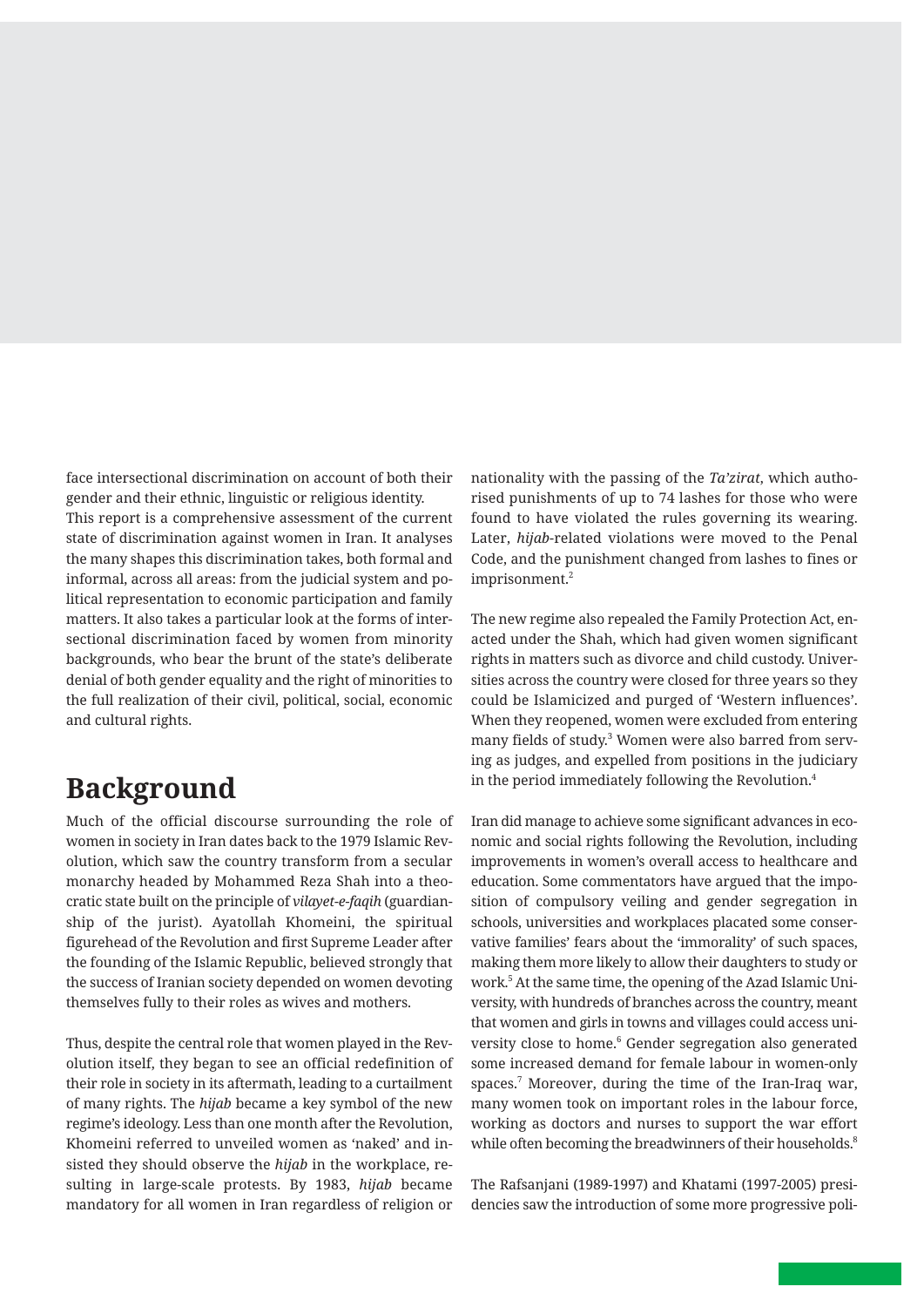face intersectional discrimination on account of both their gender and their ethnic, linguistic or religious identity.

This report is a comprehensive assessment of the current state of discrimination against women in Iran. It analyses the many shapes this discrimination takes, both formal and informal, across all areas: from the judicial system and political representation to economic participation and family matters. It also takes a particular look at the forms of intersectional discrimination faced by women from minority backgrounds, who bear the brunt of the state's deliberate denial of both gender equality and the right of minorities to the full realization of their civil, political, social, economic and cultural rights.

## Background

Much of the official discourse surrounding the role of women in society in Iran dates back to the 1979 Islamic Revolution, which saw the country transform from a secular monarchy headed by Mohammed Reza Shah into a theocratic state built on the principle of *vilayet-e-faqih* (guardianship of the jurist). Ayatollah Khomeini, the spiritual figurehead of the Revolution and first Supreme Leader after the founding of the Islamic Republic, believed strongly that the success of Iranian society depended on women devoting themselves fully to their roles as wives and mothers.

Thus, despite the central role that women played in the Revolution itself, they began to see an official redefinition of their role in society in its aftermath, leading to a curtailment of many rights. The *hijab* became a key symbol of the new regime's ideology. Less than one month after the Revolution, Khomeini referred to unveiled women as 'naked' and insisted they should observe the *hijab* in the workplace, resulting in large-scale protests. By 1983, *hijab* became mandatory for all women in Iran regardless of religion or nationality with the passing of the *Ta'zirat*, which authorised punishments of up to 74 lashes for those who were found to have violated the rules governing its wearing. Later, *hijab*-related violations were moved to the Penal Code, and the punishment changed from lashes to fines or imprisonment.[2]

The new regime also repealed the Family Protection Act, enacted under the Shah, which had given women significant rights in matters such as divorce and child custody. Universities across the country were closed for three years so they could be Islamicized and purged of 'Western influences'. When they reopened, women were excluded from entering many fields of study.[3] Women were also barred from serving as judges, and expelled from positions in the judiciary in the period immediately following the Revolution.[4]

Iran did manage to achieve some significant advances in economic and social rights following the Revolution, including improvements in women's overall access to healthcare and education. Some commentators have argued that the imposition of compulsory veiling and gender segregation in schools, universities and workplaces placated some conservative families' fears about the 'immorality' of such spaces, making them more likely to allow their daughters to study or work.[5] At the same time, the opening of the Azad Islamic University, with hundreds of branches across the country, meant that women and girls in towns and villages could access university close to home.[6] Gender segregation also generated some increased demand for female labour in women-only spaces.[7] Moreover, during the time of the Iran-Iraq war, many women took on important roles in the labour force, working as doctors and nurses to support the war effort while often becoming the breadwinners of their households.[8]

The Rafsanjani (1989-1997) and Khatami (1997-2005) presidencies saw the introduction of some more progressive poli-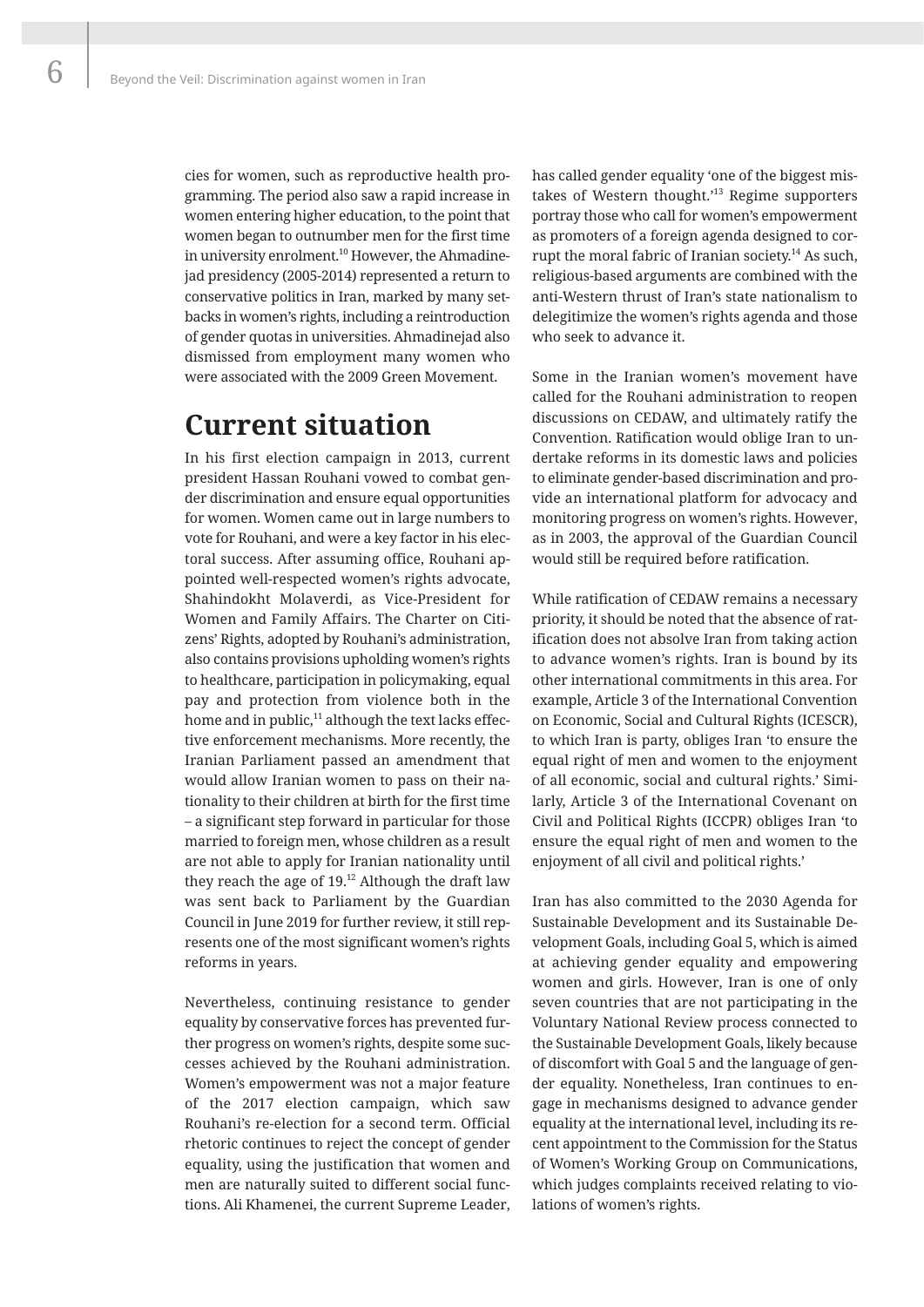cies for women, such as reproductive health programming. The period also saw a rapid increase in women entering higher education, to the point that women began to outnumber men for the first time in university enrolment.[10] However, the Ahmadinejad presidency (2005-2014) represented a return to conservative politics in Iran, marked by many setbacks in women's rights, including a reintroduction of gender quotas in universities. Ahmadinejad also dismissed from employment many women who were associated with the 2009 Green Movement.

## Current situation

In his first election campaign in 2013, current president Hassan Rouhani vowed to combat gender discrimination and ensure equal opportunities for women. Women came out in large numbers to vote for Rouhani, and were a key factor in his electoral success. After assuming office, Rouhani appointed well-respected women's rights advocate, Shahindokht Molaverdi, as Vice-President for Women and Family Affairs. The Charter on Citizens' Rights, adopted by Rouhani's administration, also contains provisions upholding women's rights to healthcare, participation in policymaking, equal pay and protection from violence both in the home and in public,[11] although the text lacks effective enforcement mechanisms. More recently, the Iranian Parliament passed an amendment that would allow Iranian women to pass on their nationality to their children at birth for the first time – a significant step forward in particular for those married to foreign men, whose children as a result are not able to apply for Iranian nationality until they reach the age of 19.[12] Although the draft law was sent back to Parliament by the Guardian Council in June 2019 for further review, it still represents one of the most significant women's rights reforms in years.

Nevertheless, continuing resistance to gender equality by conservative forces has prevented further progress on women's rights, despite some successes achieved by the Rouhani administration. Women's empowerment was not a major feature of the 2017 election campaign, which saw Rouhani's re-election for a second term. Official rhetoric continues to reject the concept of gender equality, using the justification that women and men are naturally suited to different social functions. Ali Khamenei, the current Supreme Leader, has called gender equality 'one of the biggest mistakes of Western thought.'[13] Regime supporters portray those who call for women's empowerment as promoters of a foreign agenda designed to corrupt the moral fabric of Iranian society.[14] As such, religious-based arguments are combined with the anti-Western thrust of Iran's state nationalism to delegitimize the women's rights agenda and those who seek to advance it.

Some in the Iranian women's movement have called for the Rouhani administration to reopen discussions on CEDAW, and ultimately ratify the Convention. Ratification would oblige Iran to undertake reforms in its domestic laws and policies to eliminate gender-based discrimination and provide an international platform for advocacy and monitoring progress on women's rights. However, as in 2003, the approval of the Guardian Council would still be required before ratification.

While ratification of CEDAW remains a necessary priority, it should be noted that the absence of ratification does not absolve Iran from taking action to advance women's rights. Iran is bound by its other international commitments in this area. For example, Article 3 of the International Convention on Economic, Social and Cultural Rights (ICESCR), to which Iran is party, obliges Iran 'to ensure the equal right of men and women to the enjoyment of all economic, social and cultural rights.' Similarly, Article 3 of the International Covenant on Civil and Political Rights (ICCPR) obliges Iran 'to ensure the equal right of men and women to the enjoyment of all civil and political rights.'

Iran has also committed to the 2030 Agenda for Sustainable Development and its Sustainable Development Goals, including Goal 5, which is aimed at achieving gender equality and empowering women and girls. However, Iran is one of only seven countries that are not participating in the Voluntary National Review process connected to the Sustainable Development Goals, likely because of discomfort with Goal 5 and the language of gender equality. Nonetheless, Iran continues to engage in mechanisms designed to advance gender equality at the international level, including its recent appointment to the Commission for the Status of Women's Working Group on Communications, which judges complaints received relating to violations of women's rights.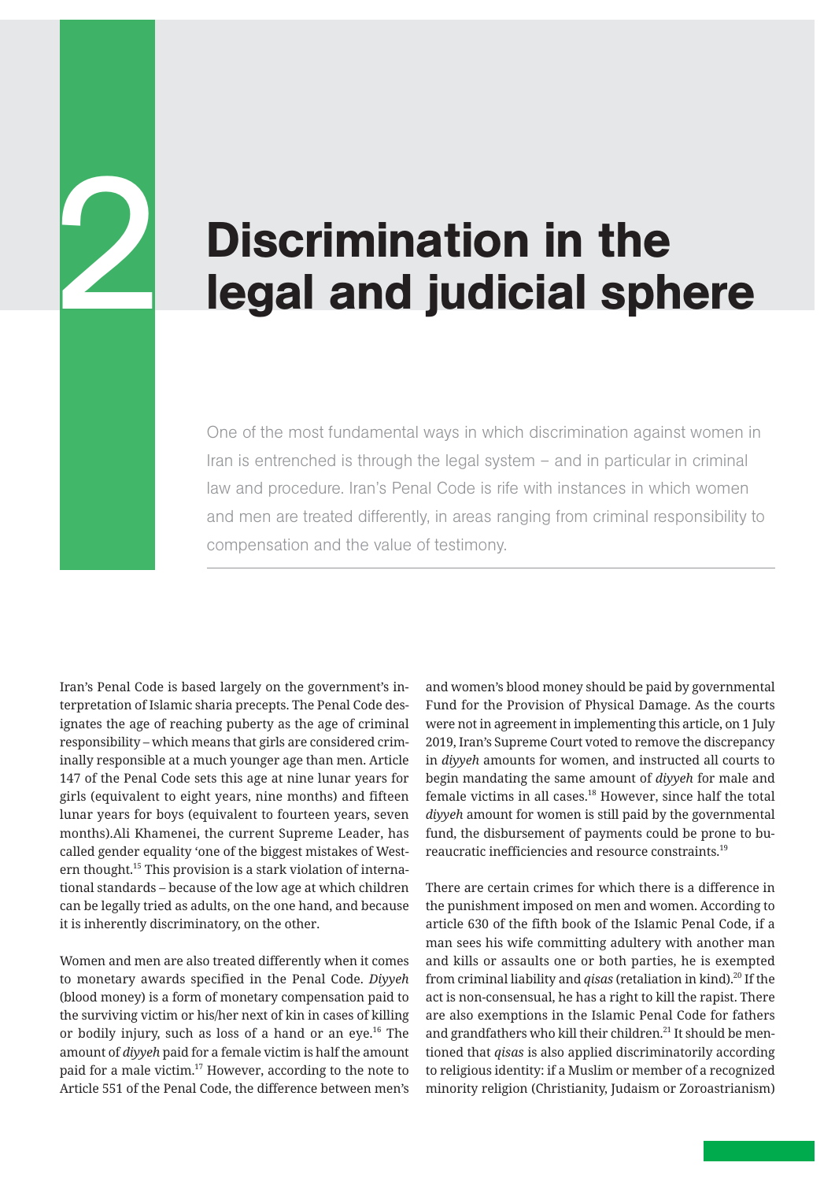# 2 Discrimination in the legal and judicial sphere

One of the most fundamental ways in which discrimination against women in Iran is entrenched is through the legal system – and in particular in criminal law and procedure. Iran's Penal Code is rife with instances in which women and men are treated differently, in areas ranging from criminal responsibility to compensation and the value of testimony.

Iran's Penal Code is based largely on the government's interpretation of Islamic sharia precepts. The Penal Code designates the age of reaching puberty as the age of criminal responsibility – which means that girls are considered criminally responsible at a much younger age than men. Article 147 of the Penal Code sets this age at nine lunar years for girls (equivalent to eight years, nine months) and fifteen lunar years for boys (equivalent to fourteen years, seven months).Ali Khamenei, the current Supreme Leader, has called gender equality 'one of the biggest mistakes of Western thought.[15] This provision is a stark violation of international standards – because of the low age at which children can be legally tried as adults, on the one hand, and because it is inherently discriminatory, on the other.

Women and men are also treated differently when it comes to monetary awards specified in the Penal Code. *Diyyeh* (blood money) is a form of monetary compensation paid to the surviving victim or his/her next of kin in cases of killing or bodily injury, such as loss of a hand or an eye.[16] The amount of *diyyeh* paid for a female victim is half the amount paid for a male victim.[17] However, according to the note to Article 551 of the Penal Code, the difference between men's and women's blood money should be paid by governmental Fund for the Provision of Physical Damage. As the courts were not in agreement in implementing this article, on 1 July 2019, Iran's Supreme Court voted to remove the discrepancy in *diyyeh* amounts for women, and instructed all courts to begin mandating the same amount of *diyyeh* for male and female victims in all cases.[18] However, since half the total *diyyeh* amount for women is still paid by the governmental fund, the disbursement of payments could be prone to bureaucratic inefficiencies and resource constraints.[19]

There are certain crimes for which there is a difference in the punishment imposed on men and women. According to article 630 of the fifth book of the Islamic Penal Code, if a man sees his wife committing adultery with another man and kills or assaults one or both parties, he is exempted from criminal liability and *qisas* (retaliation in kind).[20] If the act is non-consensual, he has a right to kill the rapist. There are also exemptions in the Islamic Penal Code for fathers and grandfathers who kill their children.[21] It should be mentioned that *qisas* is also applied discriminatorily according to religious identity: if a Muslim or member of a recognized minority religion (Christianity, Judaism or Zoroastrianism)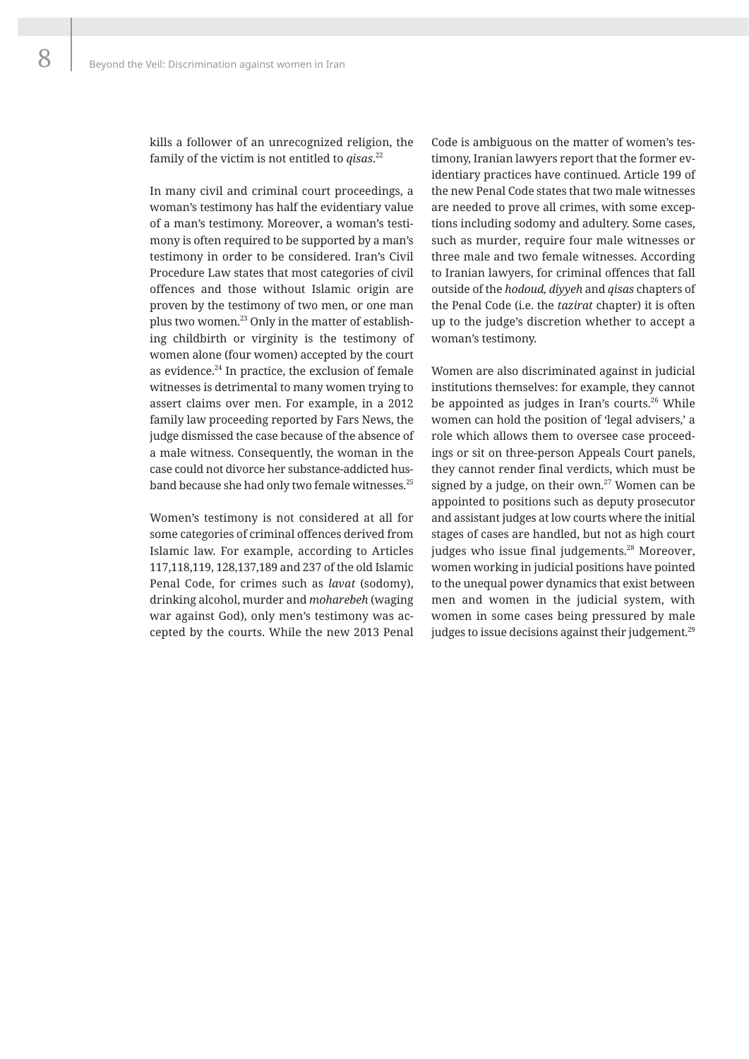kills a follower of an unrecognized religion, the family of the victim is not entitled to *qisas*.[22]

In many civil and criminal court proceedings, a woman's testimony has half the evidentiary value of a man's testimony. Moreover, a woman's testimony is often required to be supported by a man's testimony in order to be considered. Iran's Civil Procedure Law states that most categories of civil offences and those without Islamic origin are proven by the testimony of two men, or one man plus two women.[23] Only in the matter of establishing childbirth or virginity is the testimony of women alone (four women) accepted by the court as evidence.[24] In practice, the exclusion of female witnesses is detrimental to many women trying to assert claims over men. For example, in a 2012 family law proceeding reported by Fars News, the judge dismissed the case because of the absence of a male witness. Consequently, the woman in the case could not divorce her substance-addicted husband because she had only two female witnesses.[25]

Women's testimony is not considered at all for some categories of criminal offences derived from Islamic law. For example, according to Articles 117,118,119, 128,137,189 and 237 of the old Islamic Penal Code, for crimes such as *lavat* (sodomy), drinking alcohol, murder and *moharebeh* (waging war against God), only men's testimony was accepted by the courts. While the new 2013 Penal Code is ambiguous on the matter of women's testimony, Iranian lawyers report that the former evidentiary practices have continued. Article 199 of the new Penal Code states that two male witnesses are needed to prove all crimes, with some exceptions including sodomy and adultery. Some cases, such as murder, require four male witnesses or three male and two female witnesses. According to Iranian lawyers, for criminal offences that fall outside of the *hodoud, diyyeh* and *qisas* chapters of the Penal Code (i.e. the *tazirat* chapter) it is often up to the judge's discretion whether to accept a woman's testimony.

Women are also discriminated against in judicial institutions themselves: for example, they cannot be appointed as judges in Iran's courts.[26] While women can hold the position of 'legal advisers,' a role which allows them to oversee case proceedings or sit on three-person Appeals Court panels, they cannot render final verdicts, which must be signed by a judge, on their own.[27] Women can be appointed to positions such as deputy prosecutor and assistant judges at low courts where the initial stages of cases are handled, but not as high court judges who issue final judgements.[28] Moreover, women working in judicial positions have pointed to the unequal power dynamics that exist between men and women in the judicial system, with women in some cases being pressured by male judges to issue decisions against their judgement.[29]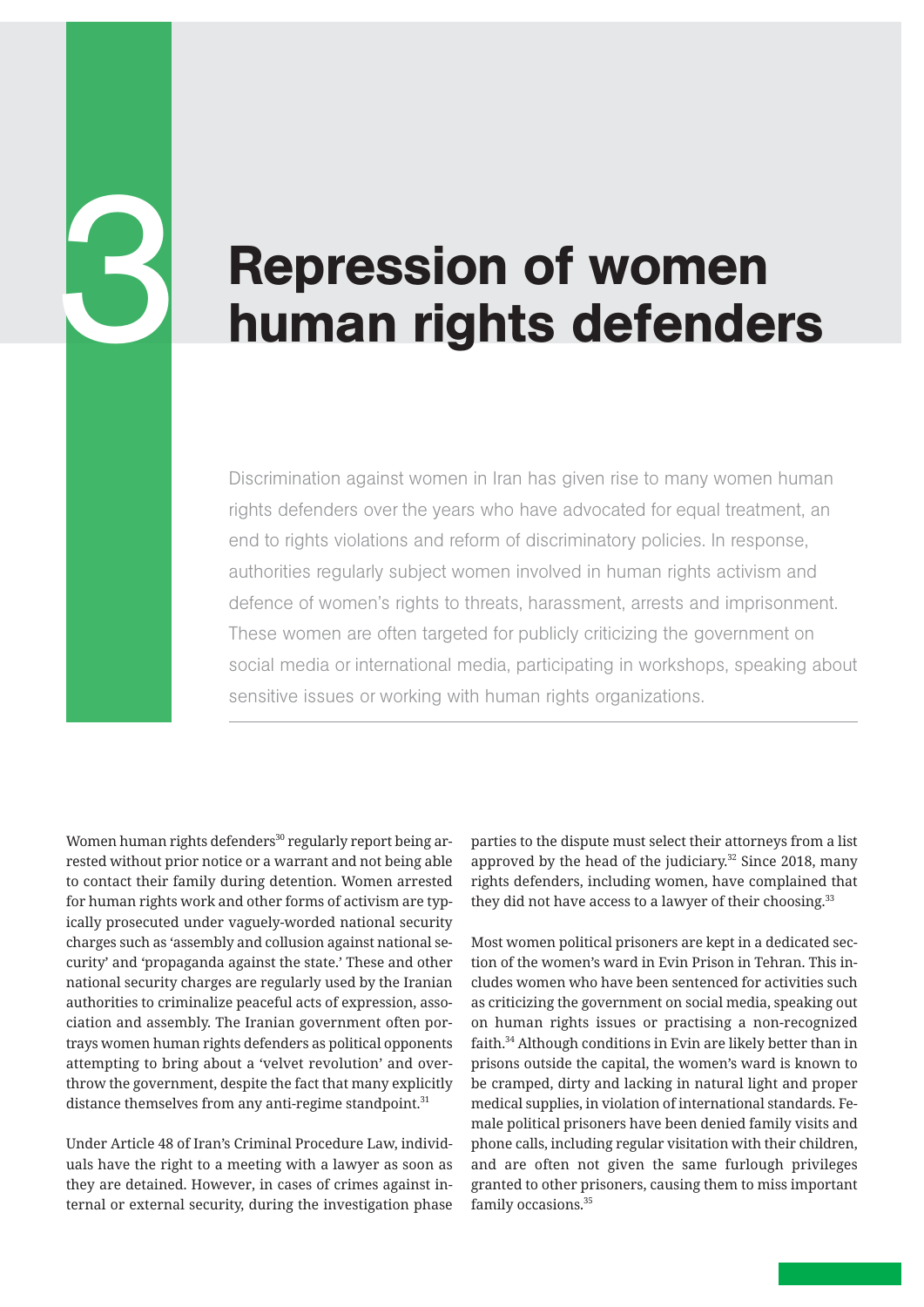# 3 Repression of women human rights defenders

Discrimination against women in Iran has given rise to many women human rights defenders over the years who have advocated for equal treatment, an end to rights violations and reform of discriminatory policies. In response, authorities regularly subject women involved in human rights activism and defence of women's rights to threats, harassment, arrests and imprisonment. These women are often targeted for publicly criticizing the government on social media or international media, participating in workshops, speaking about sensitive issues or working with human rights organizations.

Women human rights defenders[30] regularly report being arrested without prior notice or a warrant and not being able to contact their family during detention. Women arrested for human rights work and other forms of activism are typically prosecuted under vaguely-worded national security charges such as 'assembly and collusion against national security' and 'propaganda against the state.' These and other national security charges are regularly used by the Iranian authorities to criminalize peaceful acts of expression, association and assembly. The Iranian government often portrays women human rights defenders as political opponents attempting to bring about a 'velvet revolution' and overthrow the government, despite the fact that many explicitly distance themselves from any anti-regime standpoint.[31]

Under Article 48 of Iran's Criminal Procedure Law, individuals have the right to a meeting with a lawyer as soon as they are detained. However, in cases of crimes against internal or external security, during the investigation phase parties to the dispute must select their attorneys from a list approved by the head of the judiciary.[32] Since 2018, many rights defenders, including women, have complained that they did not have access to a lawyer of their choosing.[33]

Most women political prisoners are kept in a dedicated section of the women's ward in Evin Prison in Tehran. This includes women who have been sentenced for activities such as criticizing the government on social media, speaking out on human rights issues or practising a non-recognized faith.[34] Although conditions in Evin are likely better than in prisons outside the capital, the women's ward is known to be cramped, dirty and lacking in natural light and proper medical supplies, in violation of international standards. Female political prisoners have been denied family visits and phone calls, including regular visitation with their children, and are often not given the same furlough privileges granted to other prisoners, causing them to miss important family occasions.[35]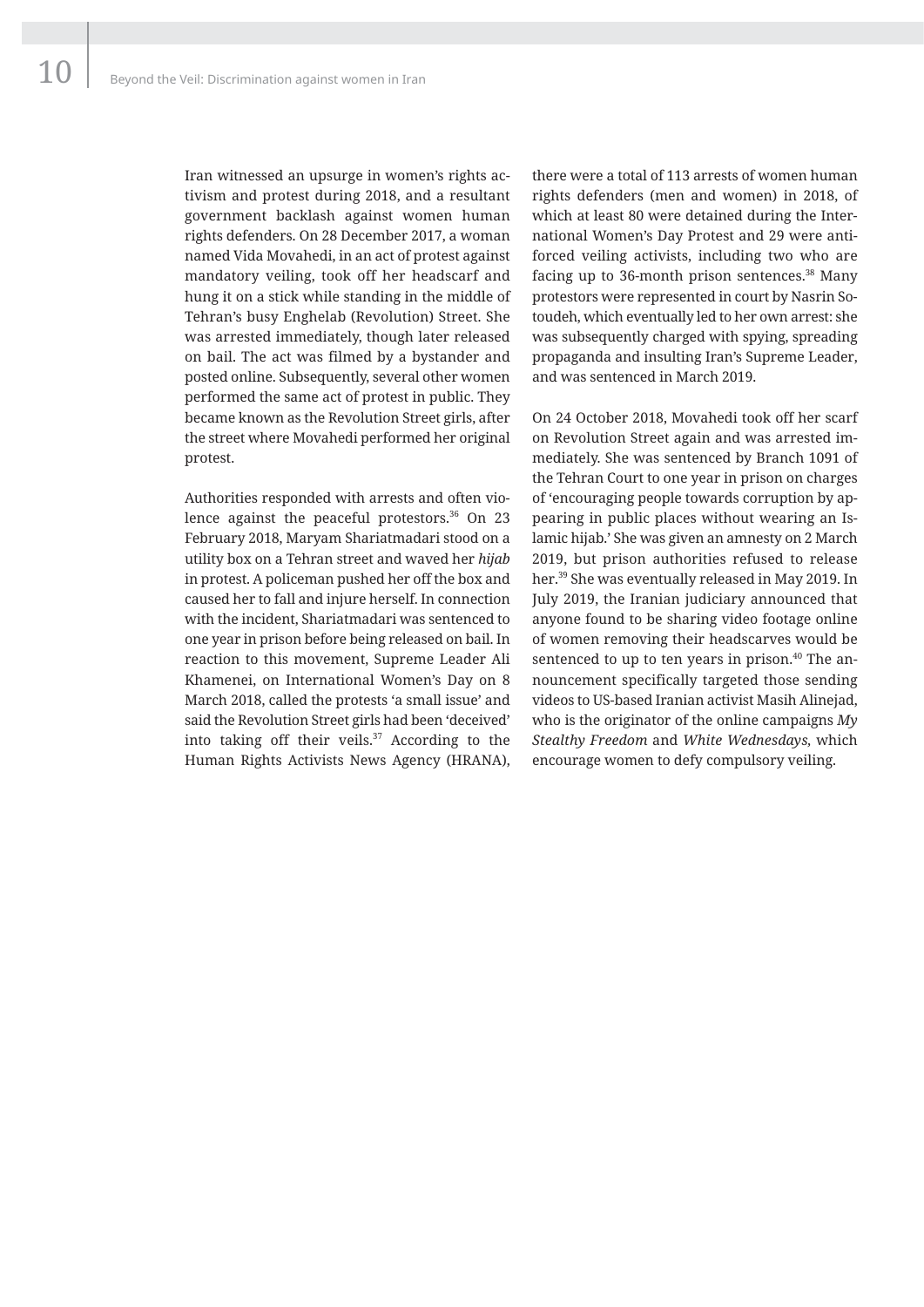Iran witnessed an upsurge in women's rights activism and protest during 2018, and a resultant government backlash against women human rights defenders. On 28 December 2017, a woman named Vida Movahedi, in an act of protest against mandatory veiling, took off her headscarf and hung it on a stick while standing in the middle of Tehran's busy Enghelab (Revolution) Street. She was arrested immediately, though later released on bail. The act was filmed by a bystander and posted online. Subsequently, several other women performed the same act of protest in public. They became known as the Revolution Street girls, after the street where Movahedi performed her original protest.

Authorities responded with arrests and often violence against the peaceful protestors.[36] On 23 February 2018, Maryam Shariatmadari stood on a utility box on a Tehran street and waved her *hijab* in protest. A policeman pushed her off the box and caused her to fall and injure herself. In connection with the incident, Shariatmadari was sentenced to one year in prison before being released on bail. In reaction to this movement, Supreme Leader Ali Khamenei, on International Women's Day on 8 March 2018, called the protests 'a small issue' and said the Revolution Street girls had been 'deceived' into taking off their veils.[37] According to the Human Rights Activists News Agency (HRANA), there were a total of 113 arrests of women human rights defenders (men and women) in 2018, of which at least 80 were detained during the International Women's Day Protest and 29 were anti-forced veiling activists, including two who are facing up to 36-month prison sentences.[38] Many protestors were represented in court by Nasrin Sotoudeh, which eventually led to her own arrest: she was subsequently charged with spying, spreading propaganda and insulting Iran's Supreme Leader, and was sentenced in March 2019.

On 24 October 2018, Movahedi took off her scarf on Revolution Street again and was arrested immediately. She was sentenced by Branch 1091 of the Tehran Court to one year in prison on charges of 'encouraging people towards corruption by appearing in public places without wearing an Islamic hijab.' She was given an amnesty on 2 March 2019, but prison authorities refused to release her.[39] She was eventually released in May 2019. In July 2019, the Iranian judiciary announced that anyone found to be sharing video footage online of women removing their headscarves would be sentenced to up to ten years in prison.[40] The announcement specifically targeted those sending videos to US-based Iranian activist Masih Alinejad, who is the originator of the online campaigns *My Stealthy Freedom* and *White Wednesdays*, which encourage women to defy compulsory veiling.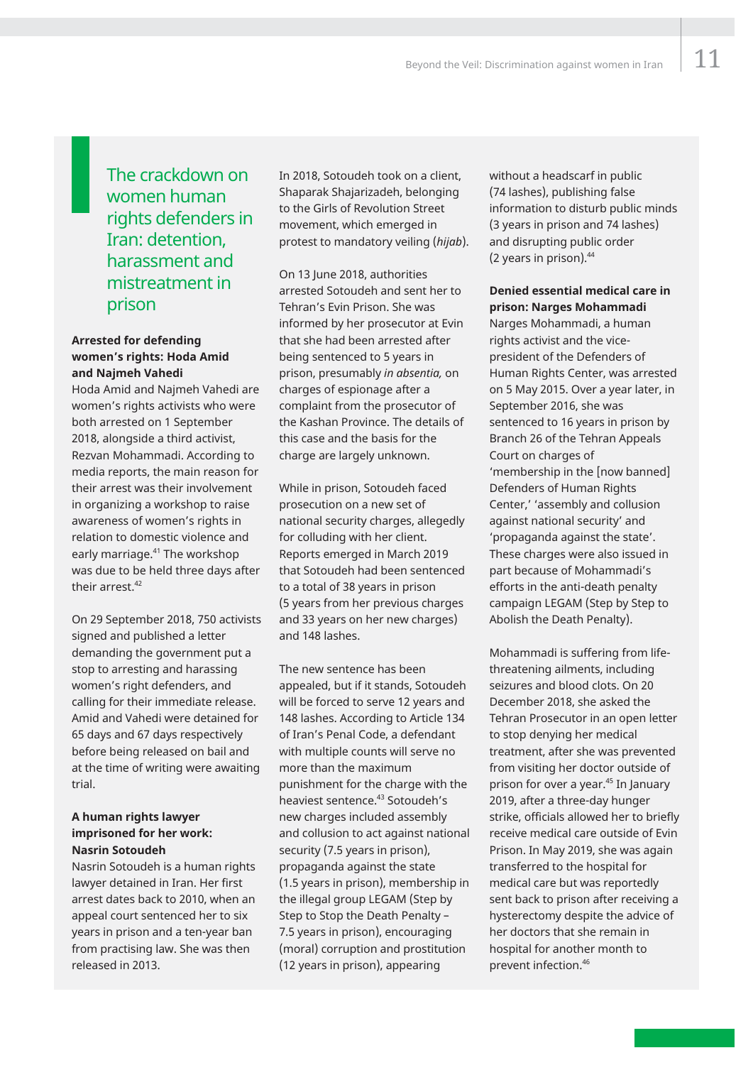## The crackdown on women human rights defenders in Iran: detention, harassment and mistreatment in prison

**Arrested for defending women's rights: Hoda Amid and Najmeh Vahedi**

Hoda Amid and Najmeh Vahedi are women's rights activists who were both arrested on 1 September 2018, alongside a third activist, Rezvan Mohammadi. According to media reports, the main reason for their arrest was their involvement in organizing a workshop to raise awareness of women's rights in relation to domestic violence and early marriage.[41] The workshop was due to be held three days after their arrest.[42]

On 29 September 2018, 750 activists signed and published a letter demanding the government put a stop to arresting and harassing women's right defenders, and calling for their immediate release. Amid and Vahedi were detained for 65 days and 67 days respectively before being released on bail and at the time of writing were awaiting trial.

**A human rights lawyer imprisoned for her work: Nasrin Sotoudeh**

Nasrin Sotoudeh is a human rights lawyer detained in Iran. Her first arrest dates back to 2010, when an appeal court sentenced her to six years in prison and a ten-year ban from practising law. She was then released in 2013.

In 2018, Sotoudeh took on a client, Shaparak Shajarizadeh, belonging to the Girls of Revolution Street movement, which emerged in protest to mandatory veiling (*hijab*).

On 13 June 2018, authorities arrested Sotoudeh and sent her to Tehran's Evin Prison. She was informed by her prosecutor at Evin that she had been arrested after being sentenced to 5 years in prison, presumably *in absentia,* on charges of espionage after a complaint from the prosecutor of the Kashan Province. The details of this case and the basis for the charge are largely unknown.

While in prison, Sotoudeh faced prosecution on a new set of national security charges, allegedly for colluding with her client. Reports emerged in March 2019 that Sotoudeh had been sentenced to a total of 38 years in prison (5 years from her previous charges and 33 years on her new charges) and 148 lashes.

The new sentence has been appealed, but if it stands, Sotoudeh will be forced to serve 12 years and 148 lashes. According to Article 134 of Iran's Penal Code, a defendant with multiple counts will serve no more than the maximum punishment for the charge with the heaviest sentence.[43] Sotoudeh's new charges included assembly and collusion to act against national security (7.5 years in prison), propaganda against the state (1.5 years in prison), membership in the illegal group LEGAM (Step by Step to Stop the Death Penalty – 7.5 years in prison), encouraging (moral) corruption and prostitution (12 years in prison), appearing without a headscarf in public (74 lashes), publishing false information to disturb public minds (3 years in prison and 74 lashes) and disrupting public order (2 years in prison).[44]

**Denied essential medical care in prison: Narges Mohammadi**

Narges Mohammadi, a human rights activist and the vice-president of the Defenders of Human Rights Center, was arrested on 5 May 2015. Over a year later, in September 2016, she was sentenced to 16 years in prison by Branch 26 of the Tehran Appeals Court on charges of 'membership in the [now banned] Defenders of Human Rights Center,' 'assembly and collusion against national security' and 'propaganda against the state'. These charges were also issued in part because of Mohammadi's efforts in the anti-death penalty campaign LEGAM (Step by Step to Abolish the Death Penalty).

Mohammadi is suffering from life-threatening ailments, including seizures and blood clots. On 20 December 2018, she asked the Tehran Prosecutor in an open letter to stop denying her medical treatment, after she was prevented from visiting her doctor outside of prison for over a year.[45] In January 2019, after a three-day hunger strike, officials allowed her to briefly receive medical care outside of Evin Prison. In May 2019, she was again transferred to the hospital for medical care but was reportedly sent back to prison after receiving a hysterectomy despite the advice of her doctors that she remain in hospital for another month to prevent infection.[46]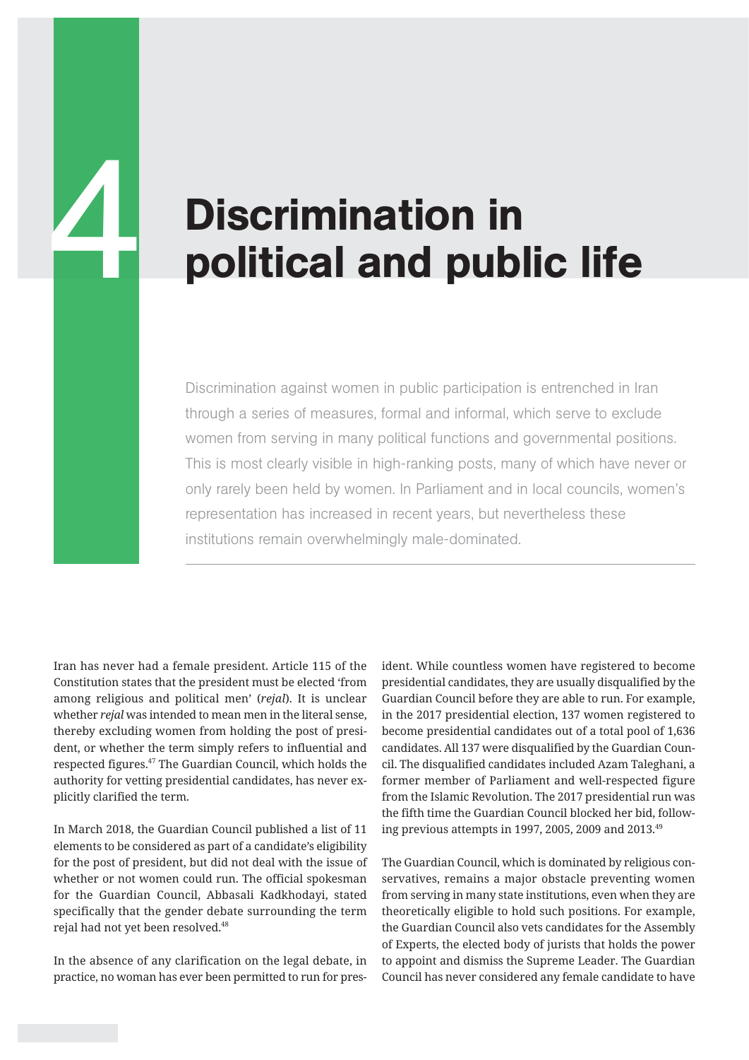# 4 Discrimination in political and public life

Discrimination against women in public participation is entrenched in Iran through a series of measures, formal and informal, which serve to exclude women from serving in many political functions and governmental positions. This is most clearly visible in high-ranking posts, many of which have never or only rarely been held by women. In Parliament and in local councils, women's representation has increased in recent years, but nevertheless these institutions remain overwhelmingly male-dominated.

Iran has never had a female president. Article 115 of the Constitution states that the president must be elected 'from among religious and political men' (*rejal*). It is unclear whether *rejal* was intended to mean men in the literal sense, thereby excluding women from holding the post of president, or whether the term simply refers to influential and respected figures.[47] The Guardian Council, which holds the authority for vetting presidential candidates, has never explicitly clarified the term.

In March 2018, the Guardian Council published a list of 11 elements to be considered as part of a candidate's eligibility for the post of president, but did not deal with the issue of whether or not women could run. The official spokesman for the Guardian Council, Abbasali Kadkhodayi, stated specifically that the gender debate surrounding the term rejal had not yet been resolved.[48]

In the absence of any clarification on the legal debate, in practice, no woman has ever been permitted to run for president. While countless women have registered to become presidential candidates, they are usually disqualified by the Guardian Council before they are able to run. For example, in the 2017 presidential election, 137 women registered to become presidential candidates out of a total pool of 1,636 candidates. All 137 were disqualified by the Guardian Council. The disqualified candidates included Azam Taleghani, a former member of Parliament and well-respected figure from the Islamic Revolution. The 2017 presidential run was the fifth time the Guardian Council blocked her bid, following previous attempts in 1997, 2005, 2009 and 2013.[49]

The Guardian Council, which is dominated by religious conservatives, remains a major obstacle preventing women from serving in many state institutions, even when they are theoretically eligible to hold such positions. For example, the Guardian Council also vets candidates for the Assembly of Experts, the elected body of jurists that holds the power to appoint and dismiss the Supreme Leader. The Guardian Council has never considered any female candidate to have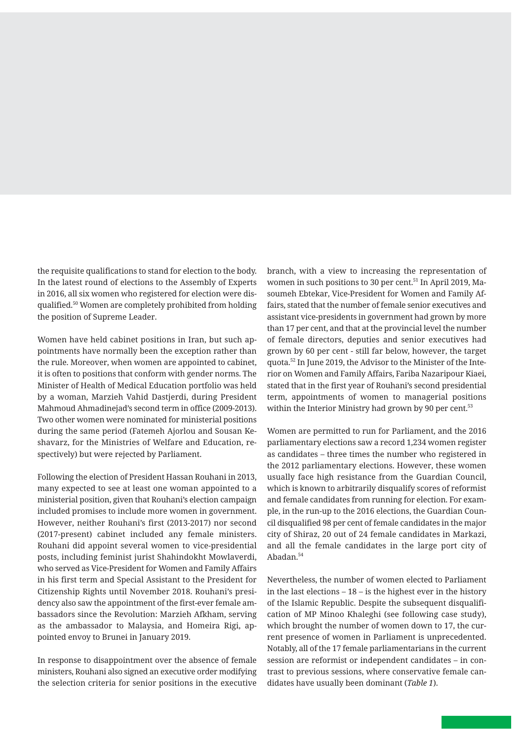the requisite qualifications to stand for election to the body. In the latest round of elections to the Assembly of Experts in 2016, all six women who registered for election were disqualified.[50] Women are completely prohibited from holding the position of Supreme Leader.

Women have held cabinet positions in Iran, but such appointments have normally been the exception rather than the rule. Moreover, when women are appointed to cabinet, it is often to positions that conform with gender norms. The Minister of Health of Medical Education portfolio was held by a woman, Marzieh Vahid Dastjerdi, during President Mahmoud Ahmadinejad's second term in office (2009-2013). Two other women were nominated for ministerial positions during the same period (Fatemeh Ajorlou and Sousan Keshavarz, for the Ministries of Welfare and Education, respectively) but were rejected by Parliament.

Following the election of President Hassan Rouhani in 2013, many expected to see at least one woman appointed to a ministerial position, given that Rouhani's election campaign included promises to include more women in government. However, neither Rouhani's first (2013-2017) nor second (2017-present) cabinet included any female ministers. Rouhani did appoint several women to vice-presidential posts, including feminist jurist Shahindokht Mowlaverdi, who served as Vice-President for Women and Family Affairs in his first term and Special Assistant to the President for Citizenship Rights until November 2018. Rouhani's presidency also saw the appointment of the first-ever female ambassadors since the Revolution: Marzieh Afkham, serving as the ambassador to Malaysia, and Homeira Rigi, appointed envoy to Brunei in January 2019.

In response to disappointment over the absence of female ministers, Rouhani also signed an executive order modifying the selection criteria for senior positions in the executive branch, with a view to increasing the representation of women in such positions to 30 per cent.[51] In April 2019, Masoumeh Ebtekar, Vice-President for Women and Family Affairs, stated that the number of female senior executives and assistant vice-presidents in government had grown by more than 17 per cent, and that at the provincial level the number of female directors, deputies and senior executives had grown by 60 per cent - still far below, however, the target quota.[52] In June 2019, the Advisor to the Minister of the Interior on Women and Family Affairs, Fariba Nazaripour Kiaei, stated that in the first year of Rouhani's second presidential term, appointments of women to managerial positions within the Interior Ministry had grown by 90 per cent.[53]

Women are permitted to run for Parliament, and the 2016 parliamentary elections saw a record 1,234 women register as candidates – three times the number who registered in the 2012 parliamentary elections. However, these women usually face high resistance from the Guardian Council, which is known to arbitrarily disqualify scores of reformist and female candidates from running for election. For example, in the run-up to the 2016 elections, the Guardian Council disqualified 98 per cent of female candidates in the major city of Shiraz, 20 out of 24 female candidates in Markazi, and all the female candidates in the large port city of Abadan.[54]

Nevertheless, the number of women elected to Parliament in the last elections – 18 – is the highest ever in the history of the Islamic Republic. Despite the subsequent disqualification of MP Minoo Khaleghi (see following case study), which brought the number of women down to 17, the current presence of women in Parliament is unprecedented. Notably, all of the 17 female parliamentarians in the current session are reformist or independent candidates – in contrast to previous sessions, where conservative female candidates have usually been dominant (*Table 1*).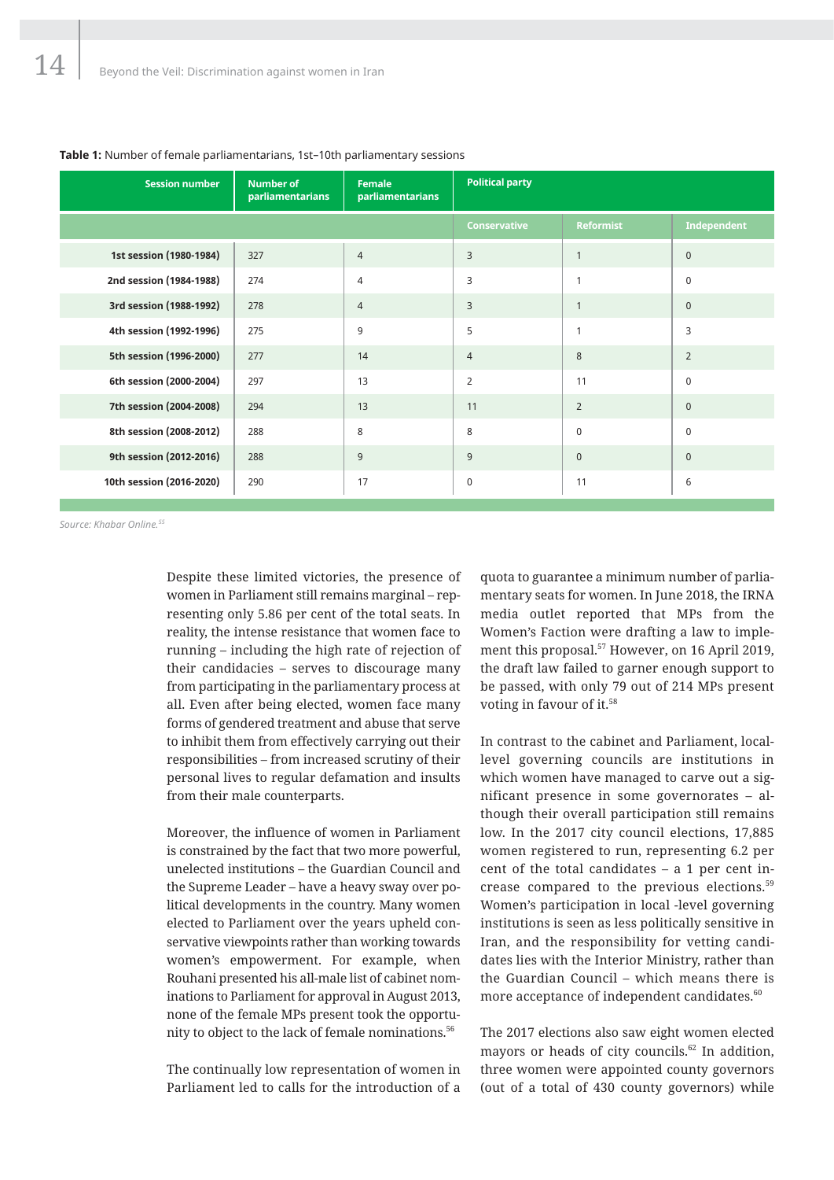**Table 1:** Number of female parliamentarians, 1st–10th parliamentary sessions

| Session number | Number of parliamentarians | Female parliamentarians | Political party | | |
|---|---|---|---|---|---|
| | | | Conservative | Reformist | Independent |
| 1st session (1980-1984) | 327 | 4 | 3 | 1 | 0 |
| 2nd session (1984-1988) | 274 | 4 | 3 | 1 | 0 |
| 3rd session (1988-1992) | 278 | 4 | 3 | 1 | 0 |
| 4th session (1992-1996) | 275 | 9 | 5 | 1 | 3 |
| 5th session (1996-2000) | 277 | 14 | 4 | 8 | 2 |
| 6th session (2000-2004) | 297 | 13 | 2 | 11 | 0 |
| 7th session (2004-2008) | 294 | 13 | 11 | 2 | 0 |
| 8th session (2008-2012) | 288 | 8 | 8 | 0 | 0 |
| 9th session (2012-2016) | 288 | 9 | 9 | 0 | 0 |
| 10th session (2016-2020) | 290 | 17 | 0 | 11 | 6 |

*Source: Khabar Online.*[55]

Despite these limited victories, the presence of women in Parliament still remains marginal – representing only 5.86 per cent of the total seats. In reality, the intense resistance that women face to running – including the high rate of rejection of their candidacies – serves to discourage many from participating in the parliamentary process at all. Even after being elected, women face many forms of gendered treatment and abuse that serve to inhibit them from effectively carrying out their responsibilities – from increased scrutiny of their personal lives to regular defamation and insults from their male counterparts.

Moreover, the influence of women in Parliament is constrained by the fact that two more powerful, unelected institutions – the Guardian Council and the Supreme Leader – have a heavy sway over political developments in the country. Many women elected to Parliament over the years upheld conservative viewpoints rather than working towards women's empowerment. For example, when Rouhani presented his all-male list of cabinet nominations to Parliament for approval in August 2013, none of the female MPs present took the opportunity to object to the lack of female nominations.[56]

The continually low representation of women in Parliament led to calls for the introduction of a quota to guarantee a minimum number of parliamentary seats for women. In June 2018, the IRNA media outlet reported that MPs from the Women's Faction were drafting a law to implement this proposal.[57] However, on 16 April 2019, the draft law failed to garner enough support to be passed, with only 79 out of 214 MPs present voting in favour of it.[58]

In contrast to the cabinet and Parliament, local-level governing councils are institutions in which women have managed to carve out a significant presence in some governorates – although their overall participation still remains low. In the 2017 city council elections, 17,885 women registered to run, representing 6.2 per cent of the total candidates – a 1 per cent increase compared to the previous elections.[59] Women's participation in local -level governing institutions is seen as less politically sensitive in Iran, and the responsibility for vetting candidates lies with the Interior Ministry, rather than the Guardian Council – which means there is more acceptance of independent candidates.[60]

The 2017 elections also saw eight women elected mayors or heads of city councils.[62] In addition, three women were appointed county governors (out of a total of 430 county governors) while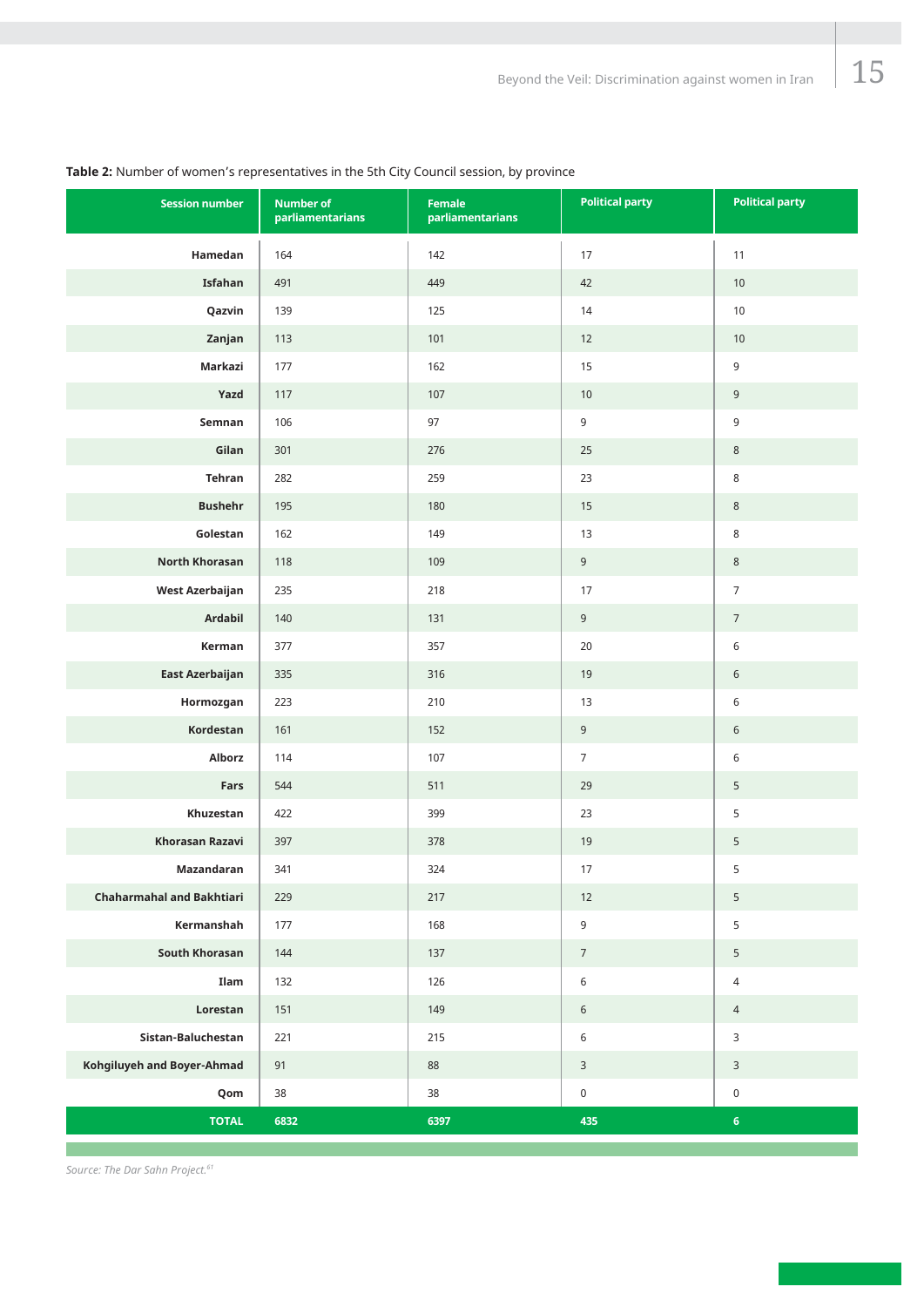**Table 2:** Number of women's representatives in the 5th City Council session, by province

| Session number | Number of parliamentarians | Female parliamentarians | Political party | Political party |
|---|---|---|---|---|
| Hamedan | 164 | 142 | 17 | 11 |
| Isfahan | 491 | 449 | 42 | 10 |
| Qazvin | 139 | 125 | 14 | 10 |
| Zanjan | 113 | 101 | 12 | 10 |
| Markazi | 177 | 162 | 15 | 9 |
| Yazd | 117 | 107 | 10 | 9 |
| Semnan | 106 | 97 | 9 | 9 |
| Gilan | 301 | 276 | 25 | 8 |
| Tehran | 282 | 259 | 23 | 8 |
| Bushehr | 195 | 180 | 15 | 8 |
| Golestan | 162 | 149 | 13 | 8 |
| North Khorasan | 118 | 109 | 9 | 8 |
| West Azerbaijan | 235 | 218 | 17 | 7 |
| Ardabil | 140 | 131 | 9 | 7 |
| Kerman | 377 | 357 | 20 | 6 |
| East Azerbaijan | 335 | 316 | 19 | 6 |
| Hormozgan | 223 | 210 | 13 | 6 |
| Kordestan | 161 | 152 | 9 | 6 |
| Alborz | 114 | 107 | 7 | 6 |
| Fars | 544 | 511 | 29 | 5 |
| Khuzestan | 422 | 399 | 23 | 5 |
| Khorasan Razavi | 397 | 378 | 19 | 5 |
| Mazandaran | 341 | 324 | 17 | 5 |
| Chaharmahal and Bakhtiari | 229 | 217 | 12 | 5 |
| Kermanshah | 177 | 168 | 9 | 5 |
| South Khorasan | 144 | 137 | 7 | 5 |
| Ilam | 132 | 126 | 6 | 4 |
| Lorestan | 151 | 149 | 6 | 4 |
| Sistan-Baluchestan | 221 | 215 | 6 | 3 |
| Kohgiluyeh and Boyer-Ahmad | 91 | 88 | 3 | 3 |
| Qom | 38 | 38 | 0 | 0 |
| **TOTAL** | **6832** | **6397** | **435** | **6** |

*Source: The Dar Sahn Project.*[61]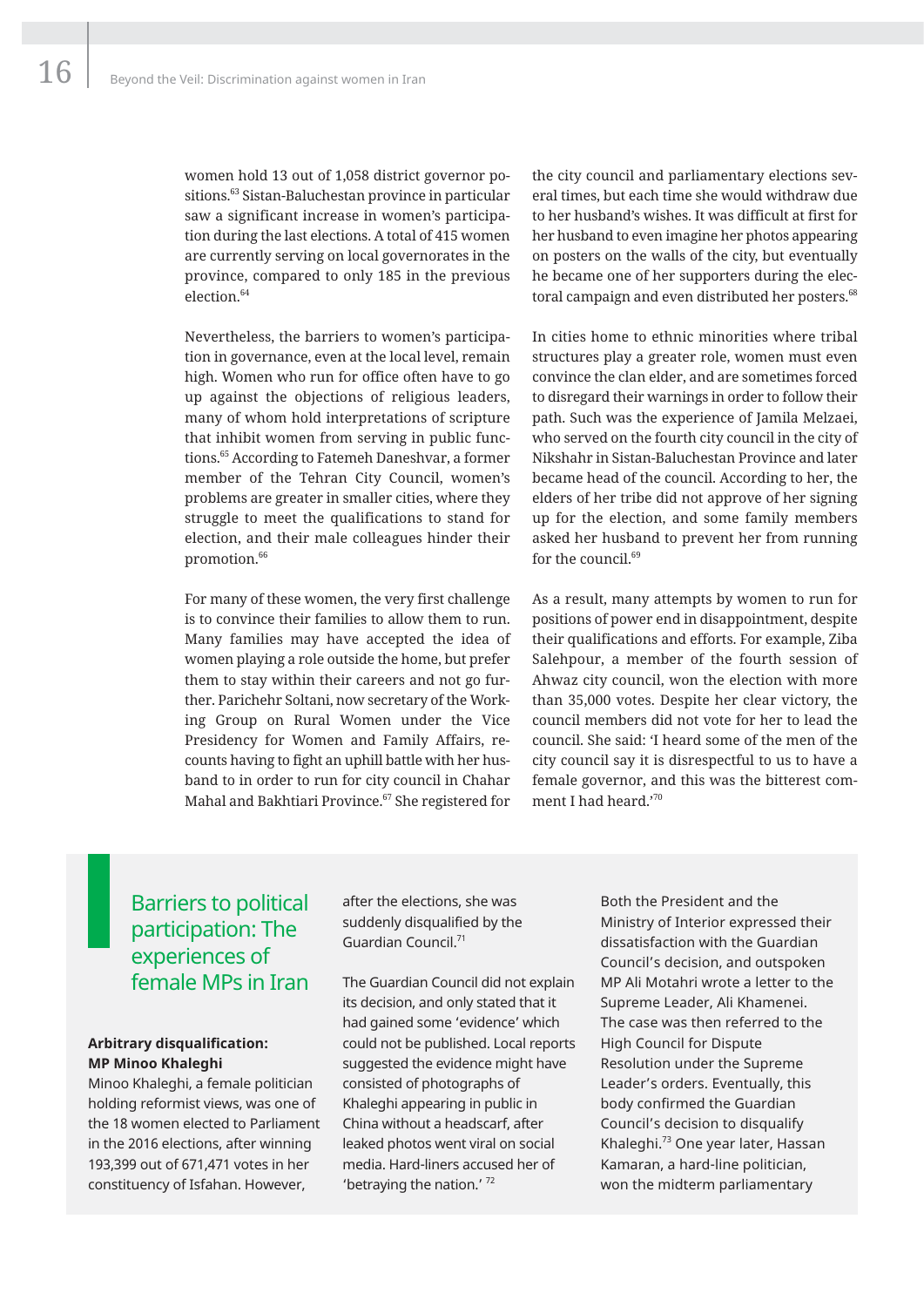women hold 13 out of 1,058 district governor positions.[63] Sistan-Baluchestan province in particular saw a significant increase in women's participation during the last elections. A total of 415 women are currently serving on local governorates in the province, compared to only 185 in the previous election.[64]

Nevertheless, the barriers to women's participation in governance, even at the local level, remain high. Women who run for office often have to go up against the objections of religious leaders, many of whom hold interpretations of scripture that inhibit women from serving in public functions.[65] According to Fatemeh Daneshvar, a former member of the Tehran City Council, women's problems are greater in smaller cities, where they struggle to meet the qualifications to stand for election, and their male colleagues hinder their promotion.[66]

For many of these women, the very first challenge is to convince their families to allow them to run. Many families may have accepted the idea of women playing a role outside the home, but prefer them to stay within their careers and not go further. Parichehr Soltani, now secretary of the Working Group on Rural Women under the Vice Presidency for Women and Family Affairs, recounts having to fight an uphill battle with her husband to in order to run for city council in Chahar Mahal and Bakhtiari Province.[67] She registered for the city council and parliamentary elections several times, but each time she would withdraw due to her husband's wishes. It was difficult at first for her husband to even imagine her photos appearing on posters on the walls of the city, but eventually he became one of her supporters during the electoral campaign and even distributed her posters.[68]

In cities home to ethnic minorities where tribal structures play a greater role, women must even convince the clan elder, and are sometimes forced to disregard their warnings in order to follow their path. Such was the experience of Jamila Melzaei, who served on the fourth city council in the city of Nikshahr in Sistan-Baluchestan Province and later became head of the council. According to her, the elders of her tribe did not approve of her signing up for the election, and some family members asked her husband to prevent her from running for the council.[69]

As a result, many attempts by women to run for positions of power end in disappointment, despite their qualifications and efforts. For example, Ziba Salehpour, a member of the fourth session of Ahwaz city council, won the election with more than 35,000 votes. Despite her clear victory, the council members did not vote for her to lead the council. She said: 'I heard some of the men of the city council say it is disrespectful to us to have a female governor, and this was the bitterest comment I had heard.'[70]

## Barriers to political participation: The experiences of female MPs in Iran

**Arbitrary disqualification: MP Minoo Khaleghi**

Minoo Khaleghi, a female politician holding reformist views, was one of the 18 women elected to Parliament in the 2016 elections, after winning 193,399 out of 671,471 votes in her constituency of Isfahan. However, after the elections, she was suddenly disqualified by the Guardian Council.[71]

The Guardian Council did not explain its decision, and only stated that it had gained some 'evidence' which could not be published. Local reports suggested the evidence might have consisted of photographs of Khaleghi appearing in public in China without a headscarf, after leaked photos went viral on social media. Hard-liners accused her of 'betraying the nation.'[72]

Both the President and the Ministry of Interior expressed their dissatisfaction with the Guardian Council's decision, and outspoken MP Ali Motahri wrote a letter to the Supreme Leader, Ali Khamenei. The case was then referred to the High Council for Dispute Resolution under the Supreme Leader's orders. Eventually, this body confirmed the Guardian Council's decision to disqualify Khaleghi.[73] One year later, Hassan Kamaran, a hard-line politician, won the midterm parliamentary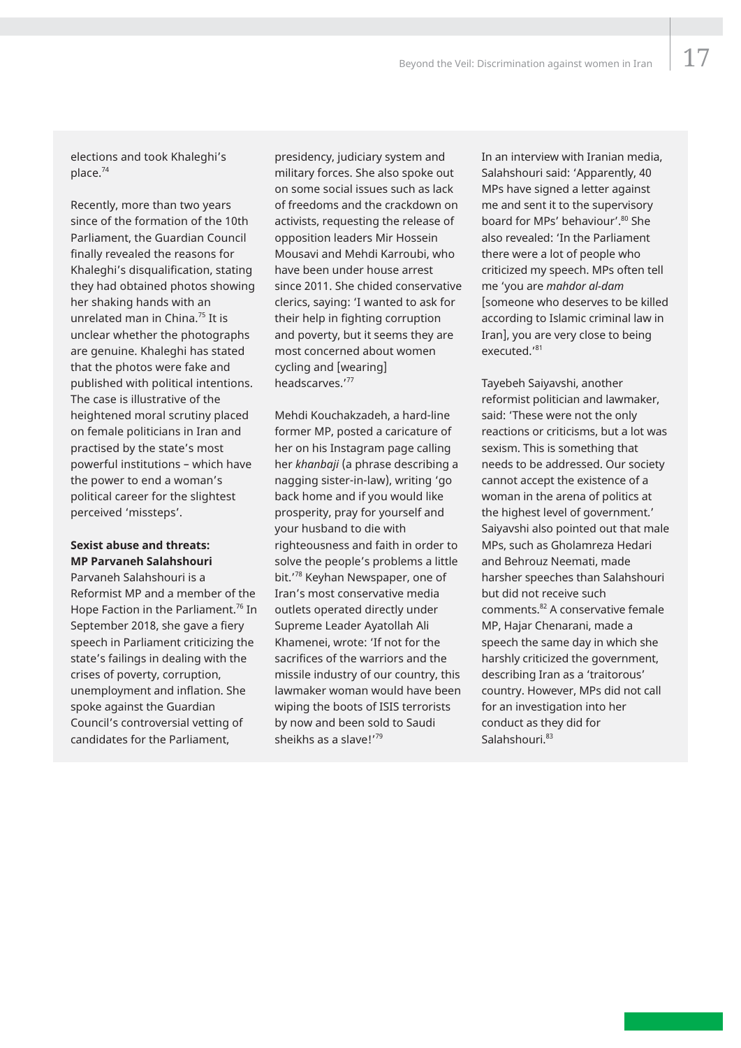elections and took Khaleghi's place.[74]

Recently, more than two years since of the formation of the 10th Parliament, the Guardian Council finally revealed the reasons for Khaleghi's disqualification, stating they had obtained photos showing her shaking hands with an unrelated man in China.[75] It is unclear whether the photographs are genuine. Khaleghi has stated that the photos were fake and published with political intentions. The case is illustrative of the heightened moral scrutiny placed on female politicians in Iran and practised by the state's most powerful institutions – which have the power to end a woman's political career for the slightest perceived 'missteps'.

**Sexist abuse and threats: MP Parvaneh Salahshouri**

Parvaneh Salahshouri is a Reformist MP and a member of the Hope Faction in the Parliament.[76] In September 2018, she gave a fiery speech in Parliament criticizing the state's failings in dealing with the crises of poverty, corruption, unemployment and inflation. She spoke against the Guardian Council's controversial vetting of candidates for the Parliament, presidency, judiciary system and military forces. She also spoke out on some social issues such as lack of freedoms and the crackdown on activists, requesting the release of opposition leaders Mir Hossein Mousavi and Mehdi Karroubi, who have been under house arrest since 2011. She chided conservative clerics, saying: 'I wanted to ask for their help in fighting corruption and poverty, but it seems they are most concerned about women cycling and [wearing] headscarves.'[77]

Mehdi Kouchakzadeh, a hard-line former MP, posted a caricature of her on his Instagram page calling her *khanbaji* (a phrase describing a nagging sister-in-law), writing 'go back home and if you would like prosperity, pray for yourself and your husband to die with righteousness and faith in order to solve the people's problems a little bit.'[78] Keyhan Newspaper, one of Iran's most conservative media outlets operated directly under Supreme Leader Ayatollah Ali Khamenei, wrote: 'If not for the sacrifices of the warriors and the missile industry of our country, this lawmaker woman would have been wiping the boots of ISIS terrorists by now and been sold to Saudi sheikhs as a slave!'[79]

In an interview with Iranian media, Salahshouri said: 'Apparently, 40 MPs have signed a letter against me and sent it to the supervisory board for MPs' behaviour'.[80] She also revealed: 'In the Parliament there were a lot of people who criticized my speech. MPs often tell me 'you are *mahdor al-dam* [someone who deserves to be killed according to Islamic criminal law in Iran], you are very close to being executed.'[81]

Tayebeh Saiyavshi, another reformist politician and lawmaker, said: 'These were not the only reactions or criticisms, but a lot was sexism. This is something that needs to be addressed. Our society cannot accept the existence of a woman in the arena of politics at the highest level of government.' Saiyavshi also pointed out that male MPs, such as Gholamreza Hedari and Behrouz Neemati, made harsher speeches than Salahshouri but did not receive such comments.[82] A conservative female MP, Hajar Chenarani, made a speech the same day in which she harshly criticized the government, describing Iran as a 'traitorous' country. However, MPs did not call for an investigation into her conduct as they did for Salahshouri.[83]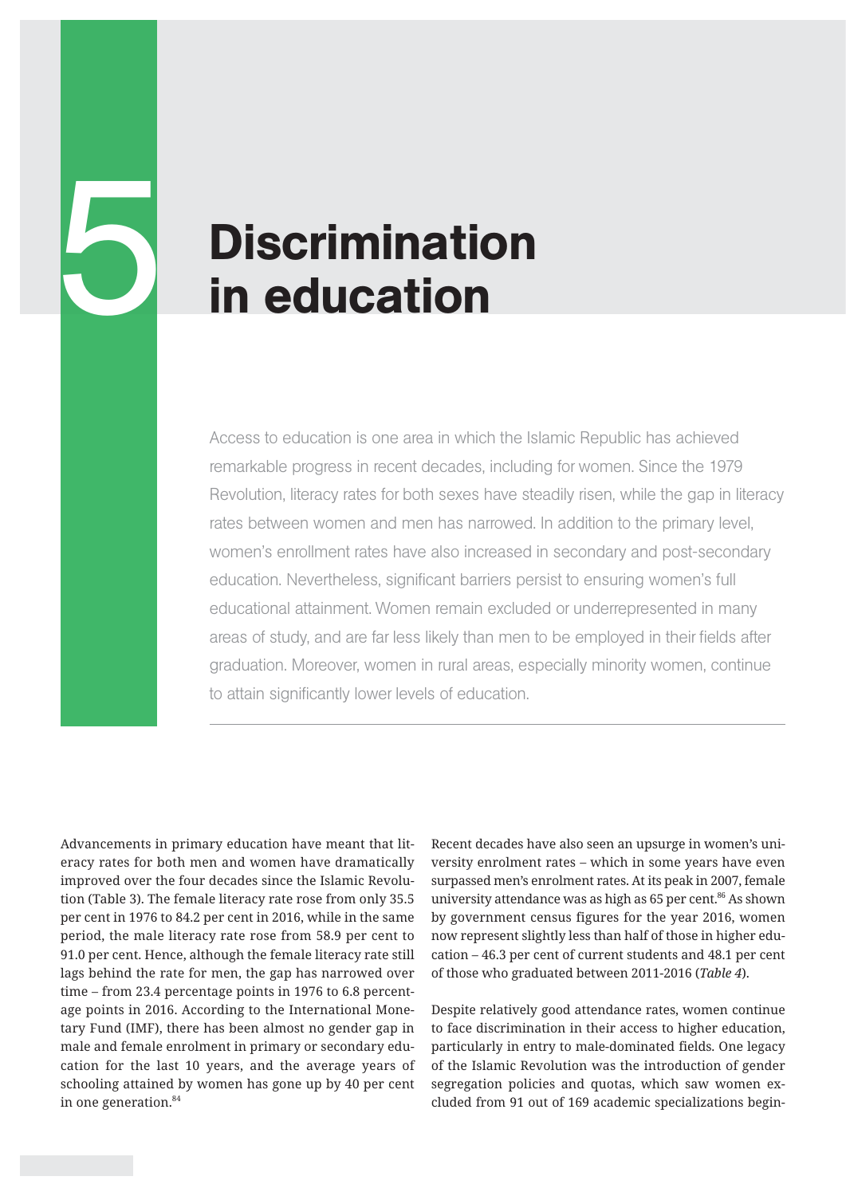# 5 Discrimination in education

Access to education is one area in which the Islamic Republic has achieved remarkable progress in recent decades, including for women. Since the 1979 Revolution, literacy rates for both sexes have steadily risen, while the gap in literacy rates between women and men has narrowed. In addition to the primary level, women's enrollment rates have also increased in secondary and post-secondary education. Nevertheless, significant barriers persist to ensuring women's full educational attainment. Women remain excluded or underrepresented in many areas of study, and are far less likely than men to be employed in their fields after graduation. Moreover, women in rural areas, especially minority women, continue to attain significantly lower levels of education.

Advancements in primary education have meant that literacy rates for both men and women have dramatically improved over the four decades since the Islamic Revolution (Table 3). The female literacy rate rose from only 35.5 per cent in 1976 to 84.2 per cent in 2016, while in the same period, the male literacy rate rose from 58.9 per cent to 91.0 per cent. Hence, although the female literacy rate still lags behind the rate for men, the gap has narrowed over time – from 23.4 percentage points in 1976 to 6.8 percentage points in 2016. According to the International Monetary Fund (IMF), there has been almost no gender gap in male and female enrolment in primary or secondary education for the last 10 years, and the average years of schooling attained by women has gone up by 40 per cent in one generation.[84]

Recent decades have also seen an upsurge in women's university enrolment rates – which in some years have even surpassed men's enrolment rates. At its peak in 2007, female university attendance was as high as 65 per cent.[86] As shown by government census figures for the year 2016, women now represent slightly less than half of those in higher education – 46.3 per cent of current students and 48.1 per cent of those who graduated between 2011-2016 (*Table 4*).

Despite relatively good attendance rates, women continue to face discrimination in their access to higher education, particularly in entry to male-dominated fields. One legacy of the Islamic Revolution was the introduction of gender segregation policies and quotas, which saw women excluded from 91 out of 169 academic specializations begin-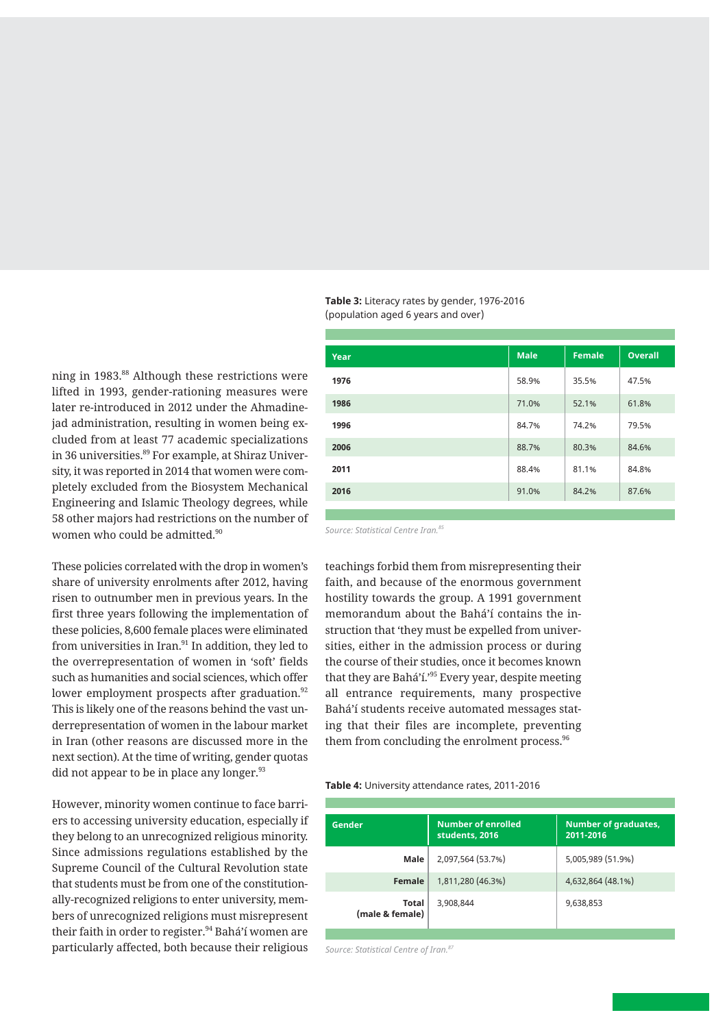ning in 1983.[88] Although these restrictions were lifted in 1993, gender-rationing measures were later re-introduced in 2012 under the Ahmadinejad administration, resulting in women being excluded from at least 77 academic specializations in 36 universities.[89] For example, at Shiraz University, it was reported in 2014 that women were completely excluded from the Biosystem Mechanical Engineering and Islamic Theology degrees, while 58 other majors had restrictions on the number of women who could be admitted.[90]

**Table 3:** Literacy rates by gender, 1976-2016 (population aged 6 years and over)

| Year | Male | Female | Overall |
|---|---|---|---|
| 1976 | 58.9% | 35.5% | 47.5% |
| 1986 | 71.0% | 52.1% | 61.8% |
| 1996 | 84.7% | 74.2% | 79.5% |
| 2006 | 88.7% | 80.3% | 84.6% |
| 2011 | 88.4% | 81.1% | 84.8% |
| 2016 | 91.0% | 84.2% | 87.6% |

*Source: Statistical Centre Iran.[85]*

These policies correlated with the drop in women's share of university enrolments after 2012, having risen to outnumber men in previous years. In the first three years following the implementation of these policies, 8,600 female places were eliminated from universities in Iran.[91] In addition, they led to the overrepresentation of women in 'soft' fields such as humanities and social sciences, which offer lower employment prospects after graduation.[92] This is likely one of the reasons behind the vast underrepresentation of women in the labour market in Iran (other reasons are discussed more in the next section). At the time of writing, gender quotas did not appear to be in place any longer.[93]

However, minority women continue to face barriers to accessing university education, especially if they belong to an unrecognized religious minority. Since admissions regulations established by the Supreme Council of the Cultural Revolution state that students must be from one of the constitutionally-recognized religions to enter university, members of unrecognized religions must misrepresent their faith in order to register.[94] Bahá'í women are particularly affected, both because their religious teachings forbid them from misrepresenting their faith, and because of the enormous government hostility towards the group. A 1991 government memorandum about the Bahá'í contains the instruction that 'they must be expelled from universities, either in the admission process or during the course of their studies, once it becomes known that they are Bahá'í.'[95] Every year, despite meeting all entrance requirements, many prospective Bahá'í students receive automated messages stating that their files are incomplete, preventing them from concluding the enrolment process.[96]

**Table 4:** University attendance rates, 2011-2016

| Gender | Number of enrolled students, 2016 | Number of graduates, 2011-2016 |
|---|---|---|
| Male | 2,097,564 (53.7%) | 5,005,989 (51.9%) |
| Female | 1,811,280 (46.3%) | 4,632,864 (48.1%) |
| Total (male & female) | 3,908,844 | 9,638,853 |

*Source: Statistical Centre of Iran.[87]*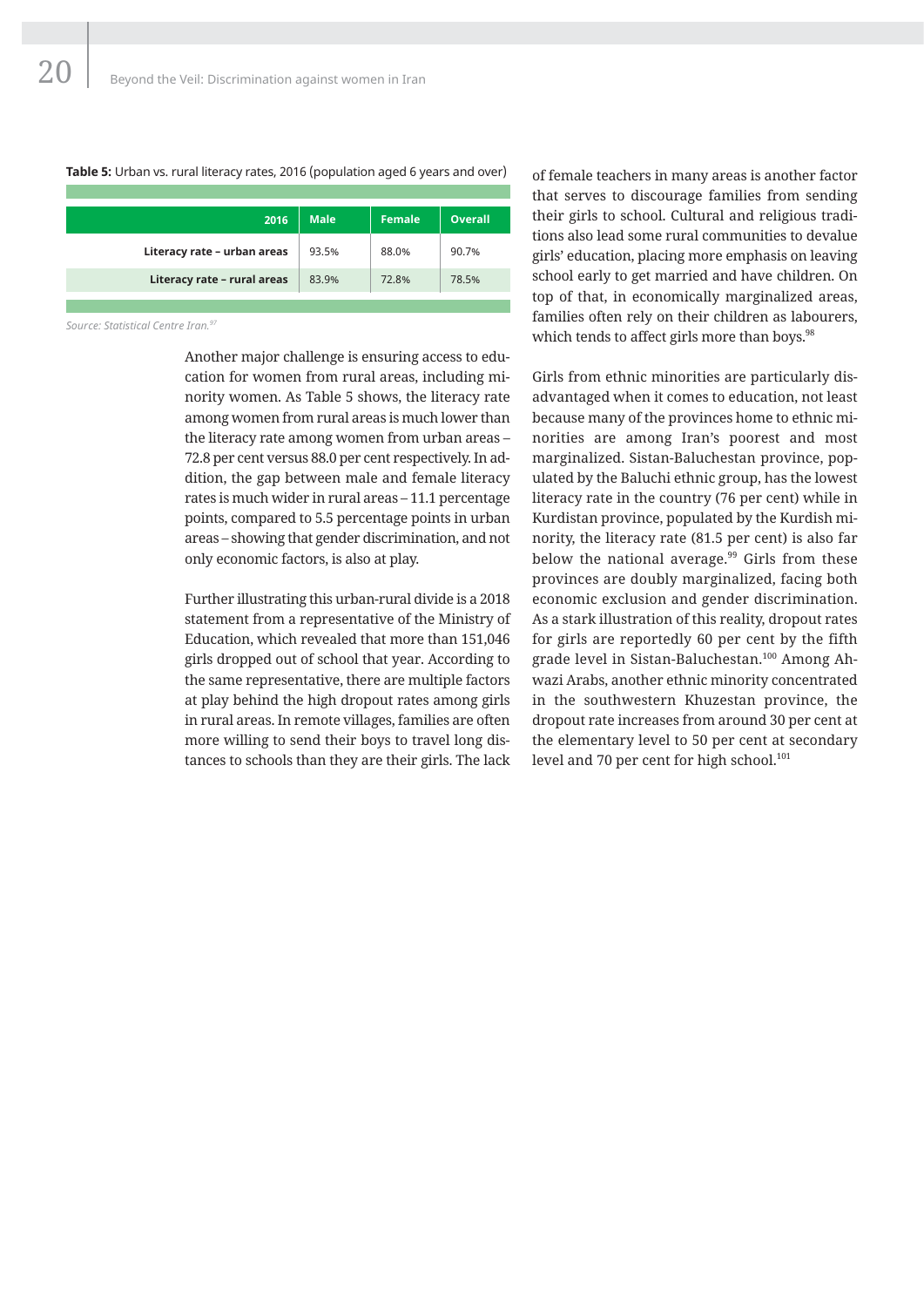**Table 5:** Urban vs. rural literacy rates, 2016 (population aged 6 years and over)

| 2016 | Male | Female | Overall |
|---|---|---|---|
| Literacy rate – urban areas | 93.5% | 88.0% | 90.7% |
| Literacy rate – rural areas | 83.9% | 72.8% | 78.5% |

*Source: Statistical Centre Iran.[97]*

Another major challenge is ensuring access to education for women from rural areas, including minority women. As Table 5 shows, the literacy rate among women from rural areas is much lower than the literacy rate among women from urban areas – 72.8 per cent versus 88.0 per cent respectively. In addition, the gap between male and female literacy rates is much wider in rural areas – 11.1 percentage points, compared to 5.5 percentage points in urban areas – showing that gender discrimination, and not only economic factors, is also at play.

Further illustrating this urban-rural divide is a 2018 statement from a representative of the Ministry of Education, which revealed that more than 151,046 girls dropped out of school that year. According to the same representative, there are multiple factors at play behind the high dropout rates among girls in rural areas. In remote villages, families are often more willing to send their boys to travel long distances to schools than they are their girls. The lack of female teachers in many areas is another factor that serves to discourage families from sending their girls to school. Cultural and religious traditions also lead some rural communities to devalue girls' education, placing more emphasis on leaving school early to get married and have children. On top of that, in economically marginalized areas, families often rely on their children as labourers, which tends to affect girls more than boys.[98]

Girls from ethnic minorities are particularly disadvantaged when it comes to education, not least because many of the provinces home to ethnic minorities are among Iran's poorest and most marginalized. Sistan-Baluchestan province, populated by the Baluchi ethnic group, has the lowest literacy rate in the country (76 per cent) while in Kurdistan province, populated by the Kurdish minority, the literacy rate (81.5 per cent) is also far below the national average.[99] Girls from these provinces are doubly marginalized, facing both economic exclusion and gender discrimination. As a stark illustration of this reality, dropout rates for girls are reportedly 60 per cent by the fifth grade level in Sistan-Baluchestan.[100] Among Ahwazi Arabs, another ethnic minority concentrated in the southwestern Khuzestan province, the dropout rate increases from around 30 per cent at the elementary level to 50 per cent at secondary level and 70 per cent for high school.[101]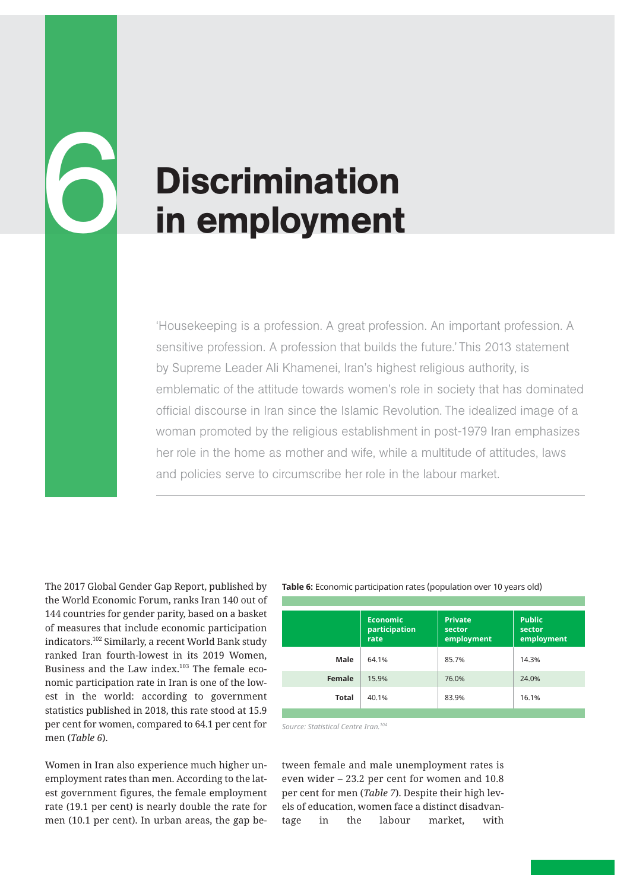# 6 Discrimination in employment

'Housekeeping is a profession. A great profession. An important profession. A sensitive profession. A profession that builds the future.' This 2013 statement by Supreme Leader Ali Khamenei, Iran's highest religious authority, is emblematic of the attitude towards women's role in society that has dominated official discourse in Iran since the Islamic Revolution. The idealized image of a woman promoted by the religious establishment in post-1979 Iran emphasizes her role in the home as mother and wife, while a multitude of attitudes, laws and policies serve to circumscribe her role in the labour market.

The 2017 Global Gender Gap Report, published by the World Economic Forum, ranks Iran 140 out of 144 countries for gender parity, based on a basket of measures that include economic participation indicators.[102] Similarly, a recent World Bank study ranked Iran fourth-lowest in its 2019 Women, Business and the Law index.[103] The female economic participation rate in Iran is one of the lowest in the world: according to government statistics published in 2018, this rate stood at 15.9 per cent for women, compared to 64.1 per cent for men (*Table 6*).

**Table 6:** Economic participation rates (population over 10 years old)

| | Economic participation rate | Private sector employment | Public sector employment |
|---|---|---|---|
| **Male** | 64.1% | 85.7% | 14.3% |
| **Female** | 15.9% | 76.0% | 24.0% |
| **Total** | 40.1% | 83.9% | 16.1% |

*Source: Statistical Centre Iran.[104]*

Women in Iran also experience much higher unemployment rates than men. According to the latest government figures, the female employment rate (19.1 per cent) is nearly double the rate for men (10.1 per cent). In urban areas, the gap between female and male unemployment rates is even wider – 23.2 per cent for women and 10.8 per cent for men (*Table 7*). Despite their high levels of education, women face a distinct disadvantage in the labour market, with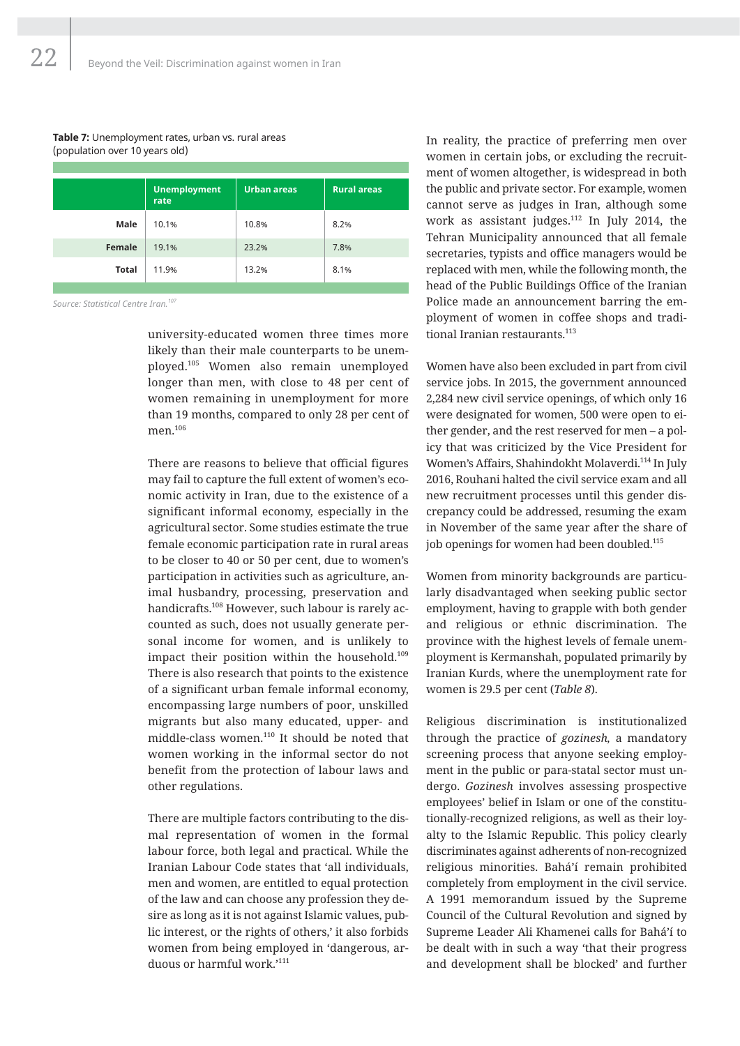**Table 7:** Unemployment rates, urban vs. rural areas (population over 10 years old)

| | Unemployment rate | Urban areas | Rural areas |
|---|---|---|---|
| **Male** | 10.1% | 10.8% | 8.2% |
| **Female** | 19.1% | 23.2% | 7.8% |
| **Total** | 11.9% | 13.2% | 8.1% |

*Source: Statistical Centre Iran.*[107]

university-educated women three times more likely than their male counterparts to be unemployed.[105] Women also remain unemployed longer than men, with close to 48 per cent of women remaining in unemployment for more than 19 months, compared to only 28 per cent of men.[106]

There are reasons to believe that official figures may fail to capture the full extent of women's economic activity in Iran, due to the existence of a significant informal economy, especially in the agricultural sector. Some studies estimate the true female economic participation rate in rural areas to be closer to 40 or 50 per cent, due to women's participation in activities such as agriculture, animal husbandry, processing, preservation and handicrafts.[108] However, such labour is rarely accounted as such, does not usually generate personal income for women, and is unlikely to impact their position within the household.[109] There is also research that points to the existence of a significant urban female informal economy, encompassing large numbers of poor, unskilled migrants but also many educated, upper- and middle-class women.[110] It should be noted that women working in the informal sector do not benefit from the protection of labour laws and other regulations.

There are multiple factors contributing to the dismal representation of women in the formal labour force, both legal and practical. While the Iranian Labour Code states that 'all individuals, men and women, are entitled to equal protection of the law and can choose any profession they desire as long as it is not against Islamic values, public interest, or the rights of others,' it also forbids women from being employed in 'dangerous, arduous or harmful work.'[111]

In reality, the practice of preferring men over women in certain jobs, or excluding the recruitment of women altogether, is widespread in both the public and private sector. For example, women cannot serve as judges in Iran, although some work as assistant judges.[112] In July 2014, the Tehran Municipality announced that all female secretaries, typists and office managers would be replaced with men, while the following month, the head of the Public Buildings Office of the Iranian Police made an announcement barring the employment of women in coffee shops and traditional Iranian restaurants.[113]

Women have also been excluded in part from civil service jobs. In 2015, the government announced 2,284 new civil service openings, of which only 16 were designated for women, 500 were open to either gender, and the rest reserved for men – a policy that was criticized by the Vice President for Women's Affairs, Shahindokht Molaverdi.[114] In July 2016, Rouhani halted the civil service exam and all new recruitment processes until this gender discrepancy could be addressed, resuming the exam in November of the same year after the share of job openings for women had been doubled.[115]

Women from minority backgrounds are particularly disadvantaged when seeking public sector employment, having to grapple with both gender and religious or ethnic discrimination. The province with the highest levels of female unemployment is Kermanshah, populated primarily by Iranian Kurds, where the unemployment rate for women is 29.5 per cent (*Table 8*).

Religious discrimination is institutionalized through the practice of *gozinesh*, a mandatory screening process that anyone seeking employment in the public or para-statal sector must undergo. *Gozinesh* involves assessing prospective employees' belief in Islam or one of the constitutionally-recognized religions, as well as their loyalty to the Islamic Republic. This policy clearly discriminates against adherents of non-recognized religious minorities. Bahá'í remain prohibited completely from employment in the civil service. A 1991 memorandum issued by the Supreme Council of the Cultural Revolution and signed by Supreme Leader Ali Khamenei calls for Bahá'í to be dealt with in such a way 'that their progress and development shall be blocked' and further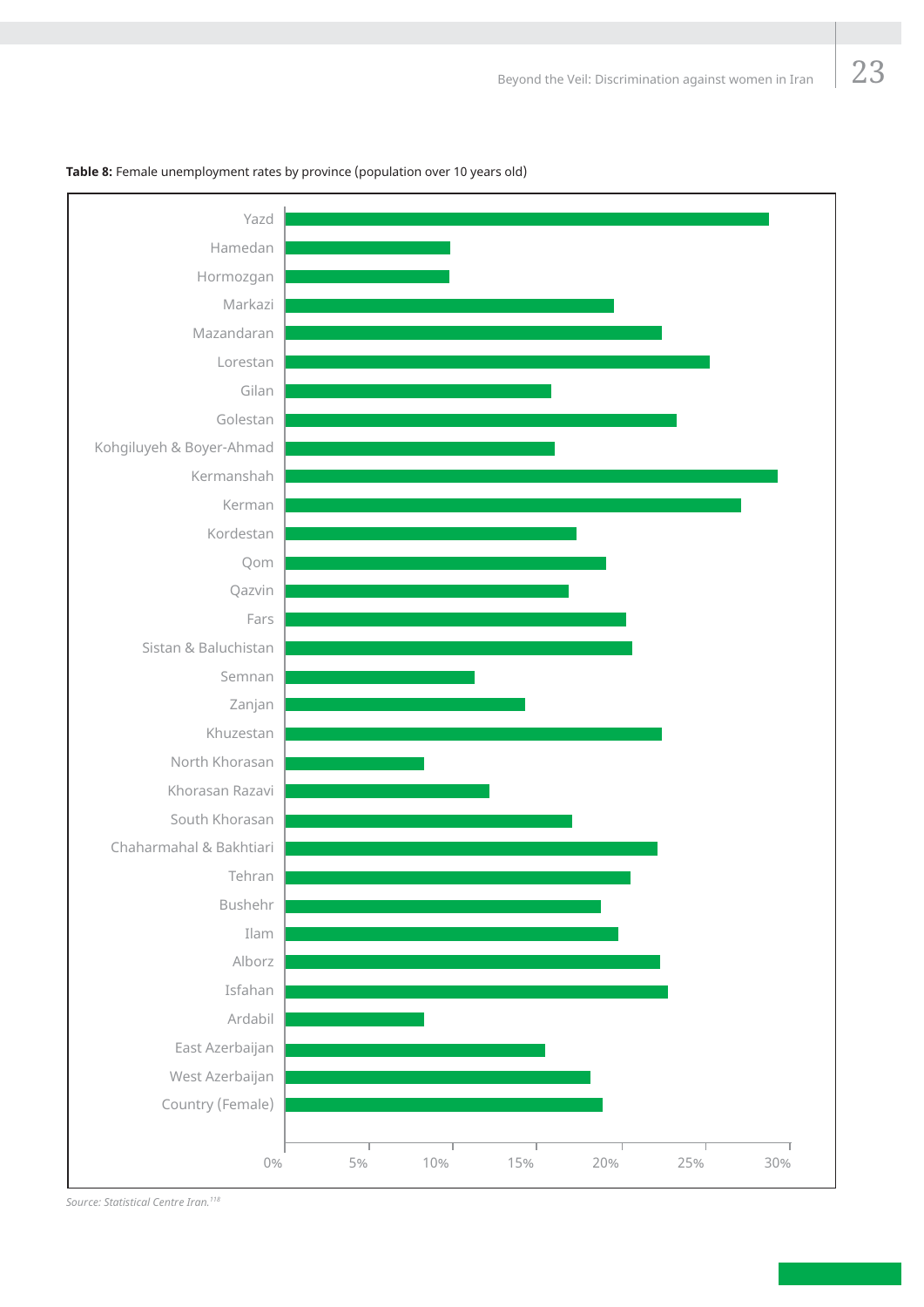**Table 8:** Female unemployment rates by province (population over 10 years old)

| Province | Female unemployment rate |
|---|---|
| Yazd | |
| Hamedan | |
| Hormozgan | |
| Markazi | |
| Mazandaran | |
| Lorestan | |
| Gilan | |
| Golestan | |
| Kohgiluyeh & Boyer-Ahmad | |
| Kermanshah | |
| Kerman | |
| Kordestan | |
| Qom | |
| Qazvin | |
| Fars | |
| Sistan & Baluchistan | |
| Semnan | |
| Zanjan | |
| Khuzestan | |
| North Khorasan | |
| Khorasan Razavi | |
| South Khorasan | |
| Chaharmahal & Bakhtiari | |
| Tehran | |
| Bushehr | |
| Ilam | |
| Alborz | |
| Isfahan | |
| Ardabil | |
| East Azerbaijan | |
| West Azerbaijan | |
| Country (Female) | |

Axis: 0%, 5%, 10%, 15%, 20%, 25%, 30%

*Source: Statistical Centre Iran.[118]*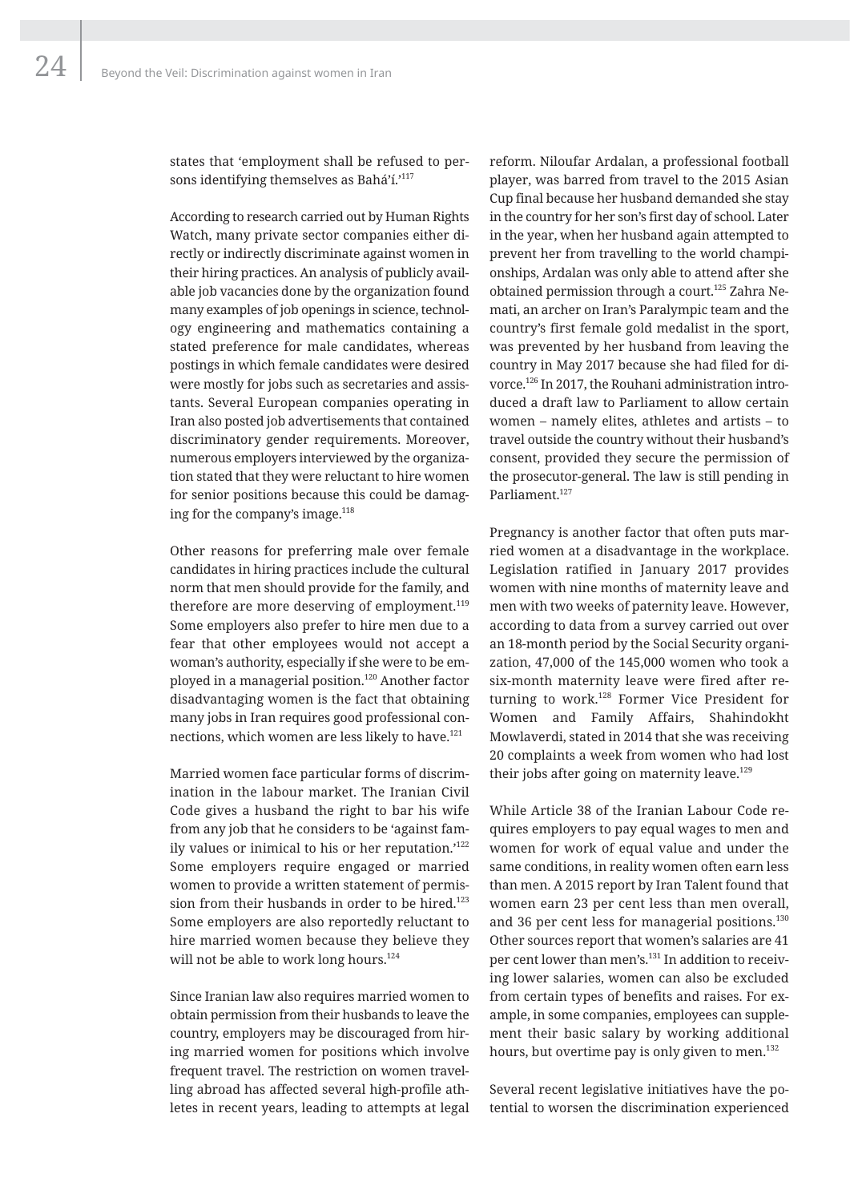states that 'employment shall be refused to persons identifying themselves as Bahá'í.'[117]

According to research carried out by Human Rights Watch, many private sector companies either directly or indirectly discriminate against women in their hiring practices. An analysis of publicly available job vacancies done by the organization found many examples of job openings in science, technology engineering and mathematics containing a stated preference for male candidates, whereas postings in which female candidates were desired were mostly for jobs such as secretaries and assistants. Several European companies operating in Iran also posted job advertisements that contained discriminatory gender requirements. Moreover, numerous employers interviewed by the organization stated that they were reluctant to hire women for senior positions because this could be damaging for the company's image.[118]

Other reasons for preferring male over female candidates in hiring practices include the cultural norm that men should provide for the family, and therefore are more deserving of employment.[119] Some employers also prefer to hire men due to a fear that other employees would not accept a woman's authority, especially if she were to be employed in a managerial position.[120] Another factor disadvantaging women is the fact that obtaining many jobs in Iran requires good professional connections, which women are less likely to have.[121]

Married women face particular forms of discrimination in the labour market. The Iranian Civil Code gives a husband the right to bar his wife from any job that he considers to be 'against family values or inimical to his or her reputation.'[122] Some employers require engaged or married women to provide a written statement of permission from their husbands in order to be hired.[123] Some employers are also reportedly reluctant to hire married women because they believe they will not be able to work long hours.[124]

Since Iranian law also requires married women to obtain permission from their husbands to leave the country, employers may be discouraged from hiring married women for positions which involve frequent travel. The restriction on women travelling abroad has affected several high-profile athletes in recent years, leading to attempts at legal reform. Niloufar Ardalan, a professional football player, was barred from travel to the 2015 Asian Cup final because her husband demanded she stay in the country for her son's first day of school. Later in the year, when her husband again attempted to prevent her from travelling to the world championships, Ardalan was only able to attend after she obtained permission through a court.[125] Zahra Nemati, an archer on Iran's Paralympic team and the country's first female gold medalist in the sport, was prevented by her husband from leaving the country in May 2017 because she had filed for divorce.[126] In 2017, the Rouhani administration introduced a draft law to Parliament to allow certain women – namely elites, athletes and artists – to travel outside the country without their husband's consent, provided they secure the permission of the prosecutor-general. The law is still pending in Parliament.[127]

Pregnancy is another factor that often puts married women at a disadvantage in the workplace. Legislation ratified in January 2017 provides women with nine months of maternity leave and men with two weeks of paternity leave. However, according to data from a survey carried out over an 18-month period by the Social Security organization, 47,000 of the 145,000 women who took a six-month maternity leave were fired after returning to work.[128] Former Vice President for Women and Family Affairs, Shahindokht Mowlaverdi, stated in 2014 that she was receiving 20 complaints a week from women who had lost their jobs after going on maternity leave.[129]

While Article 38 of the Iranian Labour Code requires employers to pay equal wages to men and women for work of equal value and under the same conditions, in reality women often earn less than men. A 2015 report by Iran Talent found that women earn 23 per cent less than men overall, and 36 per cent less for managerial positions.[130] Other sources report that women's salaries are 41 per cent lower than men's.[131] In addition to receiving lower salaries, women can also be excluded from certain types of benefits and raises. For example, in some companies, employees can supplement their basic salary by working additional hours, but overtime pay is only given to men.[132]

Several recent legislative initiatives have the potential to worsen the discrimination experienced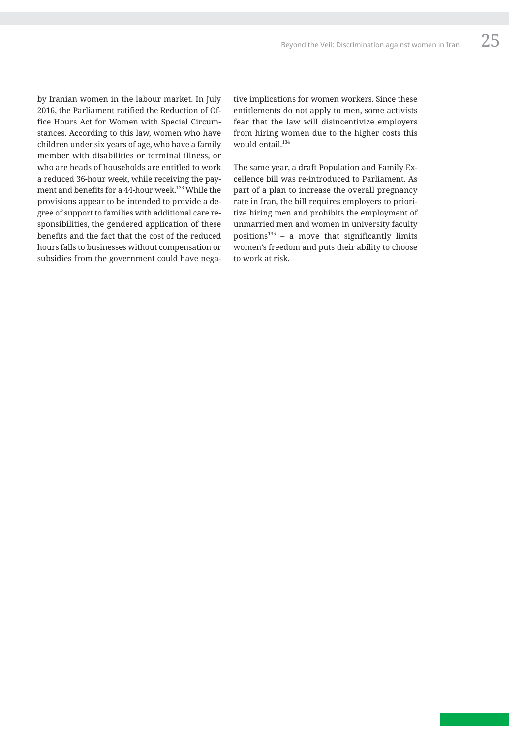by Iranian women in the labour market. In July 2016, the Parliament ratified the Reduction of Office Hours Act for Women with Special Circumstances. According to this law, women who have children under six years of age, who have a family member with disabilities or terminal illness, or who are heads of households are entitled to work a reduced 36-hour week, while receiving the payment and benefits for a 44-hour week.[133] While the provisions appear to be intended to provide a degree of support to families with additional care responsibilities, the gendered application of these benefits and the fact that the cost of the reduced hours falls to businesses without compensation or subsidies from the government could have negative implications for women workers. Since these entitlements do not apply to men, some activists fear that the law will disincentivize employers from hiring women due to the higher costs this would entail.[134]

The same year, a draft Population and Family Excellence bill was re-introduced to Parliament. As part of a plan to increase the overall pregnancy rate in Iran, the bill requires employers to prioritize hiring men and prohibits the employment of unmarried men and women in university faculty positions[135] – a move that significantly limits women's freedom and puts their ability to choose to work at risk.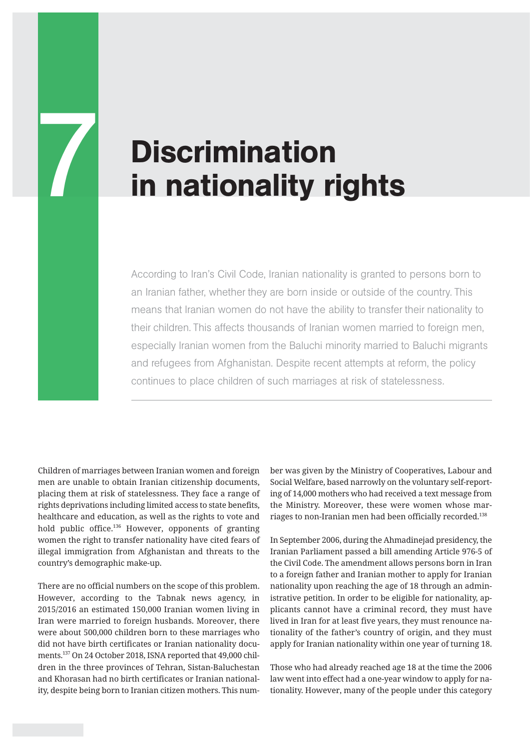# 7 Discrimination in nationality rights

According to Iran's Civil Code, Iranian nationality is granted to persons born to an Iranian father, whether they are born inside or outside of the country. This means that Iranian women do not have the ability to transfer their nationality to their children. This affects thousands of Iranian women married to foreign men, especially Iranian women from the Baluchi minority married to Baluchi migrants and refugees from Afghanistan. Despite recent attempts at reform, the policy continues to place children of such marriages at risk of statelessness.

---

Children of marriages between Iranian women and foreign men are unable to obtain Iranian citizenship documents, placing them at risk of statelessness. They face a range of rights deprivations including limited access to state benefits, healthcare and education, as well as the rights to vote and hold public office.[136] However, opponents of granting women the right to transfer nationality have cited fears of illegal immigration from Afghanistan and threats to the country's demographic make-up.

There are no official numbers on the scope of this problem. However, according to the Tabnak news agency, in 2015/2016 an estimated 150,000 Iranian women living in Iran were married to foreign husbands. Moreover, there were about 500,000 children born to these marriages who did not have birth certificates or Iranian nationality documents.[137] On 24 October 2018, ISNA reported that 49,000 children in the three provinces of Tehran, Sistan-Baluchestan and Khorasan had no birth certificates or Iranian nationality, despite being born to Iranian citizen mothers. This number was given by the Ministry of Cooperatives, Labour and Social Welfare, based narrowly on the voluntary self-reporting of 14,000 mothers who had received a text message from the Ministry. Moreover, these were women whose marriages to non-Iranian men had been officially recorded.[138]

In September 2006, during the Ahmadinejad presidency, the Iranian Parliament passed a bill amending Article 976-5 of the Civil Code. The amendment allows persons born in Iran to a foreign father and Iranian mother to apply for Iranian nationality upon reaching the age of 18 through an administrative petition. In order to be eligible for nationality, applicants cannot have a criminal record, they must have lived in Iran for at least five years, they must renounce nationality of the father's country of origin, and they must apply for Iranian nationality within one year of turning 18.

Those who had already reached age 18 at the time the 2006 law went into effect had a one-year window to apply for nationality. However, many of the people under this category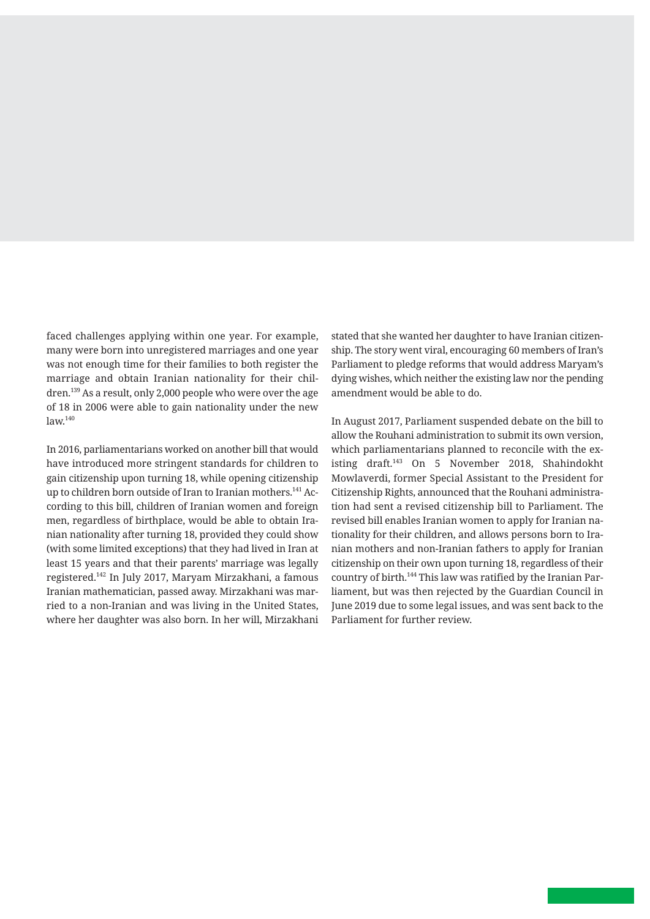faced challenges applying within one year. For example, many were born into unregistered marriages and one year was not enough time for their families to both register the marriage and obtain Iranian nationality for their children.[139] As a result, only 2,000 people who were over the age of 18 in 2006 were able to gain nationality under the new law.[140]

In 2016, parliamentarians worked on another bill that would have introduced more stringent standards for children to gain citizenship upon turning 18, while opening citizenship up to children born outside of Iran to Iranian mothers.[141] According to this bill, children of Iranian women and foreign men, regardless of birthplace, would be able to obtain Iranian nationality after turning 18, provided they could show (with some limited exceptions) that they had lived in Iran at least 15 years and that their parents' marriage was legally registered.[142] In July 2017, Maryam Mirzakhani, a famous Iranian mathematician, passed away. Mirzakhani was married to a non-Iranian and was living in the United States, where her daughter was also born. In her will, Mirzakhani stated that she wanted her daughter to have Iranian citizenship. The story went viral, encouraging 60 members of Iran's Parliament to pledge reforms that would address Maryam's dying wishes, which neither the existing law nor the pending amendment would be able to do.

In August 2017, Parliament suspended debate on the bill to allow the Rouhani administration to submit its own version, which parliamentarians planned to reconcile with the existing draft.[143] On 5 November 2018, Shahindokht Mowlaverdi, former Special Assistant to the President for Citizenship Rights, announced that the Rouhani administration had sent a revised citizenship bill to Parliament. The revised bill enables Iranian women to apply for Iranian nationality for their children, and allows persons born to Iranian mothers and non-Iranian fathers to apply for Iranian citizenship on their own upon turning 18, regardless of their country of birth.[144] This law was ratified by the Iranian Parliament, but was then rejected by the Guardian Council in June 2019 due to some legal issues, and was sent back to the Parliament for further review.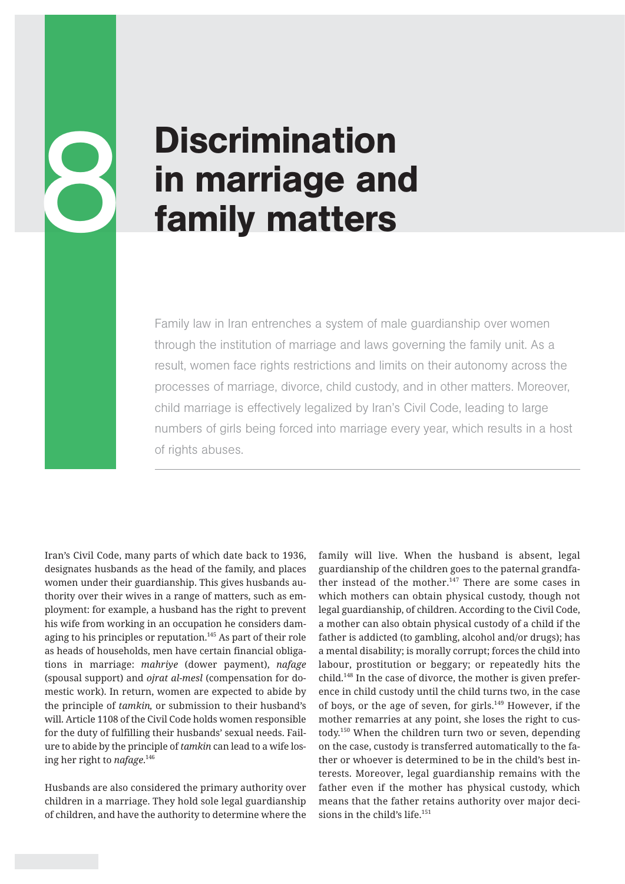# 8 Discrimination in marriage and family matters

Family law in Iran entrenches a system of male guardianship over women through the institution of marriage and laws governing the family unit. As a result, women face rights restrictions and limits on their autonomy across the processes of marriage, divorce, child custody, and in other matters. Moreover, child marriage is effectively legalized by Iran's Civil Code, leading to large numbers of girls being forced into marriage every year, which results in a host of rights abuses.

Iran's Civil Code, many parts of which date back to 1936, designates husbands as the head of the family, and places women under their guardianship. This gives husbands authority over their wives in a range of matters, such as employment: for example, a husband has the right to prevent his wife from working in an occupation he considers damaging to his principles or reputation.[145] As part of their role as heads of households, men have certain financial obligations in marriage: *mahriye* (dower payment), *nafage* (spousal support) and *ojrat al-mesl* (compensation for domestic work). In return, women are expected to abide by the principle of *tamkin,* or submission to their husband's will. Article 1108 of the Civil Code holds women responsible for the duty of fulfilling their husbands' sexual needs. Failure to abide by the principle of *tamkin* can lead to a wife losing her right to *nafage.*[146]

Husbands are also considered the primary authority over children in a marriage. They hold sole legal guardianship of children, and have the authority to determine where the family will live. When the husband is absent, legal guardianship of the children goes to the paternal grandfather instead of the mother.[147] There are some cases in which mothers can obtain physical custody, though not legal guardianship, of children. According to the Civil Code, a mother can also obtain physical custody of a child if the father is addicted (to gambling, alcohol and/or drugs); has a mental disability; is morally corrupt; forces the child into labour, prostitution or beggary; or repeatedly hits the child.[148] In the case of divorce, the mother is given preference in child custody until the child turns two, in the case of boys, or the age of seven, for girls.[149] However, if the mother remarries at any point, she loses the right to custody.[150] When the children turn two or seven, depending on the case, custody is transferred automatically to the father or whoever is determined to be in the child's best interests. Moreover, legal guardianship remains with the father even if the mother has physical custody, which means that the father retains authority over major decisions in the child's life.[151]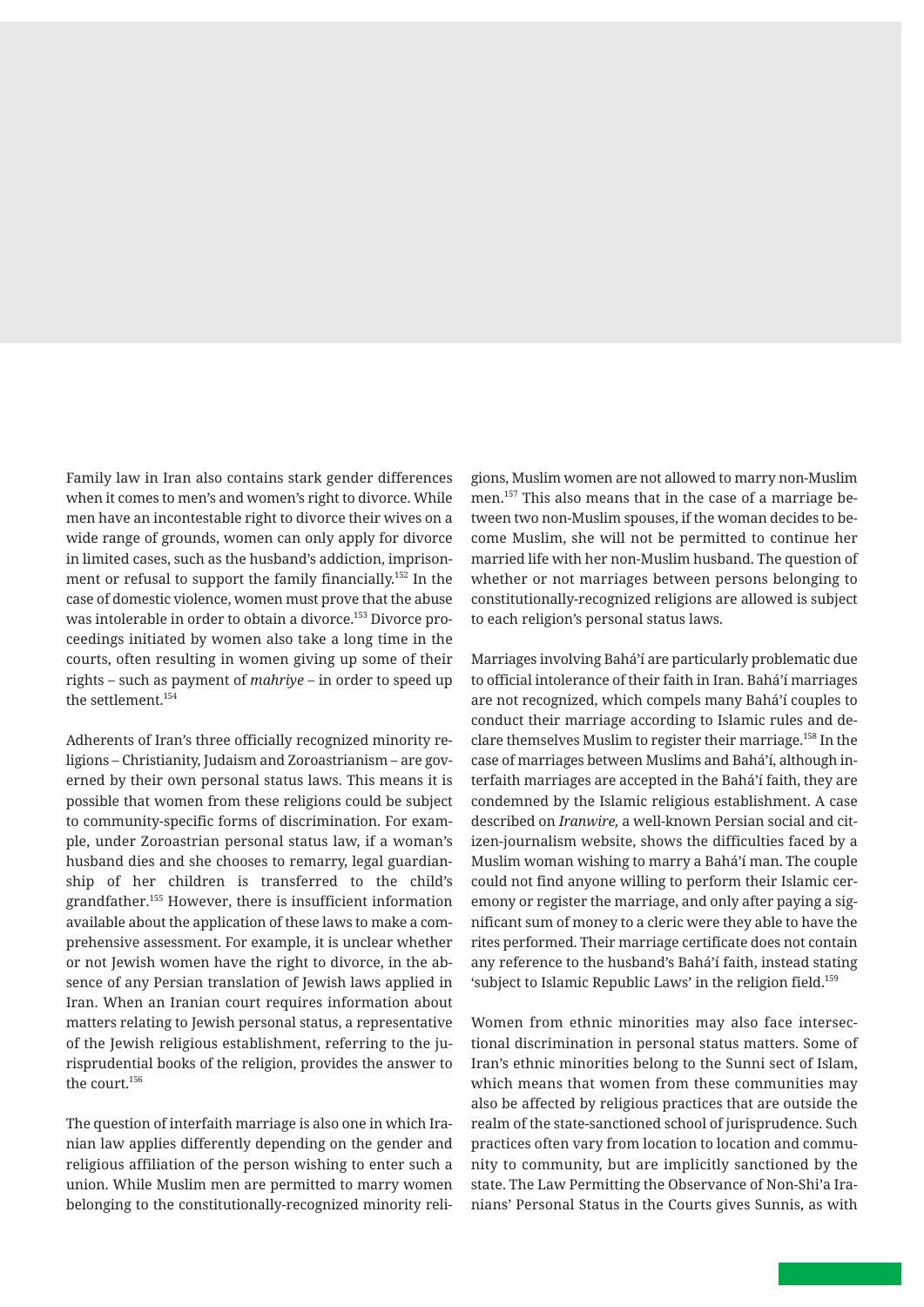Family law in Iran also contains stark gender differences when it comes to men's and women's right to divorce. While men have an incontestable right to divorce their wives on a wide range of grounds, women can only apply for divorce in limited cases, such as the husband's addiction, imprisonment or refusal to support the family financially.[152] In the case of domestic violence, women must prove that the abuse was intolerable in order to obtain a divorce.[153] Divorce proceedings initiated by women also take a long time in the courts, often resulting in women giving up some of their rights – such as payment of *mahriye* – in order to speed up the settlement.[154]

Adherents of Iran's three officially recognized minority religions – Christianity, Judaism and Zoroastrianism – are governed by their own personal status laws. This means it is possible that women from these religions could be subject to community-specific forms of discrimination. For example, under Zoroastrian personal status law, if a woman's husband dies and she chooses to remarry, legal guardianship of her children is transferred to the child's grandfather.[155] However, there is insufficient information available about the application of these laws to make a comprehensive assessment. For example, it is unclear whether or not Jewish women have the right to divorce, in the absence of any Persian translation of Jewish laws applied in Iran. When an Iranian court requires information about matters relating to Jewish personal status, a representative of the Jewish religious establishment, referring to the jurisprudential books of the religion, provides the answer to the court.[156]

The question of interfaith marriage is also one in which Iranian law applies differently depending on the gender and religious affiliation of the person wishing to enter such a union. While Muslim men are permitted to marry women belonging to the constitutionally-recognized minority religions, Muslim women are not allowed to marry non-Muslim men.[157] This also means that in the case of a marriage between two non-Muslim spouses, if the woman decides to become Muslim, she will not be permitted to continue her married life with her non-Muslim husband. The question of whether or not marriages between persons belonging to constitutionally-recognized religions are allowed is subject to each religion's personal status laws.

Marriages involving Bahá'í are particularly problematic due to official intolerance of their faith in Iran. Bahá'í marriages are not recognized, which compels many Bahá'í couples to conduct their marriage according to Islamic rules and declare themselves Muslim to register their marriage.[158] In the case of marriages between Muslims and Bahá'í, although interfaith marriages are accepted in the Bahá'í faith, they are condemned by the Islamic religious establishment. A case described on *Iranwire,* a well-known Persian social and citizen-journalism website, shows the difficulties faced by a Muslim woman wishing to marry a Bahá'í man. The couple could not find anyone willing to perform their Islamic ceremony or register the marriage, and only after paying a significant sum of money to a cleric were they able to have the rites performed. Their marriage certificate does not contain any reference to the husband's Bahá'í faith, instead stating 'subject to Islamic Republic Laws' in the religion field.[159]

Women from ethnic minorities may also face intersectional discrimination in personal status matters. Some of Iran's ethnic minorities belong to the Sunni sect of Islam, which means that women from these communities may also be affected by religious practices that are outside the realm of the state-sanctioned school of jurisprudence. Such practices often vary from location to location and community to community, but are implicitly sanctioned by the state. The Law Permitting the Observance of Non-Shi'a Iranians' Personal Status in the Courts gives Sunnis, as with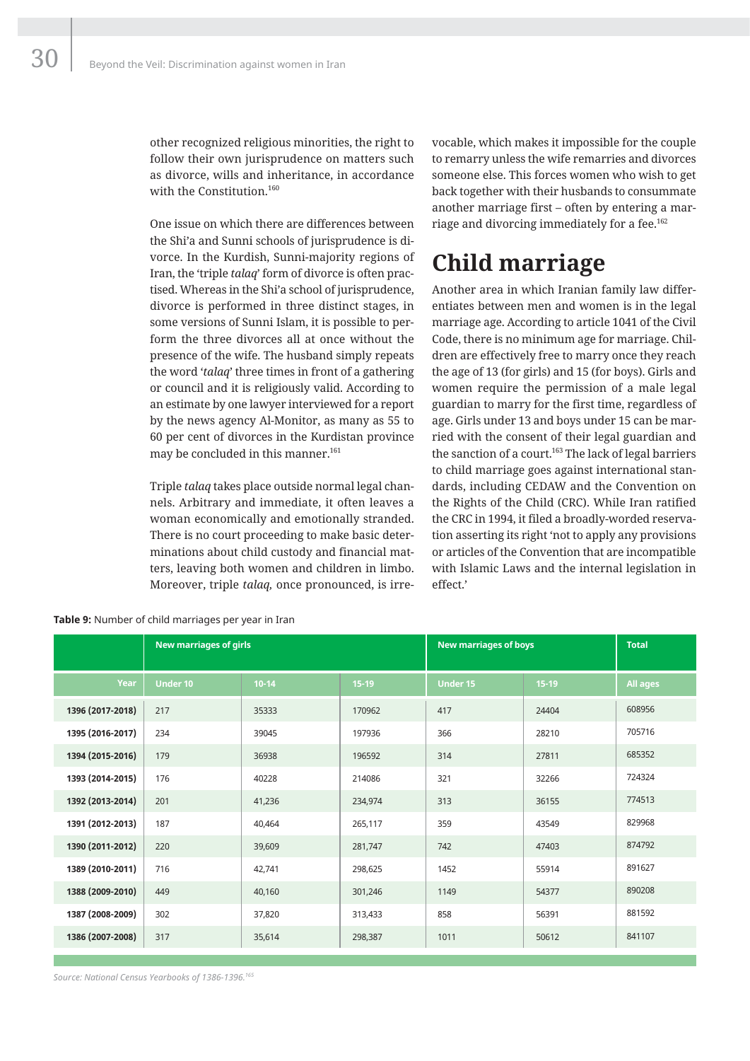other recognized religious minorities, the right to follow their own jurisprudence on matters such as divorce, wills and inheritance, in accordance with the Constitution.[160]

One issue on which there are differences between the Shi'a and Sunni schools of jurisprudence is divorce. In the Kurdish, Sunni-majority regions of Iran, the 'triple *talaq*' form of divorce is often practised. Whereas in the Shi'a school of jurisprudence, divorce is performed in three distinct stages, in some versions of Sunni Islam, it is possible to perform the three divorces all at once without the presence of the wife. The husband simply repeats the word '*talaq*' three times in front of a gathering or council and it is religiously valid. According to an estimate by one lawyer interviewed for a report by the news agency Al-Monitor, as many as 55 to 60 per cent of divorces in the Kurdistan province may be concluded in this manner.[161]

Triple *talaq* takes place outside normal legal channels. Arbitrary and immediate, it often leaves a woman economically and emotionally stranded. There is no court proceeding to make basic determinations about child custody and financial matters, leaving both women and children in limbo. Moreover, triple *talaq,* once pronounced, is irrevocable, which makes it impossible for the couple to remarry unless the wife remarries and divorces someone else. This forces women who wish to get back together with their husbands to consummate another marriage first – often by entering a marriage and divorcing immediately for a fee.[162]

## Child marriage

Another area in which Iranian family law differentiates between men and women is in the legal marriage age. According to article 1041 of the Civil Code, there is no minimum age for marriage. Children are effectively free to marry once they reach the age of 13 (for girls) and 15 (for boys). Girls and women require the permission of a male legal guardian to marry for the first time, regardless of age. Girls under 13 and boys under 15 can be married with the consent of their legal guardian and the sanction of a court.[163] The lack of legal barriers to child marriage goes against international standards, including CEDAW and the Convention on the Rights of the Child (CRC). While Iran ratified the CRC in 1994, it filed a broadly-worded reservation asserting its right 'not to apply any provisions or articles of the Convention that are incompatible with Islamic Laws and the internal legislation in effect.'

**Table 9:** Number of child marriages per year in Iran

| | New marriages of girls | | | New marriages of boys | | Total |
|---|---|---|---|---|---|---|
| Year | Under 10 | 10-14 | 15-19 | Under 15 | 15-19 | All ages |
| **1396 (2017-2018)** | 217 | 35333 | 170962 | 417 | 24404 | 608956 |
| **1395 (2016-2017)** | 234 | 39045 | 197936 | 366 | 28210 | 705716 |
| **1394 (2015-2016)** | 179 | 36938 | 196592 | 314 | 27811 | 685352 |
| **1393 (2014-2015)** | 176 | 40228 | 214086 | 321 | 32266 | 724324 |
| **1392 (2013-2014)** | 201 | 41,236 | 234,974 | 313 | 36155 | 774513 |
| **1391 (2012-2013)** | 187 | 40,464 | 265,117 | 359 | 43549 | 829968 |
| **1390 (2011-2012)** | 220 | 39,609 | 281,747 | 742 | 47403 | 874792 |
| **1389 (2010-2011)** | 716 | 42,741 | 298,625 | 1452 | 55914 | 891627 |
| **1388 (2009-2010)** | 449 | 40,160 | 301,246 | 1149 | 54377 | 890208 |
| **1387 (2008-2009)** | 302 | 37,820 | 313,433 | 858 | 56391 | 881592 |
| **1386 (2007-2008)** | 317 | 35,614 | 298,387 | 1011 | 50612 | 841107 |

*Source: National Census Yearbooks of 1386-1396.*[165]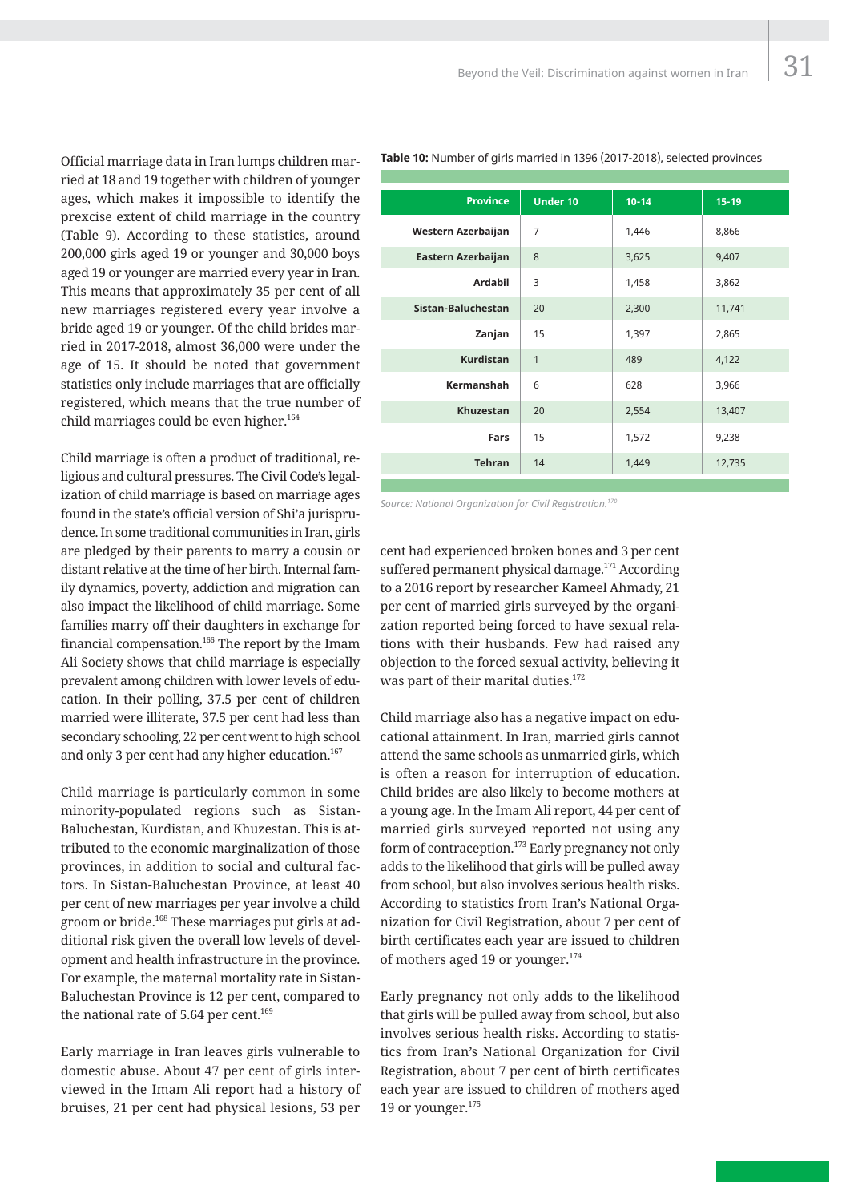Official marriage data in Iran lumps children married at 18 and 19 together with children of younger ages, which makes it impossible to identify the prexcise extent of child marriage in the country (Table 9). According to these statistics, around 200,000 girls aged 19 or younger and 30,000 boys aged 19 or younger are married every year in Iran. This means that approximately 35 per cent of all new marriages registered every year involve a bride aged 19 or younger. Of the child brides married in 2017-2018, almost 36,000 were under the age of 15. It should be noted that government statistics only include marriages that are officially registered, which means that the true number of child marriages could be even higher.[164]

Child marriage is often a product of traditional, religious and cultural pressures. The Civil Code's legalization of child marriage is based on marriage ages found in the state's official version of Shi'a jurisprudence. In some traditional communities in Iran, girls are pledged by their parents to marry a cousin or distant relative at the time of her birth. Internal family dynamics, poverty, addiction and migration can also impact the likelihood of child marriage. Some families marry off their daughters in exchange for financial compensation.[166] The report by the Imam Ali Society shows that child marriage is especially prevalent among children with lower levels of education. In their polling, 37.5 per cent of children married were illiterate, 37.5 per cent had less than secondary schooling, 22 per cent went to high school and only 3 per cent had any higher education.[167]

Child marriage is particularly common in some minority-populated regions such as Sistan-Baluchestan, Kurdistan, and Khuzestan. This is attributed to the economic marginalization of those provinces, in addition to social and cultural factors. In Sistan-Baluchestan Province, at least 40 per cent of new marriages per year involve a child groom or bride.[168] These marriages put girls at additional risk given the overall low levels of development and health infrastructure in the province. For example, the maternal mortality rate in Sistan-Baluchestan Province is 12 per cent, compared to the national rate of 5.64 per cent.[169]

Early marriage in Iran leaves girls vulnerable to domestic abuse. About 47 per cent of girls interviewed in the Imam Ali report had a history of bruises, 21 per cent had physical lesions, 53 per cent had experienced broken bones and 3 per cent suffered permanent physical damage.[171] According to a 2016 report by researcher Kameel Ahmady, 21 per cent of married girls surveyed by the organization reported being forced to have sexual relations with their husbands. Few had raised any objection to the forced sexual activity, believing it was part of their marital duties.[172]

**Table 10:** Number of girls married in 1396 (2017-2018), selected provinces

| Province | Under 10 | 10-14 | 15-19 |
|---|---|---|---|
| Western Azerbaijan | 7 | 1,446 | 8,866 |
| Eastern Azerbaijan | 8 | 3,625 | 9,407 |
| Ardabil | 3 | 1,458 | 3,862 |
| Sistan-Baluchestan | 20 | 2,300 | 11,741 |
| Zanjan | 15 | 1,397 | 2,865 |
| Kurdistan | 1 | 489 | 4,122 |
| Kermanshah | 6 | 628 | 3,966 |
| Khuzestan | 20 | 2,554 | 13,407 |
| Fars | 15 | 1,572 | 9,238 |
| Tehran | 14 | 1,449 | 12,735 |

*Source: National Organization for Civil Registration.*[170]

Child marriage also has a negative impact on educational attainment. In Iran, married girls cannot attend the same schools as unmarried girls, which is often a reason for interruption of education. Child brides are also likely to become mothers at a young age. In the Imam Ali report, 44 per cent of married girls surveyed reported not using any form of contraception.[173] Early pregnancy not only adds to the likelihood that girls will be pulled away from school, but also involves serious health risks. According to statistics from Iran's National Organization for Civil Registration, about 7 per cent of birth certificates each year are issued to children of mothers aged 19 or younger.[174]

Early pregnancy not only adds to the likelihood that girls will be pulled away from school, but also involves serious health risks. According to statistics from Iran's National Organization for Civil Registration, about 7 per cent of birth certificates each year are issued to children of mothers aged 19 or younger.[175]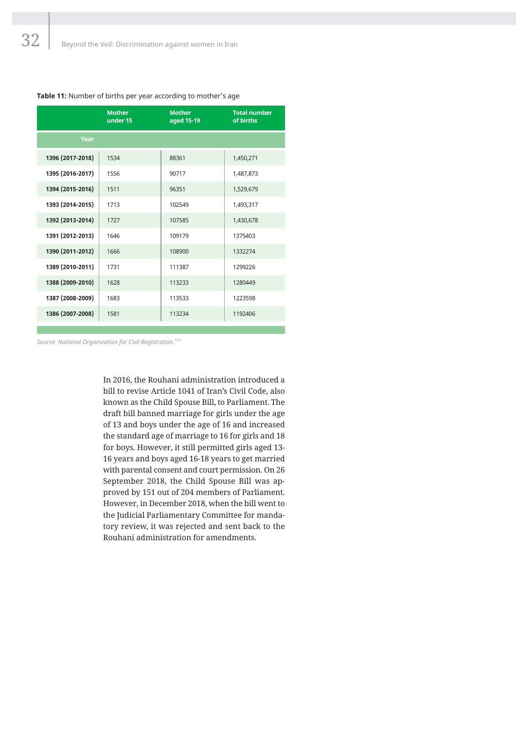**Table 11:** Number of births per year according to mother's age

| Year | Mother under 15 | Mother aged 15-19 | Total number of births |
|---|---|---|---|
| 1396 (2017-2018) | 1534 | 88361 | 1,450,271 |
| 1395 (2016-2017) | 1556 | 90717 | 1,487,873 |
| 1394 (2015-2016) | 1511 | 96351 | 1,529,679 |
| 1393 (2014-2015) | 1713 | 102549 | 1,493,317 |
| 1392 (2013-2014) | 1727 | 107585 | 1,430,678 |
| 1391 (2012-2013) | 1646 | 109179 | 1375403 |
| 1390 (2011-2012) | 1666 | 108900 | 1332274 |
| 1389 (2010-2011) | 1731 | 111387 | 1299226 |
| 1388 (2009-2010) | 1628 | 113233 | 1280449 |
| 1387 (2008-2009) | 1683 | 113533 | 1223598 |
| 1386 (2007-2008) | 1581 | 113234 | 1192406 |

*Source: National Organization for Civil Registration.*[176]

In 2016, the Rouhani administration introduced a bill to revise Article 1041 of Iran's Civil Code, also known as the Child Spouse Bill, to Parliament. The draft bill banned marriage for girls under the age of 13 and boys under the age of 16 and increased the standard age of marriage to 16 for girls and 18 for boys. However, it still permitted girls aged 13-16 years and boys aged 16-18 years to get married with parental consent and court permission. On 26 September 2018, the Child Spouse Bill was approved by 151 out of 204 members of Parliament. However, in December 2018, when the bill went to the Judicial Parliamentary Committee for mandatory review, it was rejected and sent back to the Rouhani administration for amendments.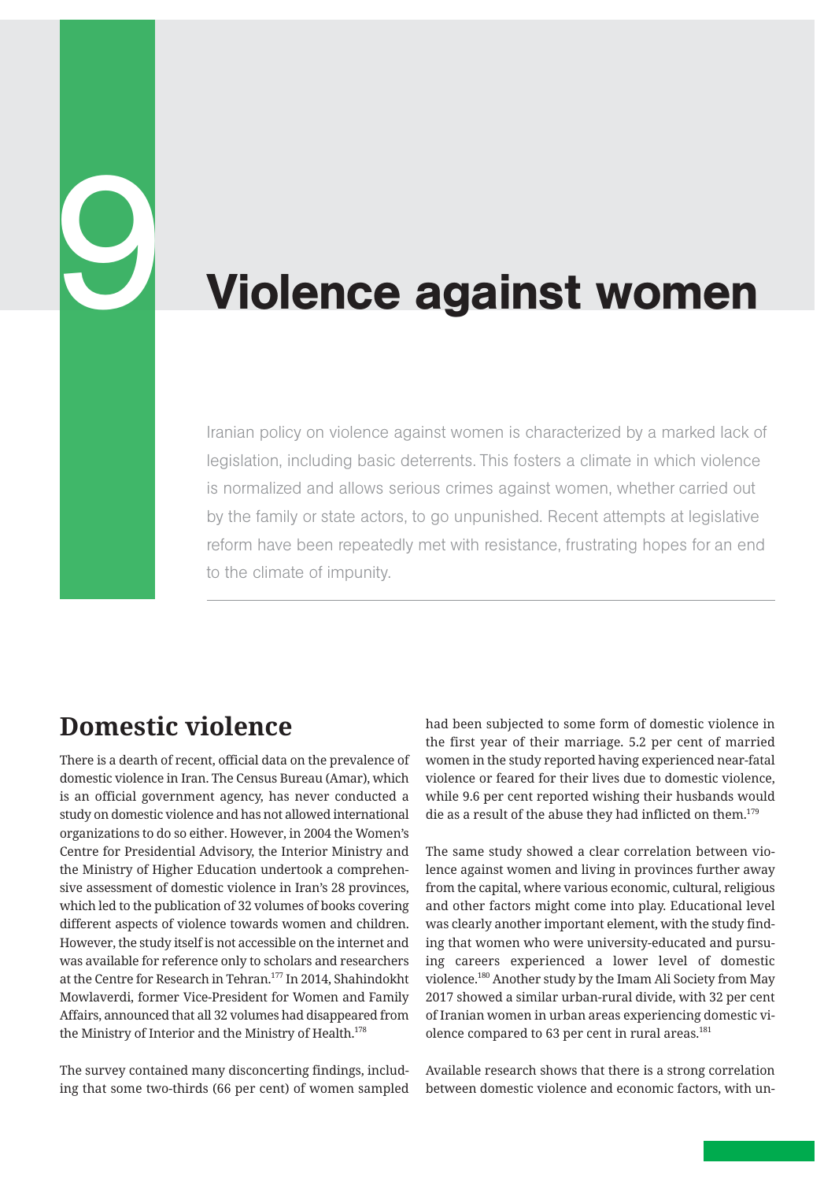# 9 Violence against women

Iranian policy on violence against women is characterized by a marked lack of legislation, including basic deterrents. This fosters a climate in which violence is normalized and allows serious crimes against women, whether carried out by the family or state actors, to go unpunished. Recent attempts at legislative reform have been repeatedly met with resistance, frustrating hopes for an end to the climate of impunity.

## Domestic violence

There is a dearth of recent, official data on the prevalence of domestic violence in Iran. The Census Bureau (Amar), which is an official government agency, has never conducted a study on domestic violence and has not allowed international organizations to do so either. However, in 2004 the Women's Centre for Presidential Advisory, the Interior Ministry and the Ministry of Higher Education undertook a comprehensive assessment of domestic violence in Iran's 28 provinces, which led to the publication of 32 volumes of books covering different aspects of violence towards women and children. However, the study itself is not accessible on the internet and was available for reference only to scholars and researchers at the Centre for Research in Tehran.[177] In 2014, Shahindokht Mowlaverdi, former Vice-President for Women and Family Affairs, announced that all 32 volumes had disappeared from the Ministry of Interior and the Ministry of Health.[178]

The survey contained many disconcerting findings, including that some two-thirds (66 per cent) of women sampled had been subjected to some form of domestic violence in the first year of their marriage. 5.2 per cent of married women in the study reported having experienced near-fatal violence or feared for their lives due to domestic violence, while 9.6 per cent reported wishing their husbands would die as a result of the abuse they had inflicted on them.[179]

The same study showed a clear correlation between violence against women and living in provinces further away from the capital, where various economic, cultural, religious and other factors might come into play. Educational level was clearly another important element, with the study finding that women who were university-educated and pursuing careers experienced a lower level of domestic violence.[180] Another study by the Imam Ali Society from May 2017 showed a similar urban-rural divide, with 32 per cent of Iranian women in urban areas experiencing domestic violence compared to 63 per cent in rural areas.[181]

Available research shows that there is a strong correlation between domestic violence and economic factors, with un-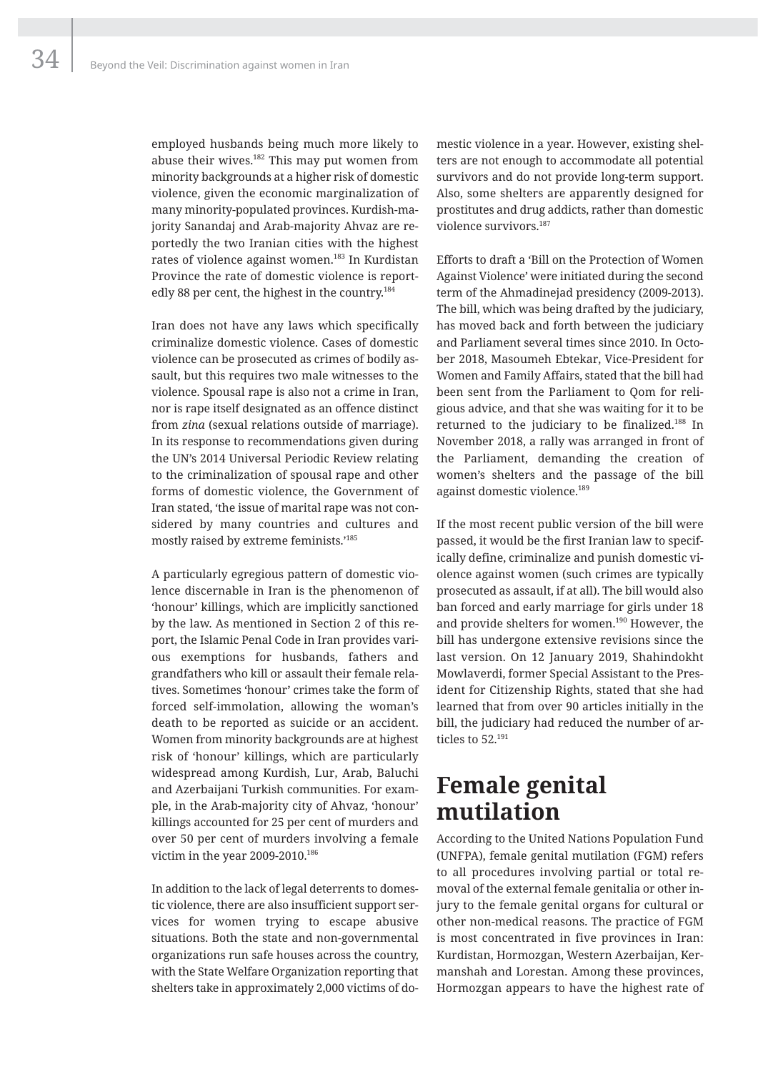employed husbands being much more likely to abuse their wives.[182] This may put women from minority backgrounds at a higher risk of domestic violence, given the economic marginalization of many minority-populated provinces. Kurdish-majority Sanandaj and Arab-majority Ahvaz are reportedly the two Iranian cities with the highest rates of violence against women.[183] In Kurdistan Province the rate of domestic violence is reportedly 88 per cent, the highest in the country.[184]

Iran does not have any laws which specifically criminalize domestic violence. Cases of domestic violence can be prosecuted as crimes of bodily assault, but this requires two male witnesses to the violence. Spousal rape is also not a crime in Iran, nor is rape itself designated as an offence distinct from *zina* (sexual relations outside of marriage). In its response to recommendations given during the UN's 2014 Universal Periodic Review relating to the criminalization of spousal rape and other forms of domestic violence, the Government of Iran stated, 'the issue of marital rape was not considered by many countries and cultures and mostly raised by extreme feminists.'[185]

A particularly egregious pattern of domestic violence discernable in Iran is the phenomenon of 'honour' killings, which are implicitly sanctioned by the law. As mentioned in Section 2 of this report, the Islamic Penal Code in Iran provides various exemptions for husbands, fathers and grandfathers who kill or assault their female relatives. Sometimes 'honour' crimes take the form of forced self-immolation, allowing the woman's death to be reported as suicide or an accident. Women from minority backgrounds are at highest risk of 'honour' killings, which are particularly widespread among Kurdish, Lur, Arab, Baluchi and Azerbaijani Turkish communities. For example, in the Arab-majority city of Ahvaz, 'honour' killings accounted for 25 per cent of murders and over 50 per cent of murders involving a female victim in the year 2009-2010.[186]

In addition to the lack of legal deterrents to domestic violence, there are also insufficient support services for women trying to escape abusive situations. Both the state and non-governmental organizations run safe houses across the country, with the State Welfare Organization reporting that shelters take in approximately 2,000 victims of domestic violence in a year. However, existing shelters are not enough to accommodate all potential survivors and do not provide long-term support. Also, some shelters are apparently designed for prostitutes and drug addicts, rather than domestic violence survivors.[187]

Efforts to draft a 'Bill on the Protection of Women Against Violence' were initiated during the second term of the Ahmadinejad presidency (2009-2013). The bill, which was being drafted by the judiciary, has moved back and forth between the judiciary and Parliament several times since 2010. In October 2018, Masoumeh Ebtekar, Vice-President for Women and Family Affairs, stated that the bill had been sent from the Parliament to Qom for religious advice, and that she was waiting for it to be returned to the judiciary to be finalized.[188] In November 2018, a rally was arranged in front of the Parliament, demanding the creation of women's shelters and the passage of the bill against domestic violence.[189]

If the most recent public version of the bill were passed, it would be the first Iranian law to specifically define, criminalize and punish domestic violence against women (such crimes are typically prosecuted as assault, if at all). The bill would also ban forced and early marriage for girls under 18 and provide shelters for women.[190] However, the bill has undergone extensive revisions since the last version. On 12 January 2019, Shahindokht Mowlaverdi, former Special Assistant to the President for Citizenship Rights, stated that she had learned that from over 90 articles initially in the bill, the judiciary had reduced the number of articles to 52.[191]

## Female genital mutilation

According to the United Nations Population Fund (UNFPA), female genital mutilation (FGM) refers to all procedures involving partial or total removal of the external female genitalia or other injury to the female genital organs for cultural or other non-medical reasons. The practice of FGM is most concentrated in five provinces in Iran: Kurdistan, Hormozgan, Western Azerbaijan, Kermanshah and Lorestan. Among these provinces, Hormozgan appears to have the highest rate of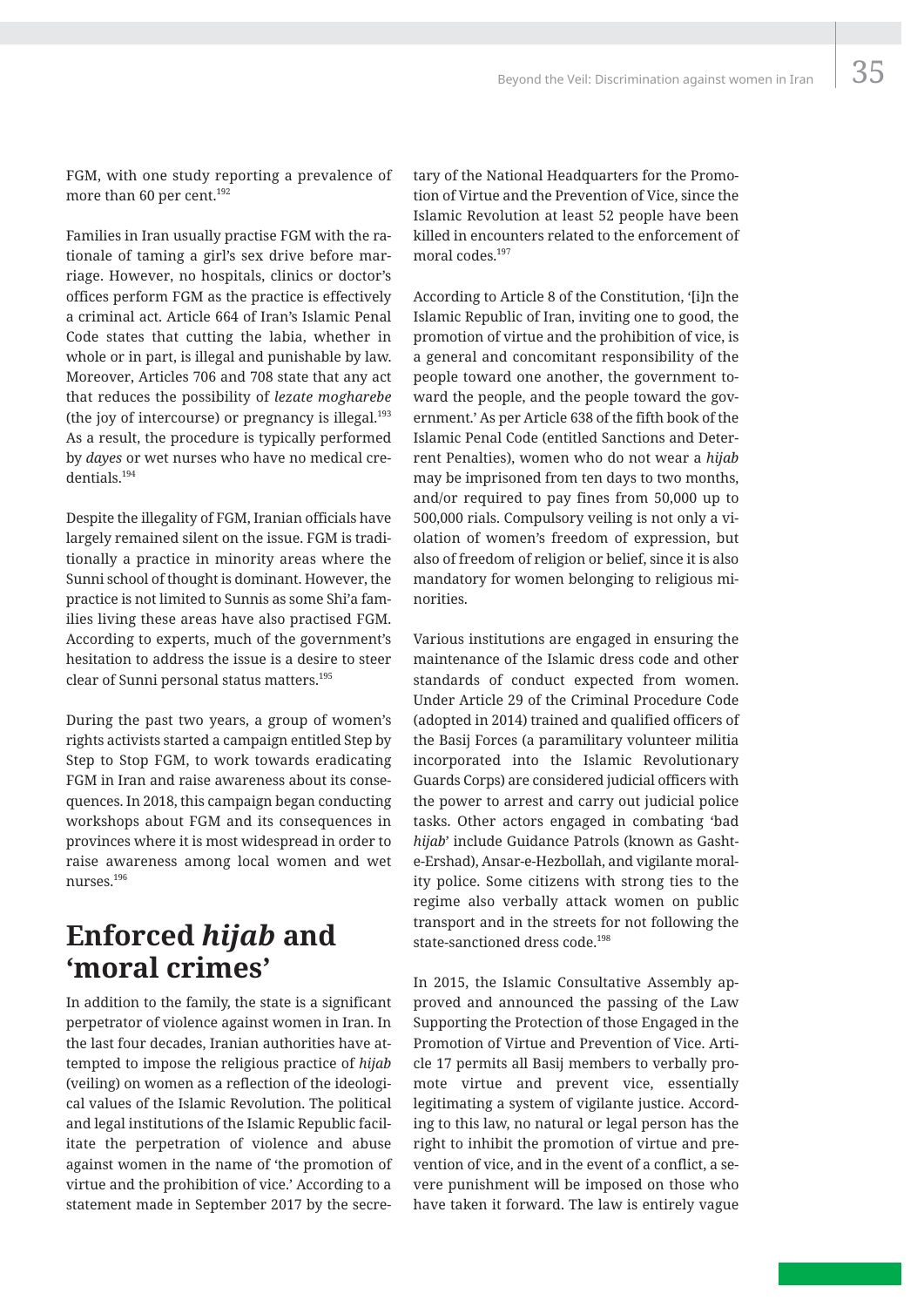FGM, with one study reporting a prevalence of more than 60 per cent.[192]

Families in Iran usually practise FGM with the rationale of taming a girl's sex drive before marriage. However, no hospitals, clinics or doctor's offices perform FGM as the practice is effectively a criminal act. Article 664 of Iran's Islamic Penal Code states that cutting the labia, whether in whole or in part, is illegal and punishable by law. Moreover, Articles 706 and 708 state that any act that reduces the possibility of *lezate mogharebe* (the joy of intercourse) or pregnancy is illegal.[193] As a result, the procedure is typically performed by *dayes* or wet nurses who have no medical credentials.[194]

Despite the illegality of FGM, Iranian officials have largely remained silent on the issue. FGM is traditionally a practice in minority areas where the Sunni school of thought is dominant. However, the practice is not limited to Sunnis as some Shi'a families living these areas have also practised FGM. According to experts, much of the government's hesitation to address the issue is a desire to steer clear of Sunni personal status matters.[195]

During the past two years, a group of women's rights activists started a campaign entitled Step by Step to Stop FGM, to work towards eradicating FGM in Iran and raise awareness about its consequences. In 2018, this campaign began conducting workshops about FGM and its consequences in provinces where it is most widespread in order to raise awareness among local women and wet nurses.[196]

## Enforced *hijab* and 'moral crimes'

In addition to the family, the state is a significant perpetrator of violence against women in Iran. In the last four decades, Iranian authorities have attempted to impose the religious practice of *hijab* (veiling) on women as a reflection of the ideological values of the Islamic Revolution. The political and legal institutions of the Islamic Republic facilitate the perpetration of violence and abuse against women in the name of 'the promotion of virtue and the prohibition of vice.' According to a statement made in September 2017 by the secretary of the National Headquarters for the Promotion of Virtue and the Prevention of Vice, since the Islamic Revolution at least 52 people have been killed in encounters related to the enforcement of moral codes.[197]

According to Article 8 of the Constitution, '[i]n the Islamic Republic of Iran, inviting one to good, the promotion of virtue and the prohibition of vice, is a general and concomitant responsibility of the people toward one another, the government toward the people, and the people toward the government.' As per Article 638 of the fifth book of the Islamic Penal Code (entitled Sanctions and Deterrent Penalties), women who do not wear a *hijab* may be imprisoned from ten days to two months, and/or required to pay fines from 50,000 up to 500,000 rials. Compulsory veiling is not only a violation of women's freedom of expression, but also of freedom of religion or belief, since it is also mandatory for women belonging to religious minorities.

Various institutions are engaged in ensuring the maintenance of the Islamic dress code and other standards of conduct expected from women. Under Article 29 of the Criminal Procedure Code (adopted in 2014) trained and qualified officers of the Basij Forces (a paramilitary volunteer militia incorporated into the Islamic Revolutionary Guards Corps) are considered judicial officers with the power to arrest and carry out judicial police tasks. Other actors engaged in combating 'bad *hijab*' include Guidance Patrols (known as Gasht-e-Ershad), Ansar-e-Hezbollah, and vigilante morality police. Some citizens with strong ties to the regime also verbally attack women on public transport and in the streets for not following the state-sanctioned dress code.[198]

In 2015, the Islamic Consultative Assembly approved and announced the passing of the Law Supporting the Protection of those Engaged in the Promotion of Virtue and Prevention of Vice. Article 17 permits all Basij members to verbally promote virtue and prevent vice, essentially legitimating a system of vigilante justice. According to this law, no natural or legal person has the right to inhibit the promotion of virtue and prevention of vice, and in the event of a conflict, a severe punishment will be imposed on those who have taken it forward. The law is entirely vague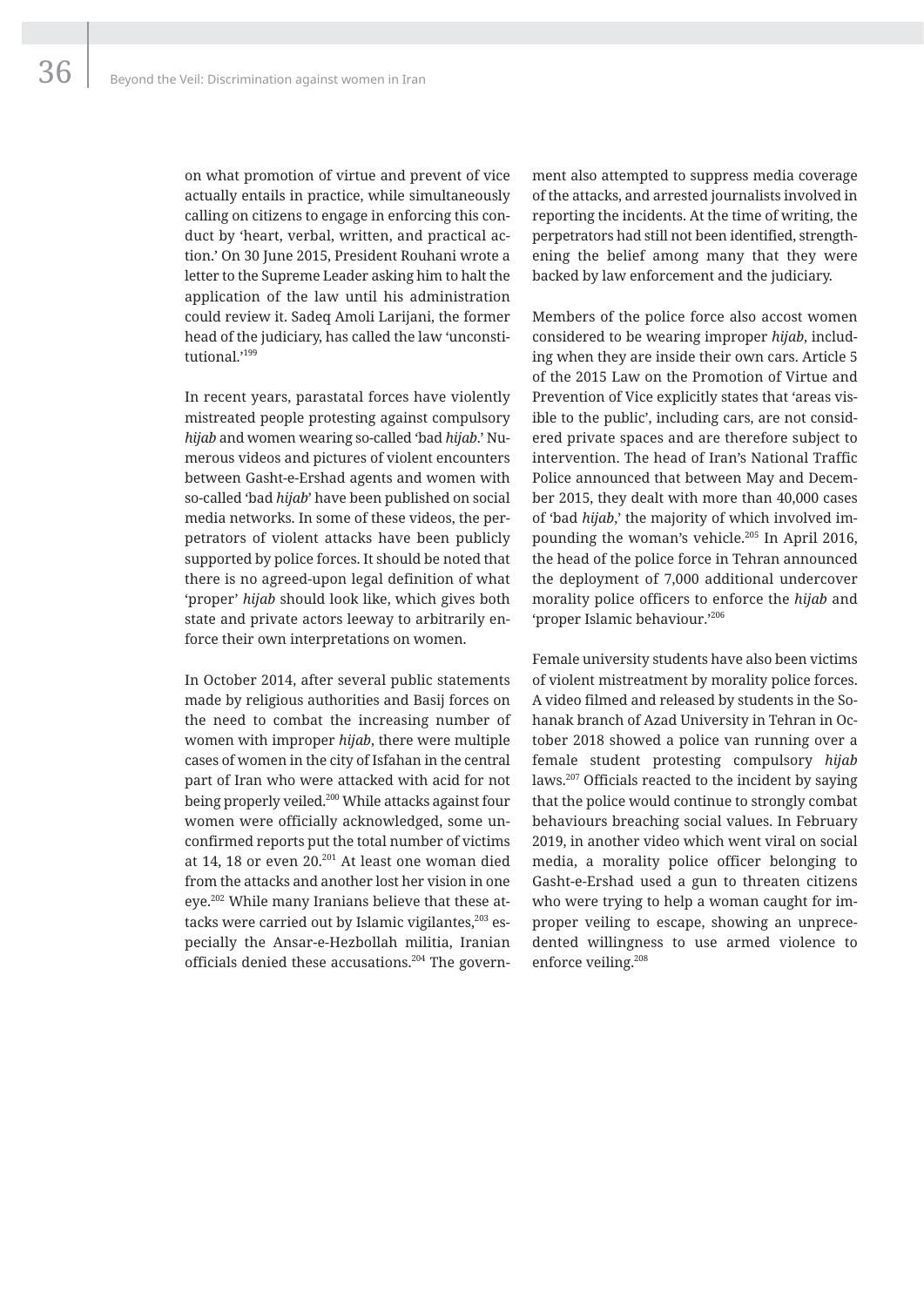on what promotion of virtue and prevent of vice actually entails in practice, while simultaneously calling on citizens to engage in enforcing this conduct by 'heart, verbal, written, and practical action.' On 30 June 2015, President Rouhani wrote a letter to the Supreme Leader asking him to halt the application of the law until his administration could review it. Sadeq Amoli Larijani, the former head of the judiciary, has called the law 'unconstitutional.'[199]

In recent years, parastatal forces have violently mistreated people protesting against compulsory *hijab* and women wearing so-called 'bad *hijab*.' Numerous videos and pictures of violent encounters between Gasht-e-Ershad agents and women with so-called 'bad *hijab*' have been published on social media networks. In some of these videos, the perpetrators of violent attacks have been publicly supported by police forces. It should be noted that there is no agreed-upon legal definition of what 'proper' *hijab* should look like, which gives both state and private actors leeway to arbitrarily enforce their own interpretations on women.

In October 2014, after several public statements made by religious authorities and Basij forces on the need to combat the increasing number of women with improper *hijab*, there were multiple cases of women in the city of Isfahan in the central part of Iran who were attacked with acid for not being properly veiled.[200] While attacks against four women were officially acknowledged, some unconfirmed reports put the total number of victims at 14, 18 or even 20.[201] At least one woman died from the attacks and another lost her vision in one eye.[202] While many Iranians believe that these attacks were carried out by Islamic vigilantes,[203] especially the Ansar-e-Hezbollah militia, Iranian officials denied these accusations.[204] The government also attempted to suppress media coverage of the attacks, and arrested journalists involved in reporting the incidents. At the time of writing, the perpetrators had still not been identified, strengthening the belief among many that they were backed by law enforcement and the judiciary.

Members of the police force also accost women considered to be wearing improper *hijab*, including when they are inside their own cars. Article 5 of the 2015 Law on the Promotion of Virtue and Prevention of Vice explicitly states that 'areas visible to the public', including cars, are not considered private spaces and are therefore subject to intervention. The head of Iran's National Traffic Police announced that between May and December 2015, they dealt with more than 40,000 cases of 'bad *hijab*,' the majority of which involved impounding the woman's vehicle.[205] In April 2016, the head of the police force in Tehran announced the deployment of 7,000 additional undercover morality police officers to enforce the *hijab* and 'proper Islamic behaviour.'[206]

Female university students have also been victims of violent mistreatment by morality police forces. A video filmed and released by students in the Sohanak branch of Azad University in Tehran in October 2018 showed a police van running over a female student protesting compulsory *hijab* laws.[207] Officials reacted to the incident by saying that the police would continue to strongly combat behaviours breaching social values. In February 2019, in another video which went viral on social media, a morality police officer belonging to Gasht-e-Ershad used a gun to threaten citizens who were trying to help a woman caught for improper veiling to escape, showing an unprecedented willingness to use armed violence to enforce veiling.[208]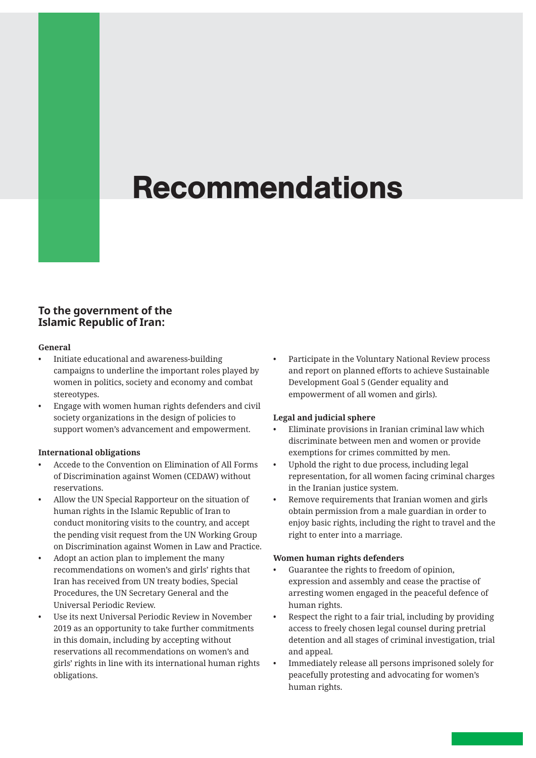# Recommendations

## To the government of the Islamic Republic of Iran:

### General

- Initiate educational and awareness-building campaigns to underline the important roles played by women in politics, society and economy and combat stereotypes.
- Engage with women human rights defenders and civil society organizations in the design of policies to support women's advancement and empowerment.

### International obligations

- Accede to the Convention on Elimination of All Forms of Discrimination against Women (CEDAW) without reservations.
- Allow the UN Special Rapporteur on the situation of human rights in the Islamic Republic of Iran to conduct monitoring visits to the country, and accept the pending visit request from the UN Working Group on Discrimination against Women in Law and Practice.
- Adopt an action plan to implement the many recommendations on women's and girls' rights that Iran has received from UN treaty bodies, Special Procedures, the UN Secretary General and the Universal Periodic Review.
- Use its next Universal Periodic Review in November 2019 as an opportunity to take further commitments in this domain, including by accepting without reservations all recommendations on women's and girls' rights in line with its international human rights obligations.
- Participate in the Voluntary National Review process and report on planned efforts to achieve Sustainable Development Goal 5 (Gender equality and empowerment of all women and girls).

### Legal and judicial sphere

- Eliminate provisions in Iranian criminal law which discriminate between men and women or provide exemptions for crimes committed by men.
- Uphold the right to due process, including legal representation, for all women facing criminal charges in the Iranian justice system.
- Remove requirements that Iranian women and girls obtain permission from a male guardian in order to enjoy basic rights, including the right to travel and the right to enter into a marriage.

### Women human rights defenders

- Guarantee the rights to freedom of opinion, expression and assembly and cease the practise of arresting women engaged in the peaceful defence of human rights.
- Respect the right to a fair trial, including by providing access to freely chosen legal counsel during pretrial detention and all stages of criminal investigation, trial and appeal.
- Immediately release all persons imprisoned solely for peacefully protesting and advocating for women's human rights.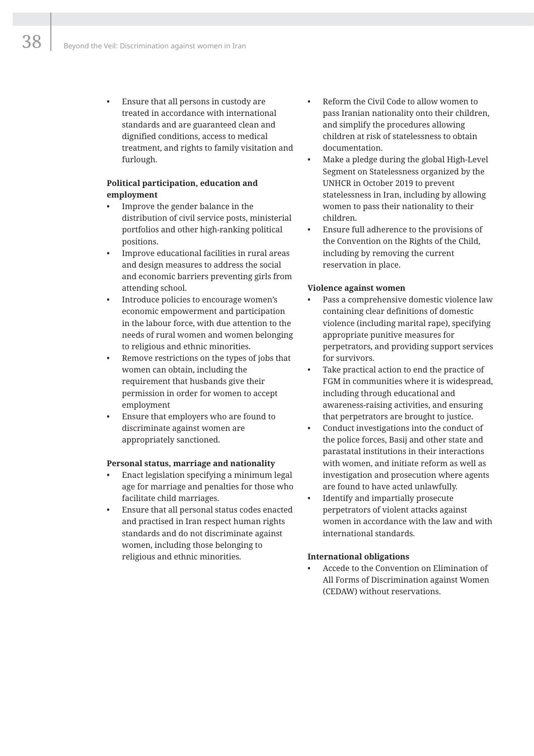- Ensure that all persons in custody are treated in accordance with international standards and are guaranteed clean and dignified conditions, access to medical treatment, and rights to family visitation and furlough.

**Political participation, education and employment**

- Improve the gender balance in the distribution of civil service posts, ministerial portfolios and other high-ranking political positions.
- Improve educational facilities in rural areas and design measures to address the social and economic barriers preventing girls from attending school.
- Introduce policies to encourage women's economic empowerment and participation in the labour force, with due attention to the needs of rural women and women belonging to religious and ethnic minorities.
- Remove restrictions on the types of jobs that women can obtain, including the requirement that husbands give their permission in order for women to accept employment
- Ensure that employers who are found to discriminate against women are appropriately sanctioned.

**Personal status, marriage and nationality**

- Enact legislation specifying a minimum legal age for marriage and penalties for those who facilitate child marriages.
- Ensure that all personal status codes enacted and practised in Iran respect human rights standards and do not discriminate against women, including those belonging to religious and ethnic minorities.
- Reform the Civil Code to allow women to pass Iranian nationality onto their children, and simplify the procedures allowing children at risk of statelessness to obtain documentation.
- Make a pledge during the global High-Level Segment on Statelessness organized by the UNHCR in October 2019 to prevent statelessness in Iran, including by allowing women to pass their nationality to their children.
- Ensure full adherence to the provisions of the Convention on the Rights of the Child, including by removing the current reservation in place.

**Violence against women**

- Pass a comprehensive domestic violence law containing clear definitions of domestic violence (including marital rape), specifying appropriate punitive measures for perpetrators, and providing support services for survivors.
- Take practical action to end the practice of FGM in communities where it is widespread, including through educational and awareness-raising activities, and ensuring that perpetrators are brought to justice.
- Conduct investigations into the conduct of the police forces, Basij and other state and parastatal institutions in their interactions with women, and initiate reform as well as investigation and prosecution where agents are found to have acted unlawfully.
- Identify and impartially prosecute perpetrators of violent attacks against women in accordance with the law and with international standards.

**International obligations**

- Accede to the Convention on Elimination of All Forms of Discrimination against Women (CEDAW) without reservations.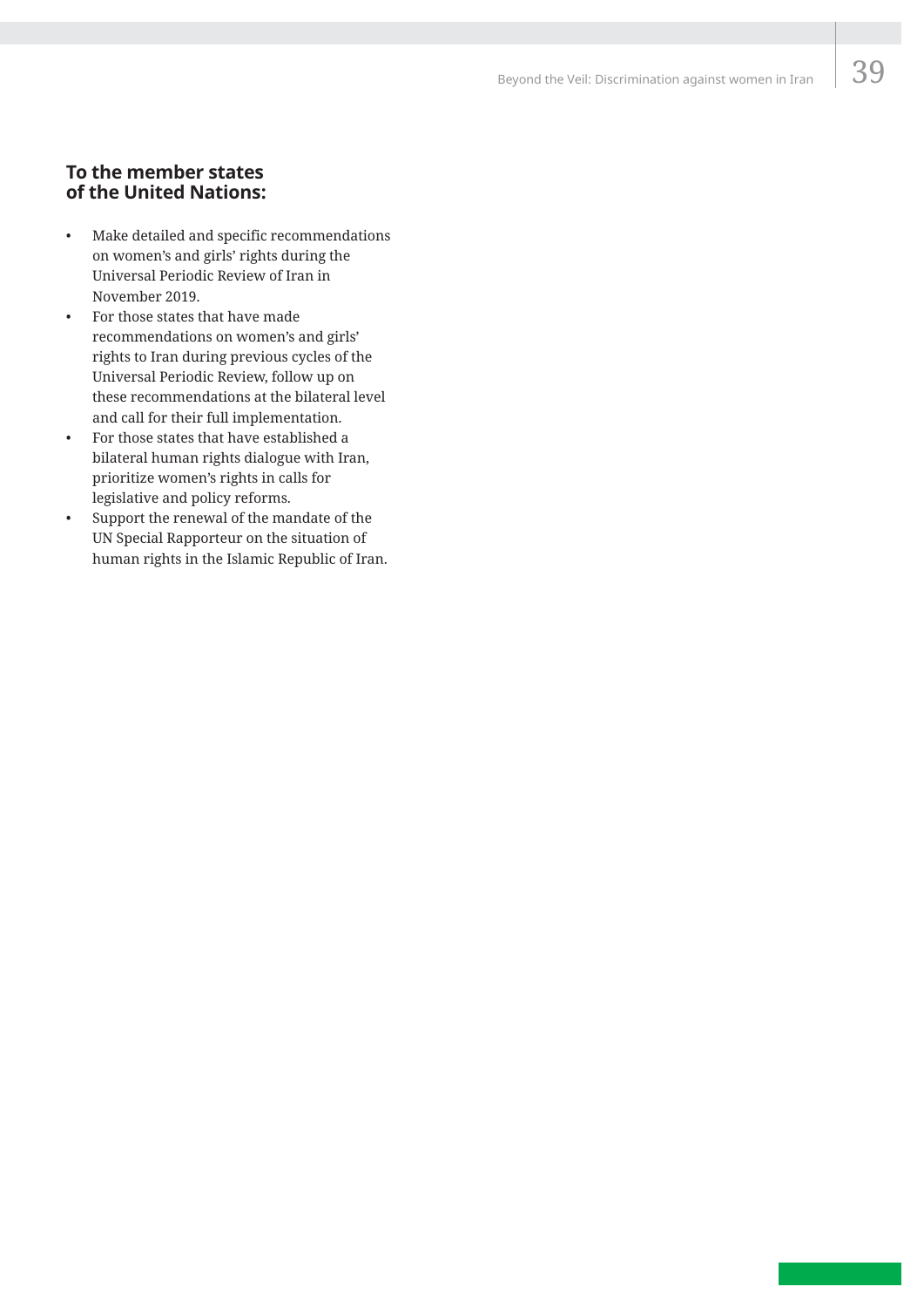### To the member states of the United Nations:

- Make detailed and specific recommendations on women's and girls' rights during the Universal Periodic Review of Iran in November 2019.
- For those states that have made recommendations on women's and girls' rights to Iran during previous cycles of the Universal Periodic Review, follow up on these recommendations at the bilateral level and call for their full implementation.
- For those states that have established a bilateral human rights dialogue with Iran, prioritize women's rights in calls for legislative and policy reforms.
- Support the renewal of the mandate of the UN Special Rapporteur on the situation of human rights in the Islamic Republic of Iran.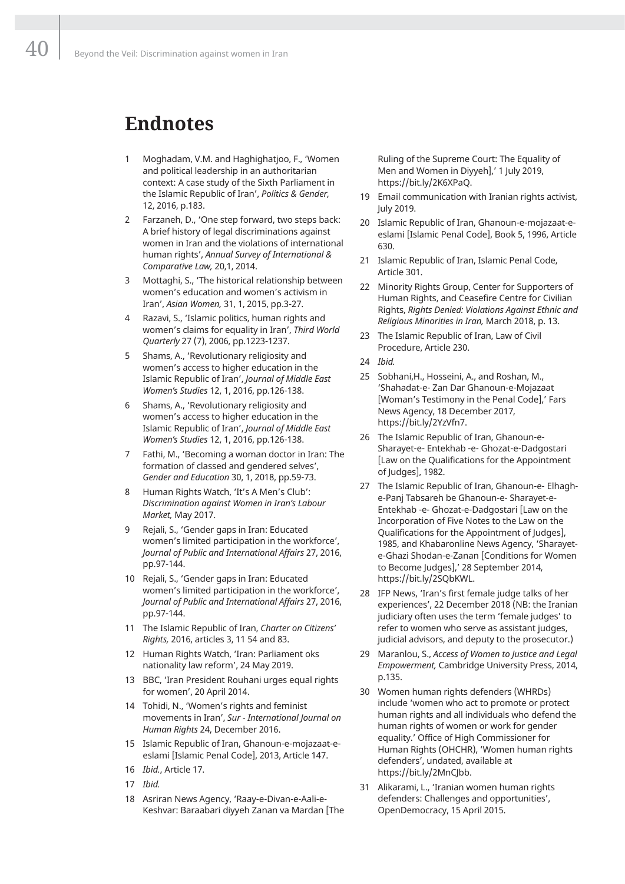# Endnotes

1. Moghadam, V.M. and Haghighatjoo, F., 'Women and political leadership in an authoritarian context: A case study of the Sixth Parliament in the Islamic Republic of Iran', *Politics & Gender,* 12, 2016, p.183.
2. Farzaneh, D., 'One step forward, two steps back: A brief history of legal discriminations against women in Iran and the violations of international human rights', *Annual Survey of International & Comparative Law,* 20,1, 2014.
3. Mottaghi, S., 'The historical relationship between women's education and women's activism in Iran', *Asian Women,* 31, 1, 2015, pp.3-27.
4. Razavi, S., 'Islamic politics, human rights and women's claims for equality in Iran', *Third World Quarterly* 27 (7), 2006, pp.1223-1237.
5. Shams, A., 'Revolutionary religiosity and women's access to higher education in the Islamic Republic of Iran', *Journal of Middle East Women's Studies* 12, 1, 2016, pp.126-138.
6. Shams, A., 'Revolutionary religiosity and women's access to higher education in the Islamic Republic of Iran', *Journal of Middle East Women's Studies* 12, 1, 2016, pp.126-138.
7. Fathi, M., 'Becoming a woman doctor in Iran: The formation of classed and gendered selves', *Gender and Education* 30, 1, 2018, pp.59-73.
8. Human Rights Watch, 'It's A Men's Club': *Discrimination against Women in Iran's Labour Market,* May 2017.
9. Rejali, S., 'Gender gaps in Iran: Educated women's limited participation in the workforce', *Journal of Public and International Affairs* 27, 2016, pp.97-144.
10. Rejali, S., 'Gender gaps in Iran: Educated women's limited participation in the workforce', *Journal of Public and International Affairs* 27, 2016, pp.97-144.
11. The Islamic Republic of Iran, *Charter on Citizens' Rights,* 2016, articles 3, 11 54 and 83.
12. Human Rights Watch, 'Iran: Parliament oks nationality law reform', 24 May 2019.
13. BBC, 'Iran President Rouhani urges equal rights for women', 20 April 2014.
14. Tohidi, N., 'Women's rights and feminist movements in Iran', *Sur - International Journal on Human Rights* 24, December 2016.
15. Islamic Republic of Iran, Ghanoun-e-mojazaat-e-eslami [Islamic Penal Code], 2013, Article 147.
16. *Ibid.*, Article 17.
17. *Ibid.*
18. Asriran News Agency, 'Raay-e-Divan-e-Aali-e-Keshvar: Baraabari diyyeh Zanan va Mardan [The Ruling of the Supreme Court: The Equality of Men and Women in Diyyeh],' 1 July 2019, https://bit.ly/2K6XPaQ.
19. Email communication with Iranian rights activist, July 2019.
20. Islamic Republic of Iran, Ghanoun-e-mojazaat-e-eslami [Islamic Penal Code], Book 5, 1996, Article 630.
21. Islamic Republic of Iran, Islamic Penal Code, Article 301.
22. Minority Rights Group, Center for Supporters of Human Rights, and Ceasefire Centre for Civilian Rights, *Rights Denied: Violations Against Ethnic and Religious Minorities in Iran,* March 2018, p. 13.
23. The Islamic Republic of Iran, Law of Civil Procedure, Article 230.
24. *Ibid.*
25. Sobhani,H., Hosseini, A., and Roshan, M., 'Shahadat-e- Zan Dar Ghanoun-e-Mojazaat [Woman's Testimony in the Penal Code],' Fars News Agency, 18 December 2017, https://bit.ly/2YzVfn7.
26. The Islamic Republic of Iran, Ghanoun-e-Sharayet-e- Entekhab -e- Ghozat-e-Dadgostari [Law on the Qualifications for the Appointment of Judges], 1982.
27. The Islamic Republic of Iran, Ghanoun-e- Elhagh-e-Panj Tabsareh be Ghanoun-e- Sharayet-e-Entekhab -e- Ghozat-e-Dadgostari [Law on the Incorporation of Five Notes to the Law on the Qualifications for the Appointment of Judges], 1985, and Khabaronline News Agency, 'Sharayet-e-Ghazi Shodan-e-Zanan [Conditions for Women to Become Judges],' 28 September 2014, https://bit.ly/2SQbKWL.
28. IFP News, 'Iran's first female judge talks of her experiences', 22 December 2018 (NB: the Iranian judiciary often uses the term 'female judges' to refer to women who serve as assistant judges, judicial advisors, and deputy to the prosecutor.)
29. Maranlou, S., *Access of Women to Justice and Legal Empowerment,* Cambridge University Press, 2014, p.135.
30. Women human rights defenders (WHRDs) include 'women who act to promote or protect human rights and all individuals who defend the human rights of women or work for gender equality.' Office of High Commissioner for Human Rights (OHCHR), 'Women human rights defenders', undated, available at https://bit.ly/2MnCJbb.
31. Alikarami, L., 'Iranian women human rights defenders: Challenges and opportunities', OpenDemocracy, 15 April 2015.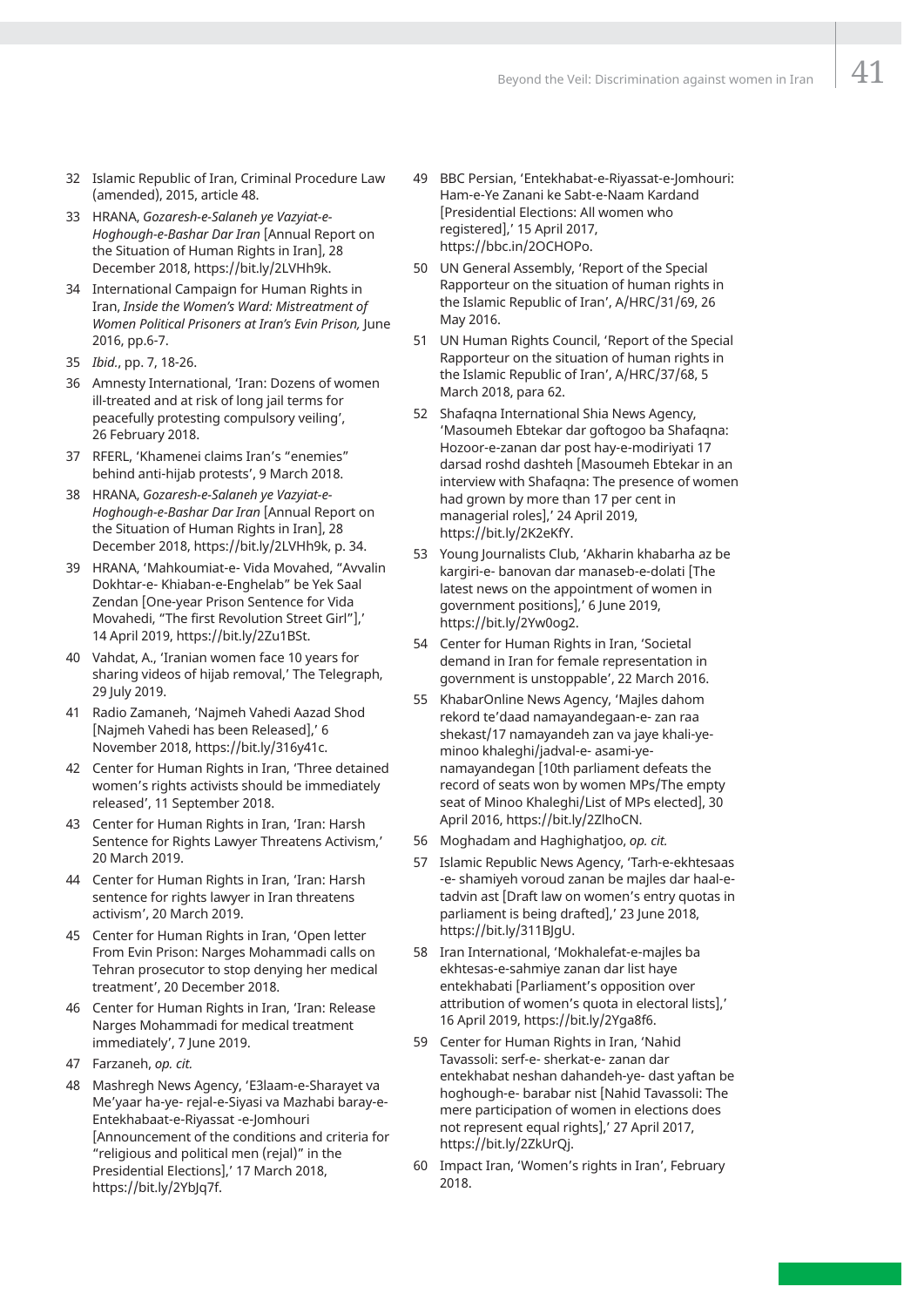32 Islamic Republic of Iran, Criminal Procedure Law (amended), 2015, article 48.

33 HRANA, *Gozaresh-e-Salaneh ye Vazyiat-e-Hoghough-e-Bashar Dar Iran* [Annual Report on the Situation of Human Rights in Iran], 28 December 2018, https://bit.ly/2LVHh9k.

34 International Campaign for Human Rights in Iran, *Inside the Women's Ward: Mistreatment of Women Political Prisoners at Iran's Evin Prison,* June 2016, pp.6-7.

35 *Ibid.*, pp. 7, 18-26.

36 Amnesty International, 'Iran: Dozens of women ill-treated and at risk of long jail terms for peacefully protesting compulsory veiling', 26 February 2018.

37 RFERL, 'Khamenei claims Iran's "enemies" behind anti-hijab protests', 9 March 2018.

38 HRANA, *Gozaresh-e-Salaneh ye Vazyiat-e-Hoghough-e-Bashar Dar Iran* [Annual Report on the Situation of Human Rights in Iran], 28 December 2018, https://bit.ly/2LVHh9k, p. 34.

39 HRANA, 'Mahkoumiat-e- Vida Movahed, "Avvalin Dokhtar-e- Khiaban-e-Enghelab" be Yek Saal Zendan [One-year Prison Sentence for Vida Movahedi, "The first Revolution Street Girl"],' 14 April 2019, https://bit.ly/2Zu1BSt.

40 Vahdat, A., 'Iranian women face 10 years for sharing videos of hijab removal,' The Telegraph, 29 July 2019.

41 Radio Zamaneh, 'Najmeh Vahedi Aazad Shod [Najmeh Vahedi has been Released],' 6 November 2018, https://bit.ly/316y41c.

42 Center for Human Rights in Iran, 'Three detained women's rights activists should be immediately released', 11 September 2018.

43 Center for Human Rights in Iran, 'Iran: Harsh Sentence for Rights Lawyer Threatens Activism,' 20 March 2019.

44 Center for Human Rights in Iran, 'Iran: Harsh sentence for rights lawyer in Iran threatens activism', 20 March 2019.

45 Center for Human Rights in Iran, 'Open letter From Evin Prison: Narges Mohammadi calls on Tehran prosecutor to stop denying her medical treatment', 20 December 2018.

46 Center for Human Rights in Iran, 'Iran: Release Narges Mohammadi for medical treatment immediately', 7 June 2019.

47 Farzaneh, *op. cit.*

48 Mashregh News Agency, 'E3laam-e-Sharayet va Me'yaar ha-ye- rejal-e-Siyasi va Mazhabi baray-e-Entekhabaat-e-Riyassat -e-Jomhouri [Announcement of the conditions and criteria for "religious and political men (rejal)" in the Presidential Elections],' 17 March 2018, https://bit.ly/2YbJq7f.

49 BBC Persian, 'Entekhabat-e-Riyassat-e-Jomhouri: Ham-e-Ye Zanani ke Sabt-e-Naam Kardand [Presidential Elections: All women who registered],' 15 April 2017, https://bbc.in/2OCHOPo.

50 UN General Assembly, 'Report of the Special Rapporteur on the situation of human rights in the Islamic Republic of Iran', A/HRC/31/69, 26 May 2016.

51 UN Human Rights Council, 'Report of the Special Rapporteur on the situation of human rights in the Islamic Republic of Iran', A/HRC/37/68, 5 March 2018, para 62.

52 Shafaqna International Shia News Agency, 'Masoumeh Ebtekar dar goftogoo ba Shafaqna: Hozoor-e-zanan dar post hay-e-modiriyati 17 darsad roshd dashteh [Masoumeh Ebtekar in an interview with Shafaqna: The presence of women had grown by more than 17 per cent in managerial roles],' 24 April 2019, https://bit.ly/2K2eKfY.

53 Young Journalists Club, 'Akharin khabarha az be kargiri-e- banovan dar manaseb-e-dolati [The latest news on the appointment of women in government positions],' 6 June 2019, https://bit.ly/2Yw0og2.

54 Center for Human Rights in Iran, 'Societal demand in Iran for female representation in government is unstoppable', 22 March 2016.

55 KhabarOnline News Agency, 'Majles dahom rekord te'daad namayandegaan-e- zan raa shekast/17 namayandeh zan va jaye khali-ye-minoo khaleghi/jadval-e- asami-ye-namayandegan [10th parliament defeats the record of seats won by women MPs/The empty seat of Minoo Khaleghi/List of MPs elected], 30 April 2016, https://bit.ly/2ZlhoCN.

56 Moghadam and Haghighatjoo, *op. cit.*

57 Islamic Republic News Agency, 'Tarh-e-ekhtesaas -e- shamiyeh voroud zanan be majles dar haal-e-tadvin ast [Draft law on women's entry quotas in parliament is being drafted],' 23 June 2018, https://bit.ly/311BJgU.

58 Iran International, 'Mokhalefat-e-majles ba ekhtesas-e-sahmiye zanan dar list haye entekhabati [Parliament's opposition over attribution of women's quota in electoral lists],' 16 April 2019, https://bit.ly/2Yga8f6.

59 Center for Human Rights in Iran, 'Nahid Tavassoli: serf-e- sherkat-e- zanan dar entekhabat neshan dahandeh-ye- dast yaftan be hoghough-e- barabar nist [Nahid Tavassoli: The mere participation of women in elections does not represent equal rights],' 27 April 2017, https://bit.ly/2ZkUrQj.

60 Impact Iran, 'Women's rights in Iran', February 2018.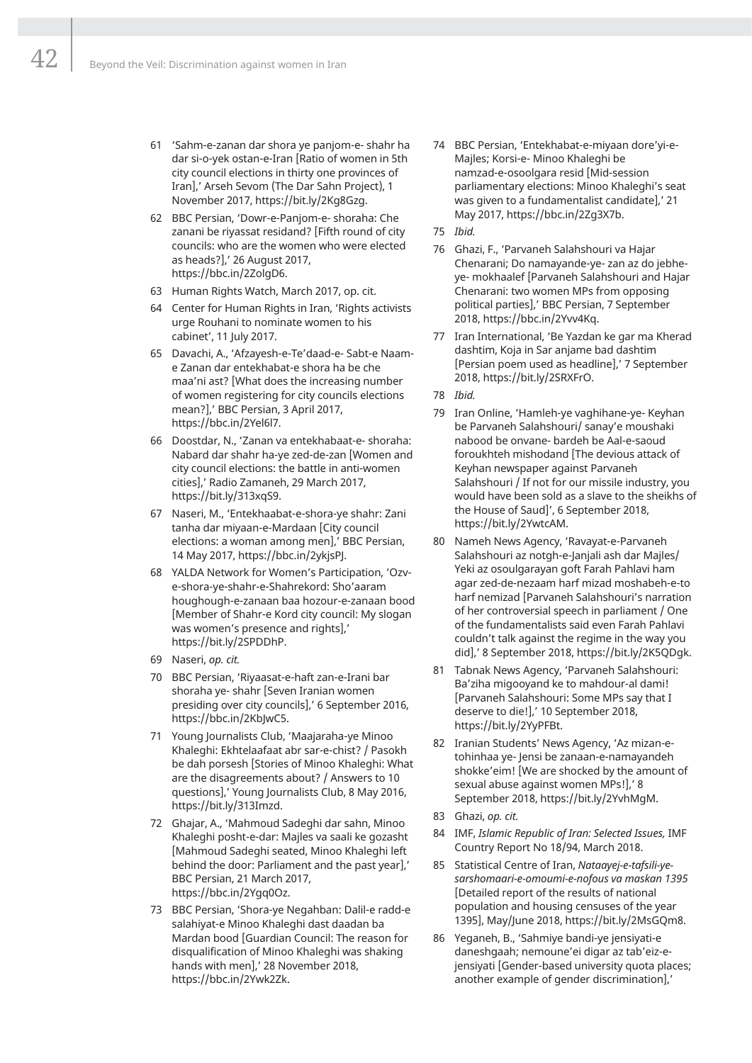61 'Sahm-e-zanan dar shora ye panjom-e- shahr ha dar si-o-yek ostan-e-Iran [Ratio of women in 5th city council elections in thirty one provinces of Iran],' Arseh Sevom (The Dar Sahn Project), 1 November 2017, https://bit.ly/2Kg8Gzg.

62 BBC Persian, 'Dowr-e-Panjom-e- shoraha: Che zanani be riyassat residand? [Fifth round of city councils: who are the women who were elected as heads?],' 26 August 2017, https://bbc.in/2ZolgD6.

63 Human Rights Watch, March 2017, op. cit.

64 Center for Human Rights in Iran, 'Rights activists urge Rouhani to nominate women to his cabinet', 11 July 2017.

65 Davachi, A., 'Afzayesh-e-Te'daad-e- Sabt-e Naam-e Zanan dar entekhabat-e shora ha be che maa'ni ast? [What does the increasing number of women registering for city councils elections mean?],' BBC Persian, 3 April 2017, https://bbc.in/2Yel6l7.

66 Doostdar, N., 'Zanan va entekhabaat-e- shoraha: Nabard dar shahr ha-ye zed-de-zan [Women and city council elections: the battle in anti-women cities],' Radio Zamaneh, 29 March 2017, https://bit.ly/313xqS9.

67 Naseri, M., 'Entekhaabat-e-shora-ye shahr: Zani tanha dar miyaan-e-Mardaan [City council elections: a woman among men],' BBC Persian, 14 May 2017, https://bbc.in/2ykjsPJ.

68 YALDA Network for Women's Participation, 'Ozv-e-shora-ye-shahr-e-Shahrekord: Sho'aaram houghough-e-zanaan baa hozour-e-zanaan bood [Member of Shahr-e Kord city council: My slogan was women's presence and rights],' https://bit.ly/2SPDDhP.

69 Naseri, *op. cit.*

70 BBC Persian, 'Riyaasat-e-haft zan-e-Irani bar shoraha ye- shahr [Seven Iranian women presiding over city councils],' 6 September 2016, https://bbc.in/2KbJwC5.

71 Young Journalists Club, 'Maajaraha-ye Minoo Khaleghi: Ekhtelaafaat abr sar-e-chist? / Pasokh be dah porsesh [Stories of Minoo Khaleghi: What are the disagreements about? / Answers to 10 questions],' Young Journalists Club, 8 May 2016, https://bit.ly/313Imzd.

72 Ghajar, A., 'Mahmoud Sadeghi dar sahn, Minoo Khaleghi posht-e-dar: Majles va saali ke gozasht [Mahmoud Sadeghi seated, Minoo Khaleghi left behind the door: Parliament and the past year],' BBC Persian, 21 March 2017, https://bbc.in/2Ygq0Oz.

73 BBC Persian, 'Shora-ye Negahban: Dalil-e radd-e salahiyat-e Minoo Khaleghi dast daadan ba Mardan bood [Guardian Council: The reason for disqualification of Minoo Khaleghi was shaking hands with men],' 28 November 2018, https://bbc.in/2Ywk2Zk.

74 BBC Persian, 'Entekhabat-e-miyaan dore'yi-e-Majles; Korsi-e- Minoo Khaleghi be namzad-e-osoolgara resid [Mid-session parliamentary elections: Minoo Khaleghi's seat was given to a fundamentalist candidate],' 21 May 2017, https://bbc.in/2Zg3X7b.

75 *Ibid.*

76 Ghazi, F., 'Parvaneh Salahshouri va Hajar Chenarani; Do namayande-ye- zan az do jebhe-ye- mokhaalef [Parvaneh Salahshouri and Hajar Chenarani: two women MPs from opposing political parties],' BBC Persian, 7 September 2018, https://bbc.in/2Yvv4Kq.

77 Iran International, 'Be Yazdan ke gar ma Kherad dashtim, Koja in Sar anjame bad dashtim [Persian poem used as headline],' 7 September 2018, https://bit.ly/2SRXFrO.

78 *Ibid.*

79 Iran Online, 'Hamleh-ye vaghihane-ye- Keyhan be Parvaneh Salahshouri/ sanay'e moushaki nabood be onvane- bardeh be Aal-e-saoud foroukhteh mishodand [The devious attack of Keyhan newspaper against Parvaneh Salahshouri / If not for our missile industry, you would have been sold as a slave to the sheikhs of the House of Saud]', 6 September 2018, https://bit.ly/2YwtcAM.

80 Nameh News Agency, 'Ravayat-e-Parvaneh Salahshouri az notgh-e-Janjali ash dar Majles/ Yeki az osoulgarayan goft Farah Pahlavi ham agar zed-de-nezaam harf mizad moshabeh-e-to harf nemizad [Parvaneh Salahshouri's narration of her controversial speech in parliament / One of the fundamentalists said even Farah Pahlavi couldn't talk against the regime in the way you did],' 8 September 2018, https://bit.ly/2K5QDgk.

81 Tabnak News Agency, 'Parvaneh Salahshouri: Ba'ziha migooyand ke to mahdour-al dami! [Parvaneh Salahshouri: Some MPs say that I deserve to die!],' 10 September 2018, https://bit.ly/2YyPFBt.

82 Iranian Students' News Agency, 'Az mizan-e-tohinhaa ye- Jensi be zanaan-e-namayandeh shokke'eim! [We are shocked by the amount of sexual abuse against women MPs!],' 8 September 2018, https://bit.ly/2YvhMgM.

83 Ghazi, *op. cit.*

84 IMF, *Islamic Republic of Iran: Selected Issues,* IMF Country Report No 18/94, March 2018.

85 Statistical Centre of Iran, *Nataayej-e-tafsili-ye-sarshomaari-e-omoumi-e-nofous va maskan 1395* [Detailed report of the results of national population and housing censuses of the year 1395], May/June 2018, https://bit.ly/2MsGQm8.

86 Yeganeh, B., 'Sahmiye bandi-ye jensiyati-e daneshgaah; nemoune'ei digar az tab'eiz-e-jensiyati [Gender-based university quota places; another example of gender discrimination],'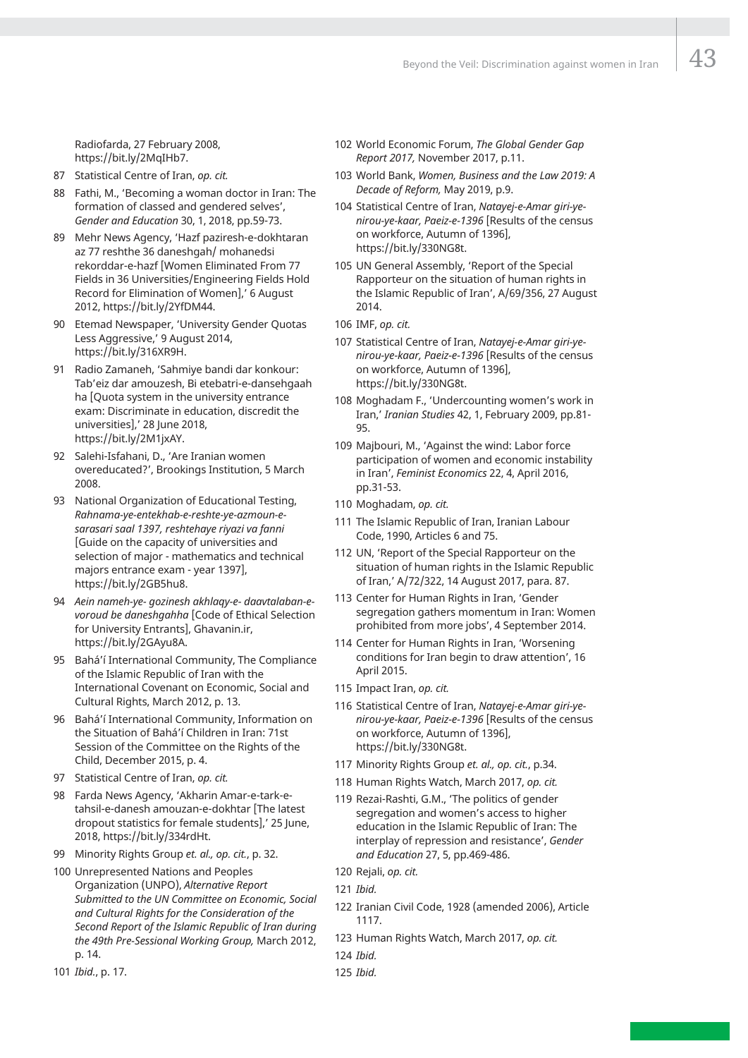Radiofarda, 27 February 2008, https://bit.ly/2MqIHb7.

87 Statistical Centre of Iran, *op. cit.*

88 Fathi, M., 'Becoming a woman doctor in Iran: The formation of classed and gendered selves', *Gender and Education* 30, 1, 2018, pp.59-73.

89 Mehr News Agency, 'Hazf paziresh-e-dokhtaran az 77 reshthe 36 daneshgah/ mohanedsi rekorddar-e-hazf [Women Eliminated From 77 Fields in 36 Universities/Engineering Fields Hold Record for Elimination of Women],' 6 August 2012, https://bit.ly/2YfDM44.

90 Etemad Newspaper, 'University Gender Quotas Less Aggressive,' 9 August 2014, https://bit.ly/316XR9H.

91 Radio Zamaneh, 'Sahmiye bandi dar konkour: Tab'eiz dar amouzesh, Bi etebatri-e-dansehgaah ha [Quota system in the university entrance exam: Discriminate in education, discredit the universities],' 28 June 2018, https://bit.ly/2M1jxAY.

92 Salehi-Isfahani, D., 'Are Iranian women overeducated?', Brookings Institution, 5 March 2008.

93 National Organization of Educational Testing, *Rahnama-ye-entekhab-e-reshte-ye-azmoun-e-sarasari saal 1397, reshtehaye riyazi va fanni* [Guide on the capacity of universities and selection of major - mathematics and technical majors entrance exam - year 1397], https://bit.ly/2GB5hu8.

94 *Aein nameh-ye- gozinesh akhlaqy-e- daavtalaban-e-voroud be daneshgahha* [Code of Ethical Selection for University Entrants], Ghavanin.ir, https://bit.ly/2GAyu8A.

95 Bahá'í International Community, The Compliance of the Islamic Republic of Iran with the International Covenant on Economic, Social and Cultural Rights, March 2012, p. 13.

96 Bahá'í International Community, Information on the Situation of Bahá'í Children in Iran: 71st Session of the Committee on the Rights of the Child, December 2015, p. 4.

97 Statistical Centre of Iran, *op. cit.*

98 Farda News Agency, 'Akharin Amar-e-tark-e-tahsil-e-danesh amouzan-e-dokhtar [The latest dropout statistics for female students],' 25 June, 2018, https://bit.ly/334rdHt.

99 Minority Rights Group *et. al., op. cit.*, p. 32.

100 Unrepresented Nations and Peoples Organization (UNPO), *Alternative Report Submitted to the UN Committee on Economic, Social and Cultural Rights for the Consideration of the Second Report of the Islamic Republic of Iran during the 49th Pre-Sessional Working Group,* March 2012, p. 14.

101 *Ibid.*, p. 17.

102 World Economic Forum, *The Global Gender Gap Report 2017,* November 2017, p.11.

103 World Bank, *Women, Business and the Law 2019: A Decade of Reform,* May 2019, p.9.

104 Statistical Centre of Iran, *Natayej-e-Amar giri-ye-nirou-ye-kaar, Paeiz-e-1396* [Results of the census on workforce, Autumn of 1396], https://bit.ly/330NG8t.

105 UN General Assembly, 'Report of the Special Rapporteur on the situation of human rights in the Islamic Republic of Iran', A/69/356, 27 August 2014.

106 IMF, *op. cit.*

107 Statistical Centre of Iran, *Natayej-e-Amar giri-ye-nirou-ye-kaar, Paeiz-e-1396* [Results of the census on workforce, Autumn of 1396], https://bit.ly/330NG8t.

108 Moghadam F., 'Undercounting women's work in Iran,' *Iranian Studies* 42, 1, February 2009, pp.81-95.

109 Majbouri, M., 'Against the wind: Labor force participation of women and economic instability in Iran', *Feminist Economics* 22, 4, April 2016, pp.31-53.

110 Moghadam, *op. cit.*

111 The Islamic Republic of Iran, Iranian Labour Code, 1990, Articles 6 and 75.

112 UN, 'Report of the Special Rapporteur on the situation of human rights in the Islamic Republic of Iran,' A/72/322, 14 August 2017, para. 87.

113 Center for Human Rights in Iran, 'Gender segregation gathers momentum in Iran: Women prohibited from more jobs', 4 September 2014.

114 Center for Human Rights in Iran, 'Worsening conditions for Iran begin to draw attention', 16 April 2015.

115 Impact Iran, *op. cit.*

116 Statistical Centre of Iran, *Natayej-e-Amar giri-ye-nirou-ye-kaar, Paeiz-e-1396* [Results of the census on workforce, Autumn of 1396], https://bit.ly/330NG8t.

117 Minority Rights Group *et. al., op. cit.*, p.34.

118 Human Rights Watch, March 2017, *op. cit.*

119 Rezai-Rashti, G.M., 'The politics of gender segregation and women's access to higher education in the Islamic Republic of Iran: The interplay of repression and resistance', *Gender and Education* 27, 5, pp.469-486.

120 Rejali, *op. cit.*

121 *Ibid.*

122 Iranian Civil Code, 1928 (amended 2006), Article 1117.

123 Human Rights Watch, March 2017, *op. cit.*

124 *Ibid.*

125 *Ibid.*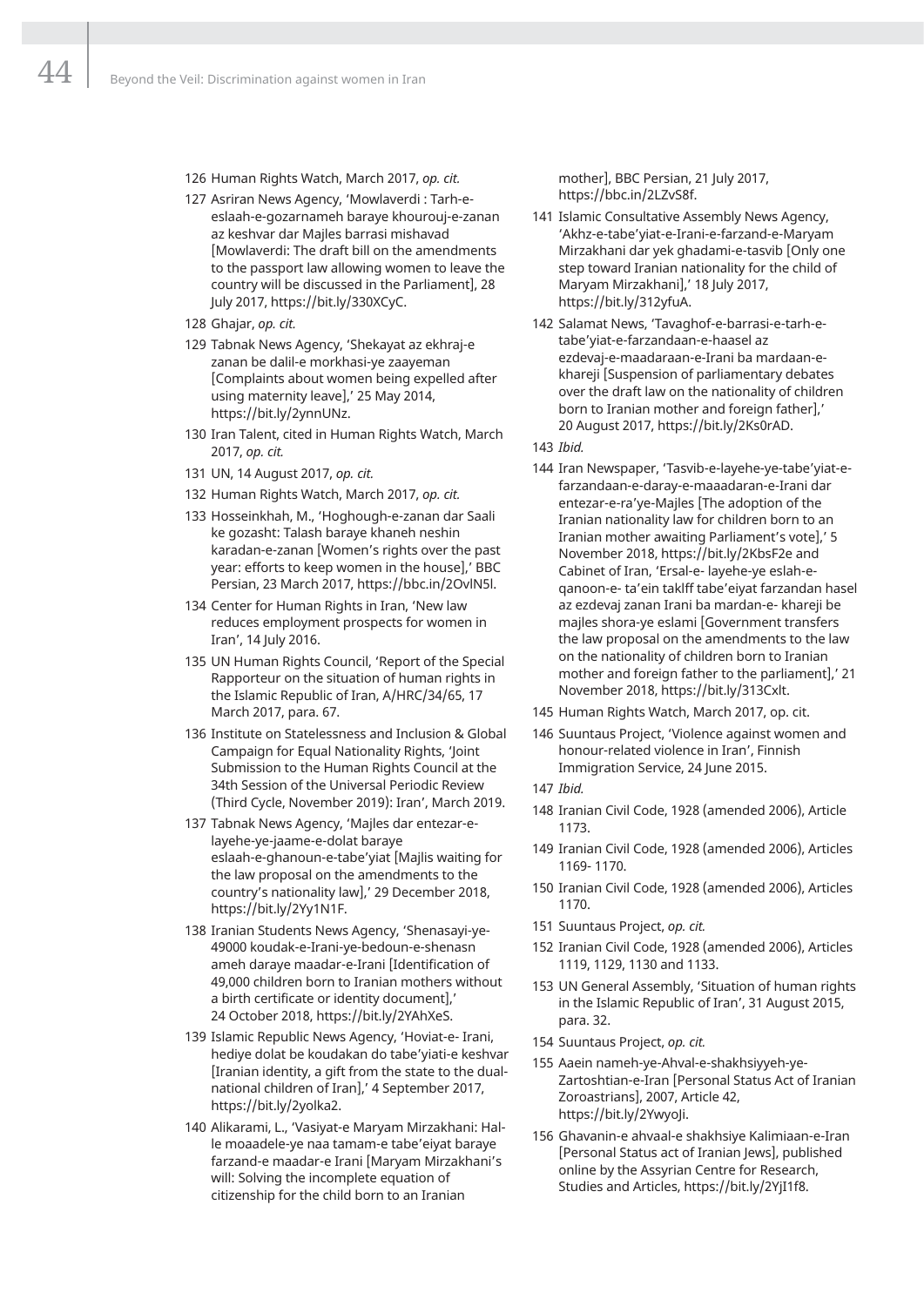126 Human Rights Watch, March 2017, *op. cit.*

127 Asriran News Agency, 'Mowlaverdi : Tarh-e-eslaah-e-gozarnameh baraye khourouj-e-zanan az keshvar dar Majles barrasi mishavad [Mowlaverdi: The draft bill on the amendments to the passport law allowing women to leave the country will be discussed in the Parliament], 28 July 2017, https://bit.ly/330XCyC.

128 Ghajar, *op. cit.*

129 Tabnak News Agency, 'Shekayat az ekhraj-e zanan be dalil-e morkhasi-ye zaayeman [Complaints about women being expelled after using maternity leave],' 25 May 2014, https://bit.ly/2ynnUNz.

130 Iran Talent, cited in Human Rights Watch, March 2017, *op. cit.*

131 UN, 14 August 2017, *op. cit.*

132 Human Rights Watch, March 2017, *op. cit.*

133 Hosseinkhah, M., 'Hoghough-e-zanan dar Saali ke gozasht: Talash baraye khaneh neshin karadan-e-zanan [Women's rights over the past year: efforts to keep women in the house],' BBC Persian, 23 March 2017, https://bbc.in/2OvlN5l.

134 Center for Human Rights in Iran, 'New law reduces employment prospects for women in Iran', 14 July 2016.

135 UN Human Rights Council, 'Report of the Special Rapporteur on the situation of human rights in the Islamic Republic of Iran, A/HRC/34/65, 17 March 2017, para. 67.

136 Institute on Statelessness and Inclusion & Global Campaign for Equal Nationality Rights, 'Joint Submission to the Human Rights Council at the 34th Session of the Universal Periodic Review (Third Cycle, November 2019): Iran', March 2019.

137 Tabnak News Agency, 'Majles dar entezar-e-layehe-ye-jaame-e-dolat baraye eslaah-e-ghanoun-e-tabe'yiat [Majlis waiting for the law proposal on the amendments to the country's nationality law],' 29 December 2018, https://bit.ly/2Yy1N1F.

138 Iranian Students News Agency, 'Shenasayi-ye-49000 koudak-e-Irani-ye-bedoun-e-shenasn ameh daraye maadar-e-Irani [Identification of 49,000 children born to Iranian mothers without a birth certificate or identity document],' 24 October 2018, https://bit.ly/2YAhXeS.

139 Islamic Republic News Agency, 'Hoviat-e- Irani, hediye dolat be koudakan do tabe'yiati-e keshvar [Iranian identity, a gift from the state to the dual-national children of Iran],' 4 September 2017, https://bit.ly/2yolka2.

140 Alikarami, L., 'Vasiyat-e Maryam Mirzakhani: Hal-le moaadele-ye naa tamam-e tabe'eiyat baraye farzand-e maadar-e Irani [Maryam Mirzakhani's will: Solving the incomplete equation of citizenship for the child born to an Iranian mother], BBC Persian, 21 July 2017, https://bbc.in/2LZvS8f.

141 Islamic Consultative Assembly News Agency, 'Akhz-e-tabe'yiat-e-Irani-e-farzand-e-Maryam Mirzakhani dar yek ghadami-e-tasvib [Only one step toward Iranian nationality for the child of Maryam Mirzakhani],' 18 July 2017, https://bit.ly/312yfuA.

142 Salamat News, 'Tavaghof-e-barrasi-e-tarh-e-tabe'yiat-e-farzandaan-e-haasel az ezdevaj-e-maadaraan-e-Irani ba mardaan-e-khareji [Suspension of parliamentary debates over the draft law on the nationality of children born to Iranian mother and foreign father],' 20 August 2017, https://bit.ly/2Ks0rAD.

143 *Ibid.*

144 Iran Newspaper, 'Tasvib-e-layehe-ye-tabe'yiat-e-farzandaan-e-daray-e-maaadaran-e-Irani dar entezar-e-ra'ye-Majles [The adoption of the Iranian nationality law for children born to an Iranian mother awaiting Parliament's vote],' 5 November 2018, https://bit.ly/2KbsF2e and Cabinet of Iran, 'Ersal-e- layehe-ye eslah-e-qanoon-e- ta'ein taklff tabe'eiyat farzandan hasel az ezdevaj zanan Irani ba mardan-e- khareji be majles shora-ye eslami [Government transfers the law proposal on the amendments to the law on the nationality of children born to Iranian mother and foreign father to the parliament],' 21 November 2018, https://bit.ly/313Cxlt.

145 Human Rights Watch, March 2017, op. cit.

146 Suuntaus Project, 'Violence against women and honour-related violence in Iran', Finnish Immigration Service, 24 June 2015.

147 *Ibid.*

148 Iranian Civil Code, 1928 (amended 2006), Article 1173.

149 Iranian Civil Code, 1928 (amended 2006), Articles 1169- 1170.

150 Iranian Civil Code, 1928 (amended 2006), Articles 1170.

151 Suuntaus Project, *op. cit.*

152 Iranian Civil Code, 1928 (amended 2006), Articles 1119, 1129, 1130 and 1133.

153 UN General Assembly, 'Situation of human rights in the Islamic Republic of Iran', 31 August 2015, para. 32.

154 Suuntaus Project, *op. cit.*

155 Aaein nameh-ye-Ahval-e-shakhsiyyeh-ye-Zartoshtian-e-Iran [Personal Status Act of Iranian Zoroastrians], 2007, Article 42, https://bit.ly/2YwyoJi.

156 Ghavanin-e ahvaal-e shakhsiye Kalimiaan-e-Iran [Personal Status act of Iranian Jews], published online by the Assyrian Centre for Research, Studies and Articles, https://bit.ly/2YjI1f8.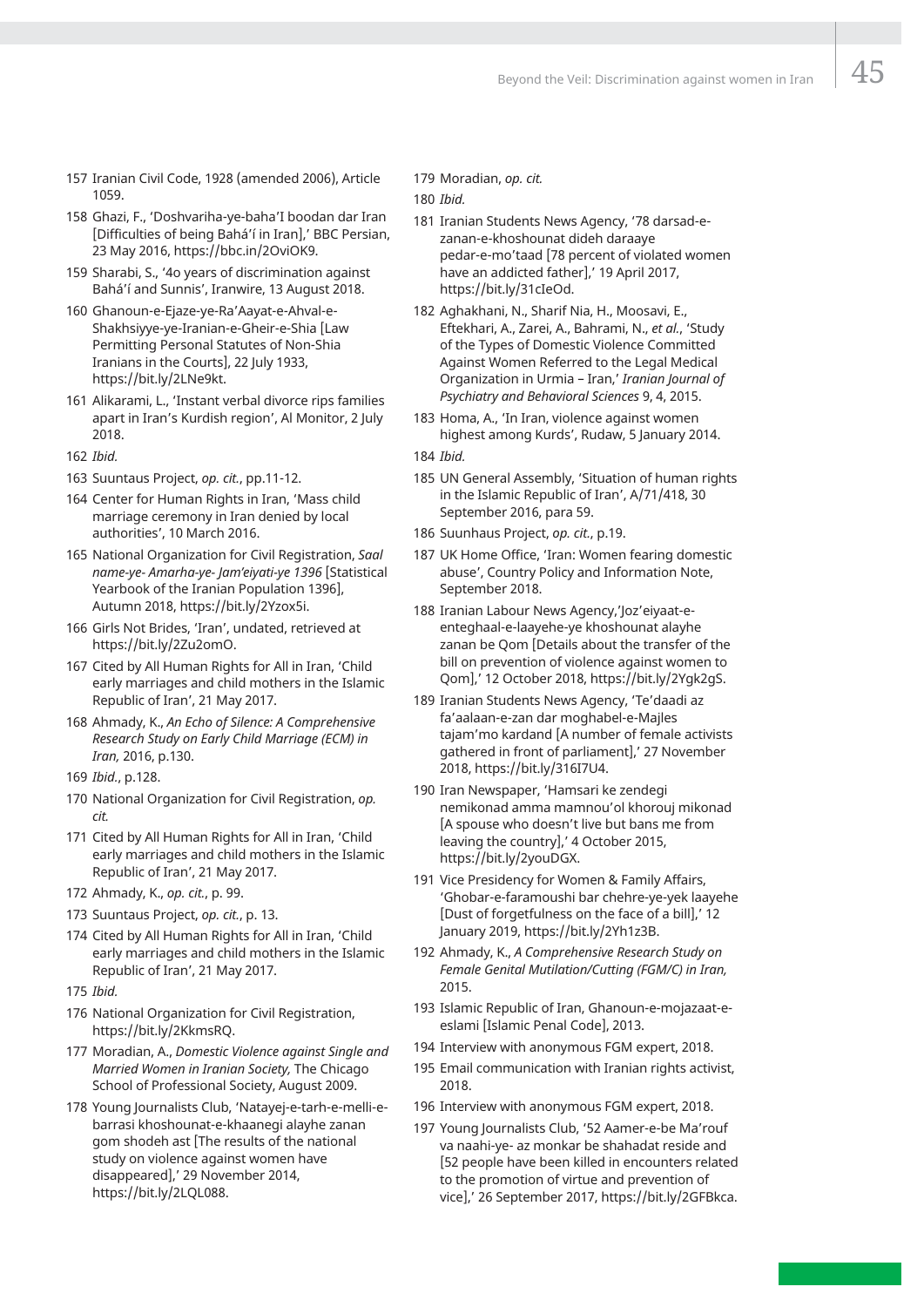157 Iranian Civil Code, 1928 (amended 2006), Article 1059.

158 Ghazi, F., 'Doshvariha-ye-baha'I boodan dar Iran [Difficulties of being Bahá'í in Iran],' BBC Persian, 23 May 2016, https://bbc.in/2OviOK9.

159 Sharabi, S., '4o years of discrimination against Bahá'í and Sunnis', Iranwire, 13 August 2018.

160 Ghanoun-e-Ejaze-ye-Ra'Aayat-e-Ahval-e-Shakhsiyye-ye-Iranian-e-Gheir-e-Shia [Law Permitting Personal Statutes of Non-Shia Iranians in the Courts], 22 July 1933, https://bit.ly/2LNe9kt.

161 Alikarami, L., 'Instant verbal divorce rips families apart in Iran's Kurdish region', Al Monitor, 2 July 2018.

162 *Ibid.*

163 Suuntaus Project, *op. cit.*, pp.11-12.

164 Center for Human Rights in Iran, 'Mass child marriage ceremony in Iran denied by local authorities', 10 March 2016.

165 National Organization for Civil Registration, *Saal name-ye- Amarha-ye- Jam'eiyati-ye 1396* [Statistical Yearbook of the Iranian Population 1396], Autumn 2018, https://bit.ly/2Yzox5i.

166 Girls Not Brides, 'Iran', undated, retrieved at https://bit.ly/2Zu2omO.

167 Cited by All Human Rights for All in Iran, 'Child early marriages and child mothers in the Islamic Republic of Iran', 21 May 2017.

168 Ahmady, K., *An Echo of Silence: A Comprehensive Research Study on Early Child Marriage (ECM) in Iran,* 2016, p.130.

169 *Ibid.*, p.128.

170 National Organization for Civil Registration, *op. cit.*

171 Cited by All Human Rights for All in Iran, 'Child early marriages and child mothers in the Islamic Republic of Iran', 21 May 2017.

172 Ahmady, K., *op. cit.*, p. 99.

173 Suuntaus Project, *op. cit.*, p. 13.

174 Cited by All Human Rights for All in Iran, 'Child early marriages and child mothers in the Islamic Republic of Iran', 21 May 2017.

175 *Ibid.*

176 National Organization for Civil Registration, https://bit.ly/2KkmsRQ.

177 Moradian, A., *Domestic Violence against Single and Married Women in Iranian Society,* The Chicago School of Professional Society, August 2009.

178 Young Journalists Club, 'Natayej-e-tarh-e-melli-e-barrasi khoshounat-e-khaanegi alayhe zanan gom shodeh ast [The results of the national study on violence against women have disappeared],' 29 November 2014, https://bit.ly/2LQL088.

179 Moradian, *op. cit.*

180 *Ibid.*

181 Iranian Students News Agency, '78 darsad-e-zanan-e-khoshounat dideh daraaye pedar-e-mo'taad [78 percent of violated women have an addicted father],' 19 April 2017, https://bit.ly/31cIeOd.

182 Aghakhani, N., Sharif Nia, H., Moosavi, E., Eftekhari, A., Zarei, A., Bahrami, N., *et al.*, 'Study of the Types of Domestic Violence Committed Against Women Referred to the Legal Medical Organization in Urmia – Iran,' *Iranian Journal of Psychiatry and Behavioral Sciences* 9, 4, 2015.

183 Homa, A., 'In Iran, violence against women highest among Kurds', Rudaw, 5 January 2014.

184 *Ibid.*

185 UN General Assembly, 'Situation of human rights in the Islamic Republic of Iran', A/71/418, 30 September 2016, para 59.

186 Suunhaus Project, *op. cit.*, p.19.

187 UK Home Office, 'Iran: Women fearing domestic abuse', Country Policy and Information Note, September 2018.

188 Iranian Labour News Agency,'Joz'eiyaat-e-enteghaal-e-laayehe-ye khoshounat alayhe zanan be Qom [Details about the transfer of the bill on prevention of violence against women to Qom],' 12 October 2018, https://bit.ly/2Ygk2gS.

189 Iranian Students News Agency, 'Te'daadi az fa'aalaan-e-zan dar moghabel-e-Majles tajam'mo kardand [A number of female activists gathered in front of parliament],' 27 November 2018, https://bit.ly/316I7U4.

190 Iran Newspaper, 'Hamsari ke zendegi nemikonad amma mamnou'ol khorouj mikonad [A spouse who doesn't live but bans me from leaving the country],' 4 October 2015, https://bit.ly/2youDGX.

191 Vice Presidency for Women & Family Affairs, 'Ghobar-e-faramoushi bar chehre-ye-yek laayehe [Dust of forgetfulness on the face of a bill],' 12 January 2019, https://bit.ly/2Yh1z3B.

192 Ahmady, K., *A Comprehensive Research Study on Female Genital Mutilation/Cutting (FGM/C) in Iran,* 2015.

193 Islamic Republic of Iran, Ghanoun-e-mojazaat-e-eslami [Islamic Penal Code], 2013.

194 Interview with anonymous FGM expert, 2018.

195 Email communication with Iranian rights activist, 2018.

196 Interview with anonymous FGM expert, 2018.

197 Young Journalists Club, '52 Aamer-e-be Ma'rouf va naahi-ye- az monkar be shahadat reside and [52 people have been killed in encounters related to the promotion of virtue and prevention of vice],' 26 September 2017, https://bit.ly/2GFBkca.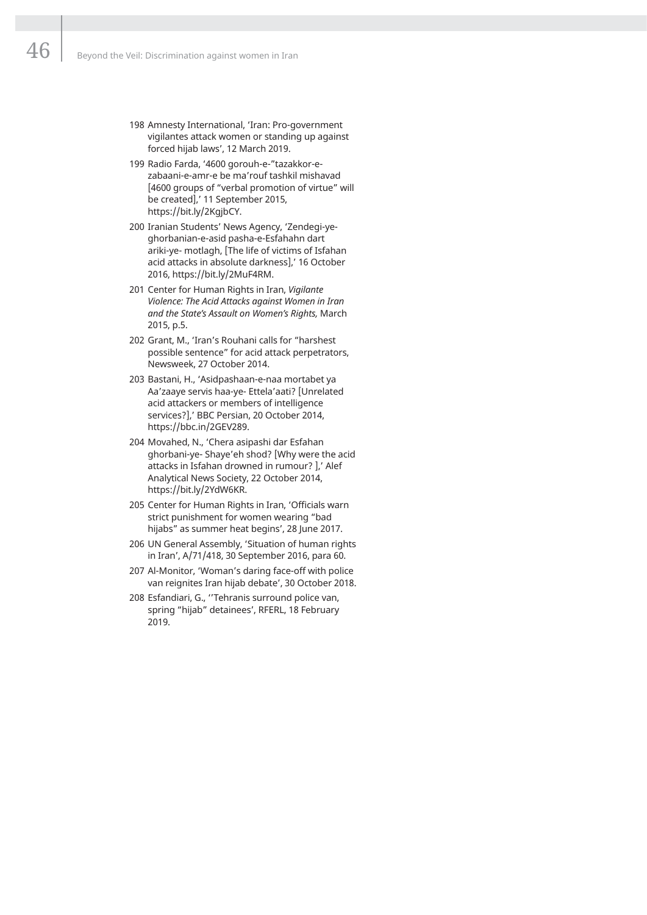198 Amnesty International, 'Iran: Pro-government vigilantes attack women or standing up against forced hijab laws', 12 March 2019.

199 Radio Farda, '4600 gorouh-e-"tazakkor-e-zabaani-e-amr-e be ma'rouf tashkil mishavad [4600 groups of "verbal promotion of virtue" will be created],' 11 September 2015, https://bit.ly/2KgjbCY.

200 Iranian Students' News Agency, 'Zendegi-ye-ghorbanian-e-asid pasha-e-Esfahahn dart ariki-ye- motlagh, [The life of victims of Isfahan acid attacks in absolute darkness],' 16 October 2016, https://bit.ly/2MuF4RM.

201 Center for Human Rights in Iran, *Vigilante Violence: The Acid Attacks against Women in Iran and the State's Assault on Women's Rights,* March 2015, p.5.

202 Grant, M., 'Iran's Rouhani calls for "harshest possible sentence" for acid attack perpetrators, Newsweek, 27 October 2014.

203 Bastani, H., 'Asidpashaan-e-naa mortabet ya Aa'zaaye servis haa-ye- Ettela'aati? [Unrelated acid attackers or members of intelligence services?],' BBC Persian, 20 October 2014, https://bbc.in/2GEV289.

204 Movahed, N., 'Chera asipashi dar Esfahan ghorbani-ye- Shaye'eh shod? [Why were the acid attacks in Isfahan drowned in rumour? ],' Alef Analytical News Society, 22 October 2014, https://bit.ly/2YdW6KR.

205 Center for Human Rights in Iran, 'Officials warn strict punishment for women wearing "bad hijabs" as summer heat begins', 28 June 2017.

206 UN General Assembly, 'Situation of human rights in Iran', A/71/418, 30 September 2016, para 60.

207 Al-Monitor, 'Woman's daring face-off with police van reignites Iran hijab debate', 30 October 2018.

208 Esfandiari, G., ''Tehranis surround police van, spring "hijab" detainees', RFERL, 18 February 2019.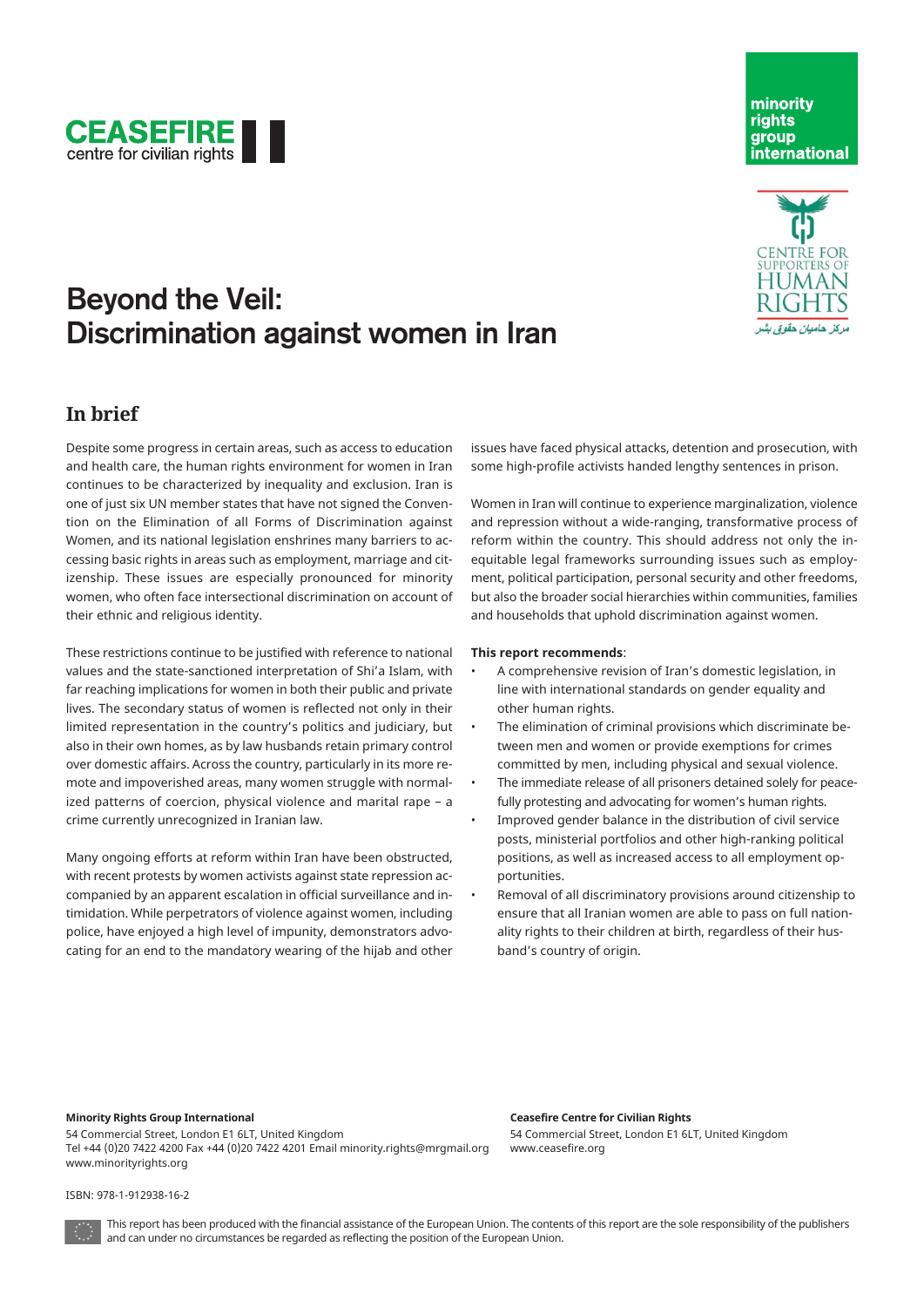CEASEFIRE
centre for civilian rights

minority rights group international

CENTRE FOR SUPPORTERS OF HUMAN RIGHTS
مرکز حامیان حقوق بشر

# Beyond the Veil: Discrimination against women in Iran

## In brief

Despite some progress in certain areas, such as access to education and health care, the human rights environment for women in Iran continues to be characterized by inequality and exclusion. Iran is one of just six UN member states that have not signed the Convention on the Elimination of all Forms of Discrimination against Women, and its national legislation enshrines many barriers to accessing basic rights in areas such as employment, marriage and citizenship. These issues are especially pronounced for minority women, who often face intersectional discrimination on account of their ethnic and religious identity.

These restrictions continue to be justified with reference to national values and the state-sanctioned interpretation of Shi'a Islam, with far reaching implications for women in both their public and private lives. The secondary status of women is reflected not only in their limited representation in the country's politics and judiciary, but also in their own homes, as by law husbands retain primary control over domestic affairs. Across the country, particularly in its more remote and impoverished areas, many women struggle with normalized patterns of coercion, physical violence and marital rape – a crime currently unrecognized in Iranian law.

Many ongoing efforts at reform within Iran have been obstructed, with recent protests by women activists against state repression accompanied by an apparent escalation in official surveillance and intimidation. While perpetrators of violence against women, including police, have enjoyed a high level of impunity, demonstrators advocating for an end to the mandatory wearing of the hijab and other issues have faced physical attacks, detention and prosecution, with some high-profile activists handed lengthy sentences in prison.

Women in Iran will continue to experience marginalization, violence and repression without a wide-ranging, transformative process of reform within the country. This should address not only the inequitable legal frameworks surrounding issues such as employment, political participation, personal security and other freedoms, but also the broader social hierarchies within communities, families and households that uphold discrimination against women.

**This report recommends**:

- A comprehensive revision of Iran's domestic legislation, in line with international standards on gender equality and other human rights.
- The elimination of criminal provisions which discriminate between men and women or provide exemptions for crimes committed by men, including physical and sexual violence.
- The immediate release of all prisoners detained solely for peacefully protesting and advocating for women's human rights.
- Improved gender balance in the distribution of civil service posts, ministerial portfolios and other high-ranking political positions, as well as increased access to all employment opportunities.
- Removal of all discriminatory provisions around citizenship to ensure that all Iranian women are able to pass on full nationality rights to their children at birth, regardless of their husband's country of origin.

**Minority Rights Group International**
54 Commercial Street, London E1 6LT, United Kingdom
Tel +44 (0)20 7422 4200 Fax +44 (0)20 7422 4201 Email minority.rights@mrgmail.org
www.minorityrights.org

**Ceasefire Centre for Civilian Rights**
54 Commercial Street, London E1 6LT, United Kingdom
www.ceasefire.org

ISBN: 978-1-912938-16-2

This report has been produced with the financial assistance of the European Union. The contents of this report are the sole responsibility of the publishers and can under no circumstances be regarded as reflecting the position of the European Union.